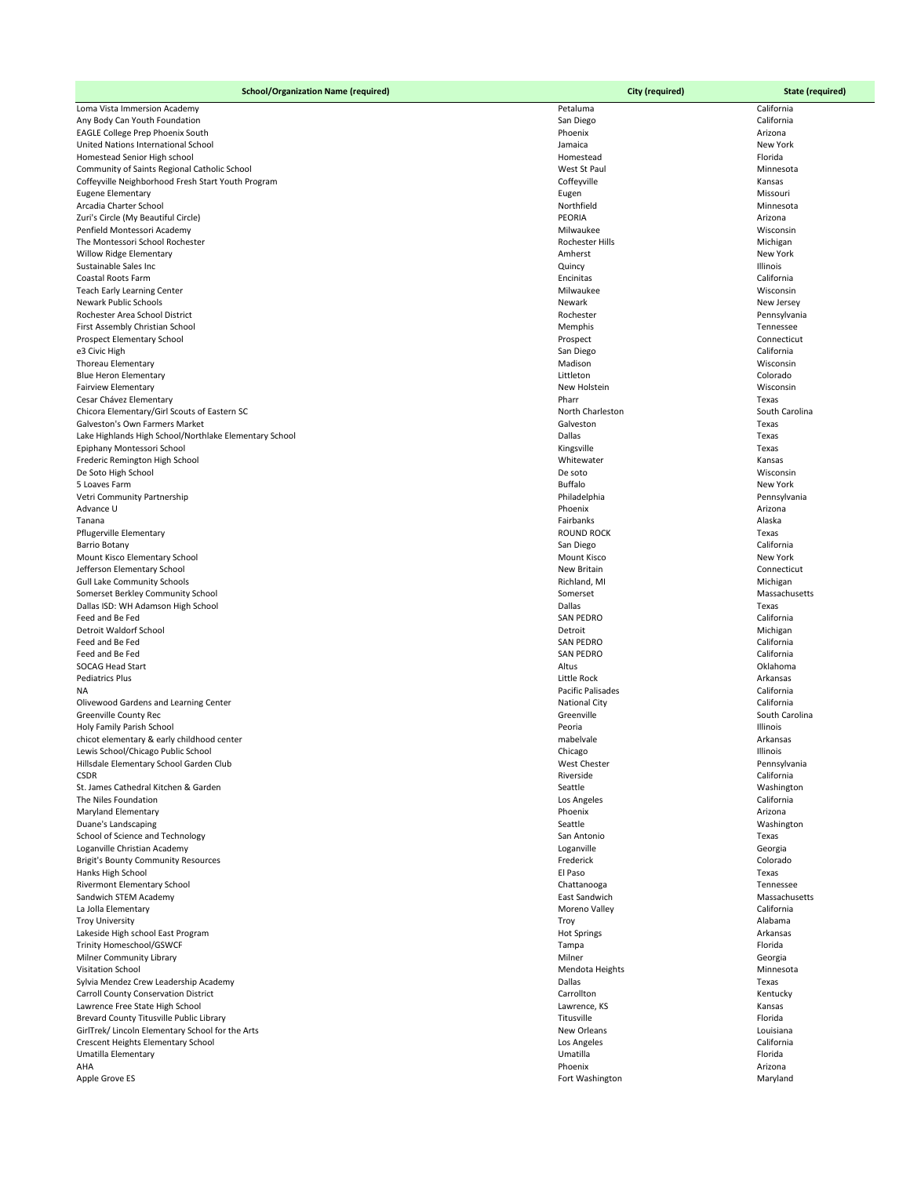| School/Organization Name (required) | City (required) | State (required) |
| --- | --- | --- |
| Loma Vista Immersion Academy | Petaluma | California |
| Any Body Can Youth Foundation | San Diego | California |
| EAGLE College Prep Phoenix South | Phoenix | Arizona |
| United Nations International School | Jamaica | New York |
| Homestead Senior High school | Homestead | Florida |
| Community of Saints Regional Catholic School | West St Paul | Minnesota |
| Coffeyville Neighborhood Fresh Start Youth Program | Coffeyville | Kansas |
| Eugene Elementary | Eugen | Missouri |
| Arcadia Charter School | Northfield | Minnesota |
| Zuri's Circle (My Beautiful Circle) | PEORIA | Arizona |
| Penfield Montessori Academy | Milwaukee | Wisconsin |
| The Montessori School Rochester | Rochester Hills | Michigan |
| Willow Ridge Elementary | Amherst | New York |
| Sustainable Sales Inc | Quincy | Illinois |
| Coastal Roots Farm | Encinitas | California |
| Teach Early Learning Center | Milwaukee | Wisconsin |
| Newark Public Schools | Newark | New Jersey |
| Rochester Area School District | Rochester | Pennsylvania |
| First Assembly Christian School | Memphis | Tennessee |
| Prospect Elementary School | Prospect | Connecticut |
| e3 Civic High | San Diego | California |
| Thoreau Elementary | Madison | Wisconsin |
| Blue Heron Elementary | Littleton | Colorado |
| Fairview Elementary | New Holstein | Wisconsin |
| Cesar Chávez Elementary | Pharr | Texas |
| Chicora Elementary/Girl Scouts of Eastern SC | North Charleston | South Carolina |
| Galveston's Own Farmers Market | Galveston | Texas |
| Lake Highlands High School/Northlake Elementary School | Dallas | Texas |
| Epiphany Montessori School | Kingsville | Texas |
| Frederic Remington High School | Whitewater | Kansas |
| De Soto High School | De soto | Wisconsin |
| 5 Loaves Farm | Buffalo | New York |
| Vetri Community Partnership | Philadelphia | Pennsylvania |
| Advance U | Phoenix | Arizona |
| Tanana | Fairbanks | Alaska |
| Pflugerville Elementary | ROUND ROCK | Texas |
| Barrio Botany | San Diego | California |
| Mount Kisco Elementary School | Mount Kisco | New York |
| Jefferson Elementary School | New Britain | Connecticut |
| Gull Lake Community Schools | Richland, MI | Michigan |
| Somerset Berkley Community School | Somerset | Massachusetts |
| Dallas ISD: WH Adamson High School | Dallas | Texas |
| Feed and Be Fed | SAN PEDRO | California |
| Detroit Waldorf School | Detroit | Michigan |
| Feed and Be Fed | SAN PEDRO | California |
| Feed and Be Fed | SAN PEDRO | California |
| SOCAG Head Start | Altus | Oklahoma |
| Pediatrics Plus | Little Rock | Arkansas |
| NA | Pacific Palisades | California |
| Olivewood Gardens and Learning Center | National City | California |
| Greenville County Rec | Greenville | South Carolina |
| Holy Family Parish School | Peoria | Illinois |
| chicot elementary & early childhood center | mabelvale | Arkansas |
| Lewis School/Chicago Public School | Chicago | Illinois |
| Hillsdale Elementary School Garden Club | West Chester | Pennsylvania |
| CSDR | Riverside | California |
| St. James Cathedral Kitchen & Garden | Seattle | Washington |
| The Niles Foundation | Los Angeles | California |
| Maryland Elementary | Phoenix | Arizona |
| Duane's Landscaping | Seattle | Washington |
| School of Science and Technology | San Antonio | Texas |
| Loganville Christian Academy | Loganville | Georgia |
| Brigit's Bounty Community Resources | Frederick | Colorado |
| Hanks High School | El Paso | Texas |
| Rivermont Elementary School | Chattanooga | Tennessee |
| Sandwich STEM Academy | East Sandwich | Massachusetts |
| La Jolla Elementary | Moreno Valley | California |
| Troy University | Troy | Alabama |
| Lakeside High school East Program | Hot Springs | Arkansas |
| Trinity Homeschool/GSWCF | Tampa | Florida |
| Milner Community Library | Milner | Georgia |
| Visitation School | Mendota Heights | Minnesota |
| Sylvia Mendez Crew Leadership Academy | Dallas | Texas |
| Carroll County Conservation District | Carrollton | Kentucky |
| Lawrence Free State High School | Lawrence, KS | Kansas |
| Brevard County Titusville Public Library | Titusville | Florida |
| GirlTrek/ Lincoln Elementary School for the Arts | New Orleans | Louisiana |
| Crescent Heights Elementary School | Los Angeles | California |
| Umatilla Elementary | Umatilla | Florida |
| AHA | Phoenix | Arizona |
| Apple Grove ES | Fort Washington | Maryland |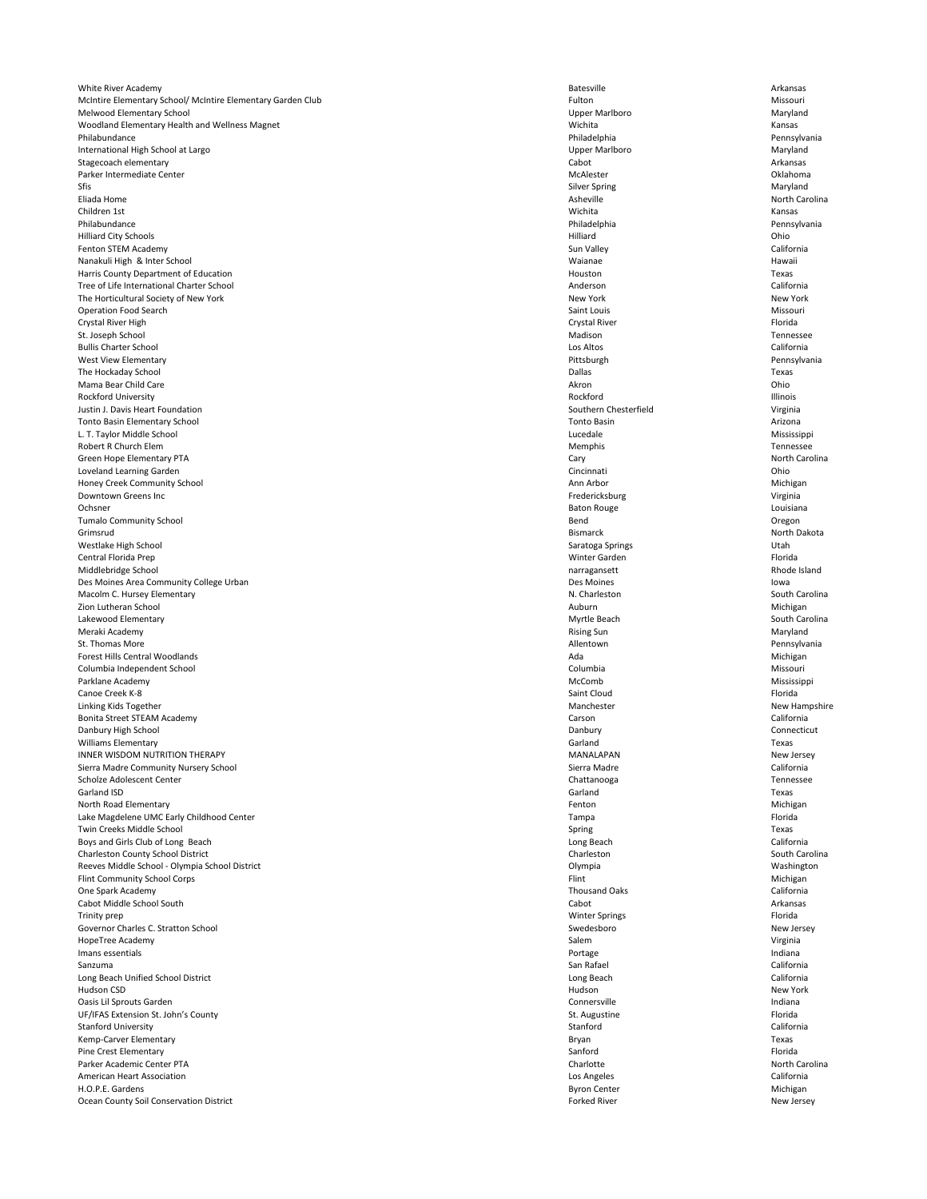| | | |
|---|---|---|
| White River Academy | Batesville | Arkansas |
| McIntire Elementary School/ McIntire Elementary Garden Club | Fulton | Missouri |
| Melwood Elementary School | Upper Marlboro | Maryland |
| Woodland Elementary Health and Wellness Magnet | Wichita | Kansas |
| Philabundance | Philadelphia | Pennsylvania |
| International High School at Largo | Upper Marlboro | Maryland |
| Stagecoach elementary | Cabot | Arkansas |
| Parker Intermediate Center | McAlester | Oklahoma |
| Sfis | Silver Spring | Maryland |
| Eliada Home | Asheville | North Carolina |
| Children 1st | Wichita | Kansas |
| Philabundance | Philadelphia | Pennsylvania |
| Hilliard City Schools | Hilliard | Ohio |
| Fenton STEM Academy | Sun Valley | California |
| Nanakuli High & Inter School | Waianae | Hawaii |
| Harris County Department of Education | Houston | Texas |
| Tree of Life International Charter School | Anderson | California |
| The Horticultural Society of New York | New York | New York |
| Operation Food Search | Saint Louis | Missouri |
| Crystal River High | Crystal River | Florida |
| St. Joseph School | Madison | Tennessee |
| Bullis Charter School | Los Altos | California |
| West View Elementary | Pittsburgh | Pennsylvania |
| The Hockaday School | Dallas | Texas |
| Mama Bear Child Care | Akron | Ohio |
| Rockford University | Rockford | Illinois |
| Justin J. Davis Heart Foundation | Southern Chesterfield | Virginia |
| Tonto Basin Elementary School | Tonto Basin | Arizona |
| L. T. Taylor Middle School | Lucedale | Mississippi |
| Robert R Church Elem | Memphis | Tennessee |
| Green Hope Elementary PTA | Cary | North Carolina |
| Loveland Learning Garden | Cincinnati | Ohio |
| Honey Creek Community School | Ann Arbor | Michigan |
| Downtown Greens Inc | Fredericksburg | Virginia |
| Ochsner | Baton Rouge | Louisiana |
| Tumalo Community School | Bend | Oregon |
| Grimsrud | Bismarck | North Dakota |
| Westlake High School | Saratoga Springs | Utah |
| Central Florida Prep | Winter Garden | Florida |
| Middlebridge School | narragansett | Rhode Island |
| Des Moines Area Community College Urban | Des Moines | Iowa |
| Macolm C. Hursey Elementary | N. Charleston | South Carolina |
| Zion Lutheran School | Auburn | Michigan |
| Lakewood Elementary | Myrtle Beach | South Carolina |
| Meraki Academy | Rising Sun | Maryland |
| St. Thomas More | Allentown | Pennsylvania |
| Forest Hills Central Woodlands | Ada | Michigan |
| Columbia Independent School | Columbia | Missouri |
| Parklane Academy | McComb | Mississippi |
| Canoe Creek K-8 | Saint Cloud | Florida |
| Linking Kids Together | Manchester | New Hampshire |
| Bonita Street STEAM Academy | Carson | California |
| Danbury High School | Danbury | Connecticut |
| Williams Elementary | Garland | Texas |
| INNER WISDOM NUTRITION THERAPY | MANALAPAN | New Jersey |
| Sierra Madre Community Nursery School | Sierra Madre | California |
| Scholze Adolescent Center | Chattanooga | Tennessee |
| Garland ISD | Garland | Texas |
| North Road Elementary | Fenton | Michigan |
| Lake Magdelene UMC Early Childhood Center | Tampa | Florida |
| Twin Creeks Middle School | Spring | Texas |
| Boys and Girls Club of Long Beach | Long Beach | California |
| Charleston County School District | Charleston | South Carolina |
| Reeves Middle School - Olympia School District | Olympia | Washington |
| Flint Community School Corps | Flint | Michigan |
| One Spark Academy | Thousand Oaks | California |
| Cabot Middle School South | Cabot | Arkansas |
| Trinity prep | Winter Springs | Florida |
| Governor Charles C. Stratton School | Swedesboro | New Jersey |
| HopeTree Academy | Salem | Virginia |
| Imans essentials | Portage | Indiana |
| Sanzuma | San Rafael | California |
| Long Beach Unified School District | Long Beach | California |
| Hudson CSD | Hudson | New York |
| Oasis Lil Sprouts Garden | Connersville | Indiana |
| UF/IFAS Extension St. John's County | St. Augustine | Florida |
| Stanford University | Stanford | California |
| Kemp-Carver Elementary | Bryan | Texas |
| Pine Crest Elementary | Sanford | Florida |
| Parker Academic Center PTA | Charlotte | North Carolina |
| American Heart Association | Los Angeles | California |
| H.O.P.E. Gardens | Byron Center | Michigan |
| Ocean County Soil Conservation District | Forked River | New Jersey |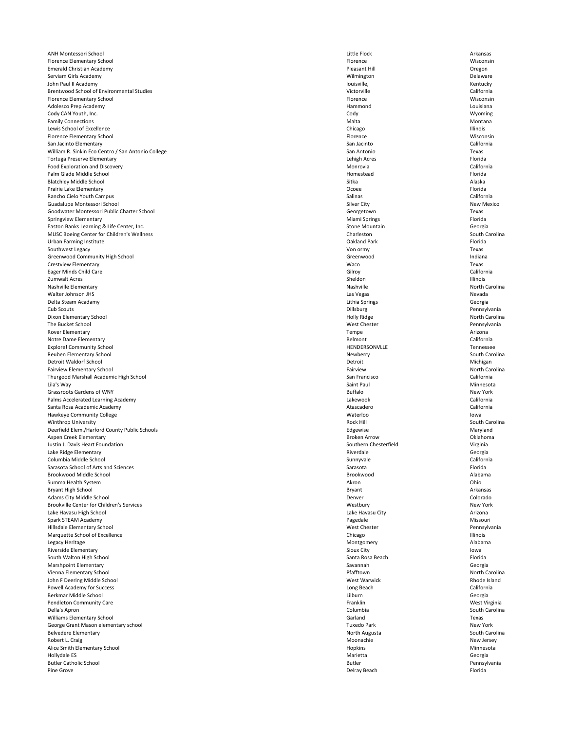| | | |
|---|---|---|
| ANH Montessori School | Little Flock | Arkansas |
| Florence Elementary School | Florence | Wisconsin |
| Emerald Christian Academy | Pleasant Hill | Oregon |
| Serviam Girls Academy | Wilmington | Delaware |
| John Paul II Academy | louisville, | Kentucky |
| Brentwood School of Environmental Studies | Victorville | California |
| Florence Elementary School | Florence | Wisconsin |
| Adolesco Prep Academy | Hammond | Louisiana |
| Cody CAN Youth, Inc. | Cody | Wyoming |
| Family Connections | Malta | Montana |
| Lewis School of Excellence | Chicago | Illinois |
| Florence Elementary School | Florence | Wisconsin |
| San Jacinto Elementary | San Jacinto | California |
| William R. Sinkin Eco Centro / San Antonio College | San Antonio | Texas |
| Tortuga Preserve Elementary | Lehigh Acres | Florida |
| Food Exploration and Discovery | Monrovia | California |
| Palm Glade Middle School | Homestead | Florida |
| Blatchley Middle School | Sitka | Alaska |
| Prairie Lake Elementary | Ocoee | Florida |
| Rancho Cielo Youth Campus | Salinas | California |
| Guadalupe Montessori School | Silver City | New Mexico |
| Goodwater Montessori Public Charter School | Georgetown | Texas |
| Springview Elementary | Miami Springs | Florida |
| Easton Banks Learning & Life Center, Inc. | Stone Mountain | Georgia |
| MUSC Boeing Center for Children's Wellness | Charleston | South Carolina |
| Urban Farming Institute | Oakland Park | Florida |
| Southwest Legacy | Von ormy | Texas |
| Greenwood Community High School | Greenwood | Indiana |
| Crestview Elementary | Waco | Texas |
| Eager Minds Child Care | Gilroy | California |
| Zumwalt Acres | Sheldon | Illinois |
| Nashville Elementary | Nashville | North Carolina |
| Walter Johnson JHS | Las Vegas | Nevada |
| Delta Steam Acadamy | Lithia Springs | Georgia |
| Cub Scouts | Dillsburg | Pennsylvania |
| Dixon Elementary School | Holly Ridge | North Carolina |
| The Bucket School | West Chester | Pennsylvania |
| Rover Elementary | Tempe | Arizona |
| Notre Dame Elementary | Belmont | California |
| Explore! Community School | HENDERSONVLLE | Tennessee |
| Reuben Elementary School | Newberry | South Carolina |
| Detroit Waldorf School | Detroit | Michigan |
| Fairview Elementary School | Fairview | North Carolina |
| Thurgood Marshall Academic High School | San Francisco | California |
| Lila's Way | Saint Paul | Minnesota |
| Grassroots Gardens of WNY | Buffalo | New York |
| Palms Accelerated Learning Academy | Lakewook | California |
| Santa Rosa Academic Academy | Atascadero | California |
| Hawkeye Community College | Waterloo | Iowa |
| Winthrop University | Rock Hill | South Carolina |
| Deerfield Elem./Harford County Public Schools | Edgewise | Maryland |
| Aspen Creek Elementary | Broken Arrow | Oklahoma |
| Justin J. Davis Heart Foundation | Southern Chesterfield | Virginia |
| Lake Ridge Elementary | Riverdale | Georgia |
| Columbia Middle School | Sunnyvale | California |
| Sarasota School of Arts and Sciences | Sarasota | Florida |
| Brookwood Middle School | Brookwood | Alabama |
| Summa Health System | Akron | Ohio |
| Bryant High School | Bryant | Arkansas |
| Adams City Middle School | Denver | Colorado |
| Brookville Center for Children's Services | Westbury | New York |
| Lake Havasu High School | Lake Havasu City | Arizona |
| Spark STEAM Academy | Pagedale | Missouri |
| Hillsdale Elementary School | West Chester | Pennsylvania |
| Marquette School of Excellence | Chicago | Illinois |
| Legacy Heritage | Montgomery | Alabama |
| Riverside Elementary | Sioux City | Iowa |
| South Walton High School | Santa Rosa Beach | Florida |
| Marshpoint Elementary | Savannah | Georgia |
| Vienna Elementary School | Pfafftown | North Carolina |
| John F Deering Middle School | West Warwick | Rhode Island |
| Powell Academy for Success | Long Beach | California |
| Berkmar Middle School | Lilburn | Georgia |
| Pendleton Community Care | Franklin | West Virginia |
| Della's Apron | Columbia | South Carolina |
| Williams Elementary School | Garland | Texas |
| George Grant Mason elementary school | Tuxedo Park | New York |
| Belvedere Elementary | North Augusta | South Carolina |
| Robert L. Craig | Moonachie | New Jersey |
| Alice Smith Elementary School | Hopkins | Minnesota |
| Hollydale ES | Marietta | Georgia |
| Butler Catholic School | Butler | Pennsylvania |
| Pine Grove | Delray Beach | Florida |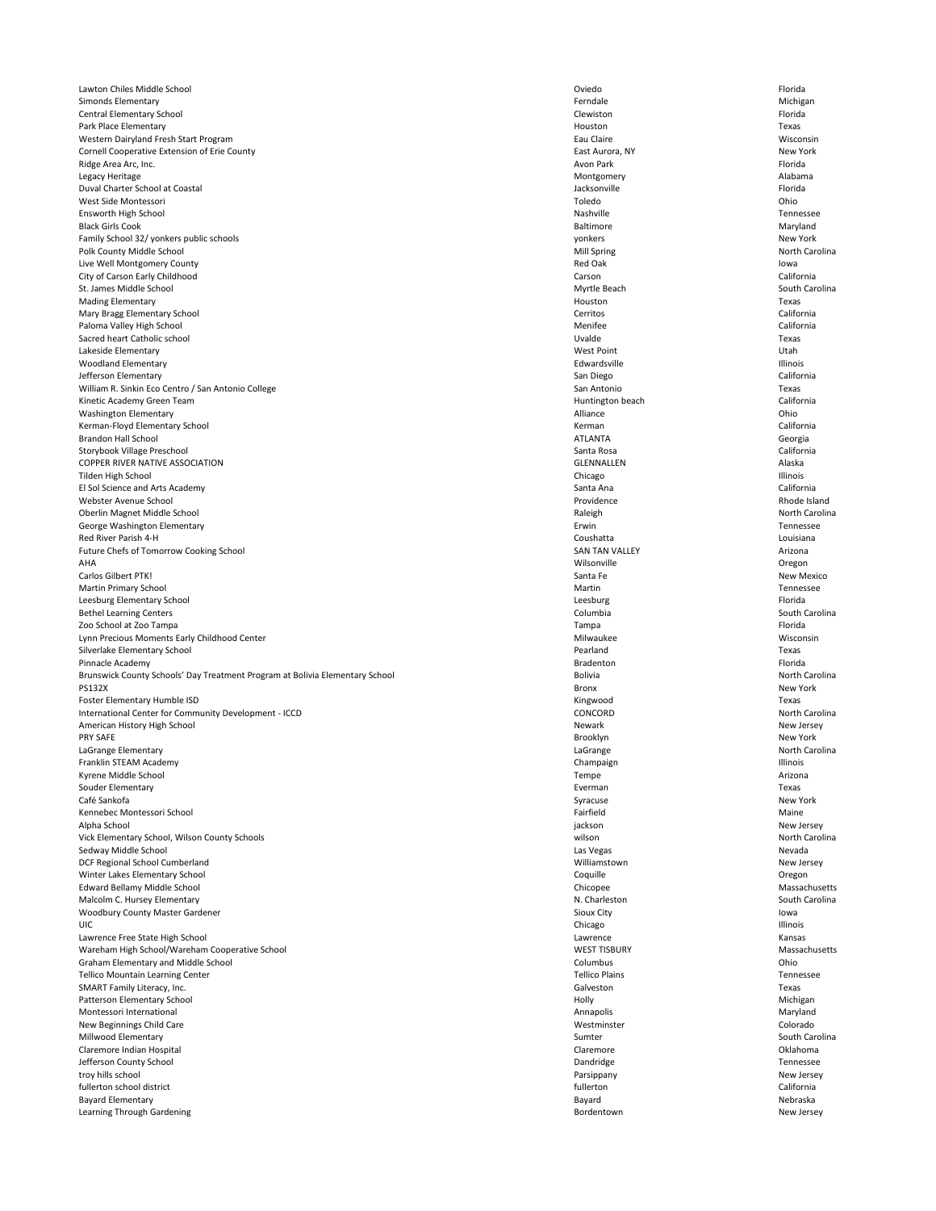| | | |
|---|---|---|
| Lawton Chiles Middle School | Oviedo | Florida |
| Simonds Elementary | Ferndale | Michigan |
| Central Elementary School | Clewiston | Florida |
| Park Place Elementary | Houston | Texas |
| Western Dairyland Fresh Start Program | Eau Claire | Wisconsin |
| Cornell Cooperative Extension of Erie County | East Aurora, NY | New York |
| Ridge Area Arc, Inc. | Avon Park | Florida |
| Legacy Heritage | Montgomery | Alabama |
| Duval Charter School at Coastal | Jacksonville | Florida |
| West Side Montessori | Toledo | Ohio |
| Ensworth High School | Nashville | Tennessee |
| Black Girls Cook | Baltimore | Maryland |
| Family School 32/ yonkers public schools | yonkers | New York |
| Polk County Middle School | Mill Spring | North Carolina |
| Live Well Montgomery County | Red Oak | Iowa |
| City of Carson Early Childhood | Carson | California |
| St. James Middle School | Myrtle Beach | South Carolina |
| Mading Elementary | Houston | Texas |
| Mary Bragg Elementary School | Cerritos | California |
| Paloma Valley High School | Menifee | California |
| Sacred heart Catholic school | Uvalde | Texas |
| Lakeside Elementary | West Point | Utah |
| Woodland Elementary | Edwardsville | Illinois |
| Jefferson Elementary | San Diego | California |
| William R. Sinkin Eco Centro / San Antonio College | San Antonio | Texas |
| Kinetic Academy Green Team | Huntington beach | California |
| Washington Elementary | Alliance | Ohio |
| Kerman-Floyd Elementary School | Kerman | California |
| Brandon Hall School | ATLANTA | Georgia |
| Storybook Village Preschool | Santa Rosa | California |
| COPPER RIVER NATIVE ASSOCIATION | GLENNALLEN | Alaska |
| Tilden High School | Chicago | Illinois |
| El Sol Science and Arts Academy | Santa Ana | California |
| Webster Avenue School | Providence | Rhode Island |
| Oberlin Magnet Middle School | Raleigh | North Carolina |
| George Washington Elementary | Erwin | Tennessee |
| Red River Parish 4-H | Coushatta | Louisiana |
| Future Chefs of Tomorrow Cooking School | SAN TAN VALLEY | Arizona |
| AHA | Wilsonville | Oregon |
| Carlos Gilbert PTK! | Santa Fe | New Mexico |
| Martin Primary School | Martin | Tennessee |
| Leesburg Elementary School | Leesburg | Florida |
| Bethel Learning Centers | Columbia | South Carolina |
| Zoo School at Zoo Tampa | Tampa | Florida |
| Lynn Precious Moments Early Childhood Center | Milwaukee | Wisconsin |
| Silverlake Elementary School | Pearland | Texas |
| Pinnacle Academy | Bradenton | Florida |
| Brunswick County Schools' Day Treatment Program at Bolivia Elementary School | Bolivia | North Carolina |
| PS132X | Bronx | New York |
| Foster Elementary Humble ISD | Kingwood | Texas |
| International Center for Community Development - ICCD | CONCORD | North Carolina |
| American History High School | Newark | New Jersey |
| PRY SAFE | Brooklyn | New York |
| LaGrange Elementary | LaGrange | North Carolina |
| Franklin STEAM Academy | Champaign | Illinois |
| Kyrene Middle School | Tempe | Arizona |
| Souder Elementary | Everman | Texas |
| Café Sankofa | Syracuse | New York |
| Kennebec Montessori School | Fairfield | Maine |
| Alpha School | jackson | New Jersey |
| Vick Elementary School, Wilson County Schools | wilson | North Carolina |
| Sedway Middle School | Las Vegas | Nevada |
| DCF Regional School Cumberland | Williamstown | New Jersey |
| Winter Lakes Elementary School | Coquille | Oregon |
| Edward Bellamy Middle School | Chicopee | Massachusetts |
| Malcolm C. Hursey Elementary | N. Charleston | South Carolina |
| Woodbury County Master Gardener | Sioux City | Iowa |
| UIC | Chicago | Illinois |
| Lawrence Free State High School | Lawrence | Kansas |
| Wareham High School/Wareham Cooperative School | WEST TISBURY | Massachusetts |
| Graham Elementary and Middle School | Columbus | Ohio |
| Tellico Mountain Learning Center | Tellico Plains | Tennessee |
| SMART Family Literacy, Inc. | Galveston | Texas |
| Patterson Elementary School | Holly | Michigan |
| Montessori International | Annapolis | Maryland |
| New Beginnings Child Care | Westminster | Colorado |
| Millwood Elementary | Sumter | South Carolina |
| Claremore Indian Hospital | Claremore | Oklahoma |
| Jefferson County School | Dandridge | Tennessee |
| troy hills school | Parsippany | New Jersey |
| fullerton school district | fullerton | California |
| Bayard Elementary | Bayard | Nebraska |
| Learning Through Gardening | Bordentown | New Jersey |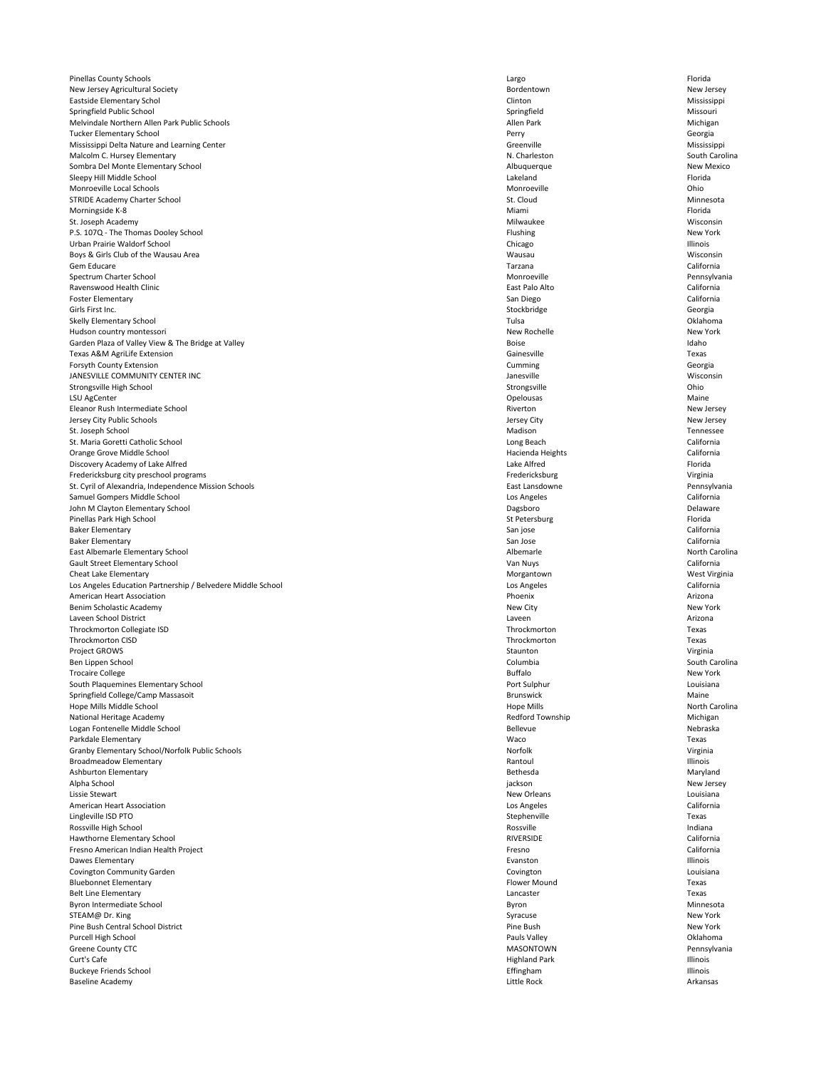| | | |
|---|---|---|
| Pinellas County Schools | Largo | Florida |
| New Jersey Agricultural Society | Bordentown | New Jersey |
| Eastside Elementary Schol | Clinton | Mississippi |
| Springfield Public School | Springfield | Missouri |
| Melvindale Northern Allen Park Public Schools | Allen Park | Michigan |
| Tucker Elementary School | Perry | Georgia |
| Mississippi Delta Nature and Learning Center | Greenville | Mississippi |
| Malcolm C. Hursey Elementary | N. Charleston | South Carolina |
| Sombra Del Monte Elementary School | Albuquerque | New Mexico |
| Sleepy Hill Middle School | Lakeland | Florida |
| Monroeville Local Schools | Monroeville | Ohio |
| STRIDE Academy Charter School | St. Cloud | Minnesota |
| Morningside K-8 | Miami | Florida |
| St. Joseph Academy | Milwaukee | Wisconsin |
| P.S. 107Q - The Thomas Dooley School | Flushing | New York |
| Urban Prairie Waldorf School | Chicago | Illinois |
| Boys & Girls Club of the Wausau Area | Wausau | Wisconsin |
| Gem Educare | Tarzana | California |
| Spectrum Charter School | Monroeville | Pennsylvania |
| Ravenswood Health Clinic | East Palo Alto | California |
| Foster Elementary | San Diego | California |
| Girls First Inc. | Stockbridge | Georgia |
| Skelly Elementary School | Tulsa | Oklahoma |
| Hudson country montessori | New Rochelle | New York |
| Garden Plaza of Valley View & The Bridge at Valley | Boise | Idaho |
| Texas A&M AgriLife Extension | Gainesville | Texas |
| Forsyth County Extension | Cumming | Georgia |
| JANESVILLE COMMUNITY CENTER INC | Janesville | Wisconsin |
| Strongsville High School | Strongsville | Ohio |
| LSU AgCenter | Opelousas | Maine |
| Eleanor Rush Intermediate School | Riverton | New Jersey |
| Jersey City Public Schools | Jersey City | New Jersey |
| St. Joseph School | Madison | Tennessee |
| St. Maria Goretti Catholic School | Long Beach | California |
| Orange Grove Middle School | Hacienda Heights | California |
| Discovery Academy of Lake Alfred | Lake Alfred | Florida |
| Fredericksburg city preschool programs | Fredericksburg | Virginia |
| St. Cyril of Alexandria, Independence Mission Schools | East Lansdowne | Pennsylvania |
| Samuel Gompers Middle School | Los Angeles | California |
| John M Clayton Elementary School | Dagsboro | Delaware |
| Pinellas Park High School | St Petersburg | Florida |
| Baker Elementary | San jose | California |
| Baker Elementary | San Jose | California |
| East Albemarle Elementary School | Albemarle | North Carolina |
| Gault Street Elementary School | Van Nuys | California |
| Cheat Lake Elementary | Morgantown | West Virginia |
| Los Angeles Education Partnership / Belvedere Middle School | Los Angeles | California |
| American Heart Association | Phoenix | Arizona |
| Benim Scholastic Academy | New City | New York |
| Laveen School District | Laveen | Arizona |
| Throckmorton Collegiate ISD | Throckmorton | Texas |
| Throckmorton CISD | Throckmorton | Texas |
| Project GROWS | Staunton | Virginia |
| Ben Lippen School | Columbia | South Carolina |
| Trocaire College | Buffalo | New York |
| South Plaquemines Elementary School | Port Sulphur | Louisiana |
| Springfield College/Camp Massasoit | Brunswick | Maine |
| Hope Mills Middle School | Hope Mills | North Carolina |
| National Heritage Academy | Redford Township | Michigan |
| Logan Fontenelle Middle School | Bellevue | Nebraska |
| Parkdale Elementary | Waco | Texas |
| Granby Elementary School/Norfolk Public Schools | Norfolk | Virginia |
| Broadmeadow Elementary | Rantoul | Illinois |
| Ashburton Elementary | Bethesda | Maryland |
| Alpha School | jackson | New Jersey |
| Lissie Stewart | New Orleans | Louisiana |
| American Heart Association | Los Angeles | California |
| Lingleville ISD PTO | Stephenville | Texas |
| Rossville High School | Rossville | Indiana |
| Hawthorne Elementary School | RIVERSIDE | California |
| Fresno American Indian Health Project | Fresno | California |
| Dawes Elementary | Evanston | Illinois |
| Covington Community Garden | Covington | Louisiana |
| Bluebonnet Elementary | Flower Mound | Texas |
| Belt Line Elementary | Lancaster | Texas |
| Byron Intermediate School | Byron | Minnesota |
| STEAM@ Dr. King | Syracuse | New York |
| Pine Bush Central School District | Pine Bush | New York |
| Purcell High School | Pauls Valley | Oklahoma |
| Greene County CTC | MASONTOWN | Pennsylvania |
| Curt's Cafe | Highland Park | Illinois |
| Buckeye Friends School | Effingham | Illinois |
| Baseline Academy | Little Rock | Arkansas |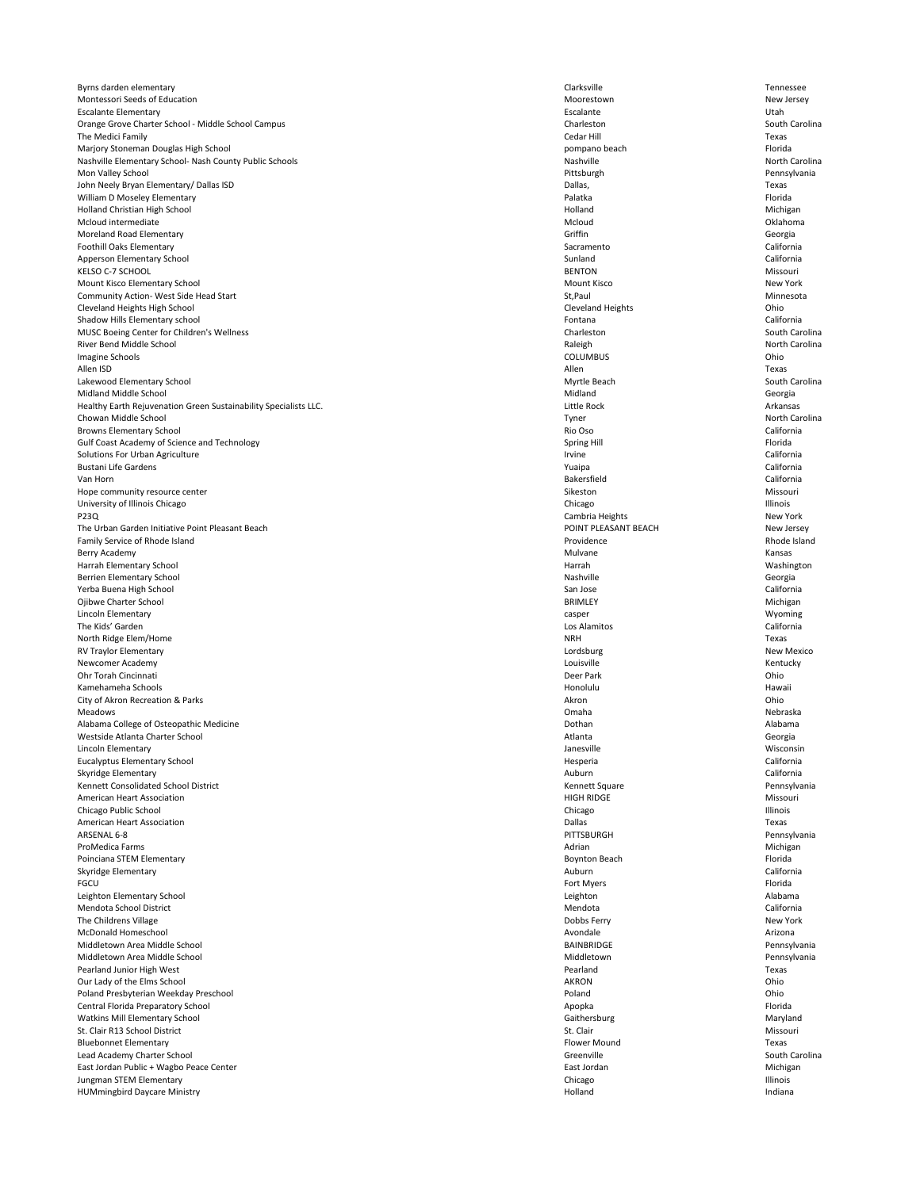| | | |
|---|---|---|
| Byrns darden elementary | Clarksville | Tennessee |
| Montessori Seeds of Education | Moorestown | New Jersey |
| Escalante Elementary | Escalante | Utah |
| Orange Grove Charter School - Middle School Campus | Charleston | South Carolina |
| The Medici Family | Cedar Hill | Texas |
| Marjory Stoneman Douglas High School | pompano beach | Florida |
| Nashville Elementary School- Nash County Public Schools | Nashville | North Carolina |
| Mon Valley School | Pittsburgh | Pennsylvania |
| John Neely Bryan Elementary/ Dallas ISD | Dallas, | Texas |
| William D Moseley Elementary | Palatka | Florida |
| Holland Christian High School | Holland | Michigan |
| Mcloud intermediate | Mcloud | Oklahoma |
| Moreland Road Elementary | Griffin | Georgia |
| Foothill Oaks Elementary | Sacramento | California |
| Apperson Elementary School | Sunland | California |
| KELSO C-7 SCHOOL | BENTON | Missouri |
| Mount Kisco Elementary School | Mount Kisco | New York |
| Community Action- West Side Head Start | St,Paul | Minnesota |
| Cleveland Heights High School | Cleveland Heights | Ohio |
| Shadow Hills Elementary school | Fontana | California |
| MUSC Boeing Center for Children's Wellness | Charleston | South Carolina |
| River Bend Middle School | Raleigh | North Carolina |
| Imagine Schools | COLUMBUS | Ohio |
| Allen ISD | Allen | Texas |
| Lakewood Elementary School | Myrtle Beach | South Carolina |
| Midland Middle School | Midland | Georgia |
| Healthy Earth Rejuvenation Green Sustainability Specialists LLC. | Little Rock | Arkansas |
| Chowan Middle School | Tyner | North Carolina |
| Browns Elementary School | Rio Oso | California |
| Gulf Coast Academy of Science and Technology | Spring Hill | Florida |
| Solutions For Urban Agriculture | Irvine | California |
| Bustani Life Gardens | Yuaipa | California |
| Van Horn | Bakersfield | California |
| Hope community resource center | Sikeston | Missouri |
| University of Illinois Chicago | Chicago | Illinois |
| P23Q | Cambria Heights | New York |
| The Urban Garden Initiative Point Pleasant Beach | POINT PLEASANT BEACH | New Jersey |
| Family Service of Rhode Island | Providence | Rhode Island |
| Berry Academy | Mulvane | Kansas |
| Harrah Elementary School | Harrah | Washington |
| Berrien Elementary School | Nashville | Georgia |
| Yerba Buena High School | San Jose | California |
| Ojibwe Charter School | BRIMLEY | Michigan |
| Lincoln Elementary | casper | Wyoming |
| The Kids' Garden | Los Alamitos | California |
| North Ridge Elem/Home | NRH | Texas |
| RV Traylor Elementary | Lordsburg | New Mexico |
| Newcomer Academy | Louisville | Kentucky |
| Ohr Torah Cincinnati | Deer Park | Ohio |
| Kamehameha Schools | Honolulu | Hawaii |
| City of Akron Recreation & Parks | Akron | Ohio |
| Meadows | Omaha | Nebraska |
| Alabama College of Osteopathic Medicine | Dothan | Alabama |
| Westside Atlanta Charter School | Atlanta | Georgia |
| Lincoln Elementary | Janesville | Wisconsin |
| Eucalyptus Elementary School | Hesperia | California |
| Skyridge Elementary | Auburn | California |
| Kennett Consolidated School District | Kennett Square | Pennsylvania |
| American Heart Association | HIGH RIDGE | Missouri |
| Chicago Public School | Chicago | Illinois |
| American Heart Association | Dallas | Texas |
| ARSENAL 6-8 | PITTSBURGH | Pennsylvania |
| ProMedica Farms | Adrian | Michigan |
| Poinciana STEM Elementary | Boynton Beach | Florida |
| Skyridge Elementary | Auburn | California |
| FGCU | Fort Myers | Florida |
| Leighton Elementary School | Leighton | Alabama |
| Mendota School District | Mendota | California |
| The Childrens Village | Dobbs Ferry | New York |
| McDonald Homeschool | Avondale | Arizona |
| Middletown Area Middle School | BAINBRIDGE | Pennsylvania |
| Middletown Area Middle School | Middletown | Pennsylvania |
| Pearland Junior High West | Pearland | Texas |
| Our Lady of the Elms School | AKRON | Ohio |
| Poland Presbyterian Weekday Preschool | Poland | Ohio |
| Central Florida Preparatory School | Apopka | Florida |
| Watkins Mill Elementary School | Gaithersburg | Maryland |
| St. Clair R13 School District | St. Clair | Missouri |
| Bluebonnet Elementary | Flower Mound | Texas |
| Lead Academy Charter School | Greenville | South Carolina |
| East Jordan Public + Wagbo Peace Center | East Jordan | Michigan |
| Jungman STEM Elementary | Chicago | Illinois |
| HUMmingbird Daycare Ministry | Holland | Indiana |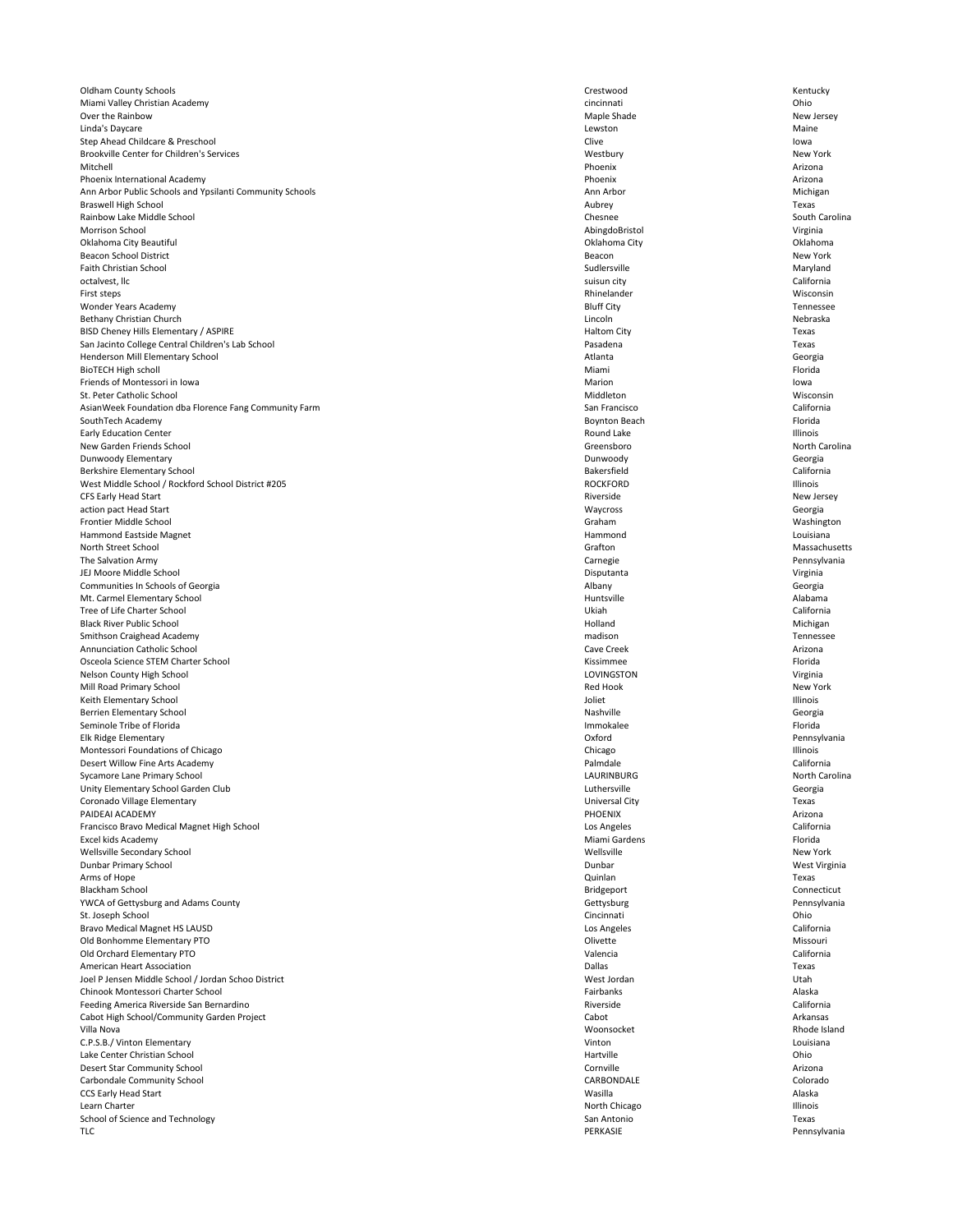| | | |
|---|---|---|
| Oldham County Schools | Crestwood | Kentucky |
| Miami Valley Christian Academy | cincinnati | Ohio |
| Over the Rainbow | Maple Shade | New Jersey |
| Linda's Daycare | Lewston | Maine |
| Step Ahead Childcare & Preschool | Clive | Iowa |
| Brookville Center for Children's Services | Westbury | New York |
| Mitchell | Phoenix | Arizona |
| Phoenix International Academy | Phoenix | Arizona |
| Ann Arbor Public Schools and Ypsilanti Community Schools | Ann Arbor | Michigan |
| Braswell High School | Aubrey | Texas |
| Rainbow Lake Middle School | Chesnee | South Carolina |
| Morrison School | AbingdoBristol | Virginia |
| Oklahoma City Beautiful | Oklahoma City | Oklahoma |
| Beacon School District | Beacon | New York |
| Faith Christian School | Sudlersville | Maryland |
| octalvest, llc | suisun city | California |
| First steps | Rhinelander | Wisconsin |
| Wonder Years Academy | Bluff City | Tennessee |
| Bethany Christian Church | Lincoln | Nebraska |
| BISD Cheney Hills Elementary / ASPIRE | Haltom City | Texas |
| San Jacinto College Central Children's Lab School | Pasadena | Texas |
| Henderson Mill Elementary School | Atlanta | Georgia |
| BioTECH High scholl | Miami | Florida |
| Friends of Montessori in Iowa | Marion | Iowa |
| St. Peter Catholic School | Middleton | Wisconsin |
| AsianWeek Foundation dba Florence Fang Community Farm | San Francisco | California |
| SouthTech Academy | Boynton Beach | Florida |
| Early Education Center | Round Lake | Illinois |
| New Garden Friends School | Greensboro | North Carolina |
| Dunwoody Elementary | Dunwoody | Georgia |
| Berkshire Elementary School | Bakersfield | California |
| West Middle School / Rockford School District #205 | ROCKFORD | Illinois |
| CFS Early Head Start | Riverside | New Jersey |
| action pact Head Start | Waycross | Georgia |
| Frontier Middle School | Graham | Washington |
| Hammond Eastside Magnet | Hammond | Louisiana |
| North Street School | Grafton | Massachusetts |
| The Salvation Army | Carnegie | Pennsylvania |
| JEJ Moore Middle School | Disputanta | Virginia |
| Communities In Schools of Georgia | Albany | Georgia |
| Mt. Carmel Elementary School | Huntsville | Alabama |
| Tree of Life Charter School | Ukiah | California |
| Black River Public School | Holland | Michigan |
| Smithson Craighead Academy | madison | Tennessee |
| Annunciation Catholic School | Cave Creek | Arizona |
| Osceola Science STEM Charter School | Kissimmee | Florida |
| Nelson County High School | LOVINGSTON | Virginia |
| Mill Road Primary School | Red Hook | New York |
| Keith Elementary School | Joliet | Illinois |
| Berrien Elementary School | Nashville | Georgia |
| Seminole Tribe of Florida | Immokalee | Florida |
| Elk Ridge Elementary | Oxford | Pennsylvania |
| Montessori Foundations of Chicago | Chicago | Illinois |
| Desert Willow Fine Arts Academy | Palmdale | California |
| Sycamore Lane Primary School | LAURINBURG | North Carolina |
| Unity Elementary School Garden Club | Luthersville | Georgia |
| Coronado Village Elementary | Universal City | Texas |
| PAIDEAI ACADEMY | PHOENIX | Arizona |
| Francisco Bravo Medical Magnet High School | Los Angeles | California |
| Excel kids Academy | Miami Gardens | Florida |
| Wellsville Secondary School | Wellsville | New York |
| Dunbar Primary School | Dunbar | West Virginia |
| Arms of Hope | Quinlan | Texas |
| Blackham School | Bridgeport | Connecticut |
| YWCA of Gettysburg and Adams County | Gettysburg | Pennsylvania |
| St. Joseph School | Cincinnati | Ohio |
| Bravo Medical Magnet HS LAUSD | Los Angeles | California |
| Old Bonhomme Elementary PTO | Olivette | Missouri |
| Old Orchard Elementary PTO | Valencia | California |
| American Heart Association | Dallas | Texas |
| Joel P Jensen Middle School / Jordan Schoo District | West Jordan | Utah |
| Chinook Montessori Charter School | Fairbanks | Alaska |
| Feeding America Riverside San Bernardino | Riverside | California |
| Cabot High School/Community Garden Project | Cabot | Arkansas |
| Villa Nova | Woonsocket | Rhode Island |
| C.P.S.B./ Vinton Elementary | Vinton | Louisiana |
| Lake Center Christian School | Hartville | Ohio |
| Desert Star Community School | Cornville | Arizona |
| Carbondale Community School | CARBONDALE | Colorado |
| CCS Early Head Start | Wasilla | Alaska |
| Learn Charter | North Chicago | Illinois |
| School of Science and Technology | San Antonio | Texas |
| TLC | PERKASIE | Pennsylvania |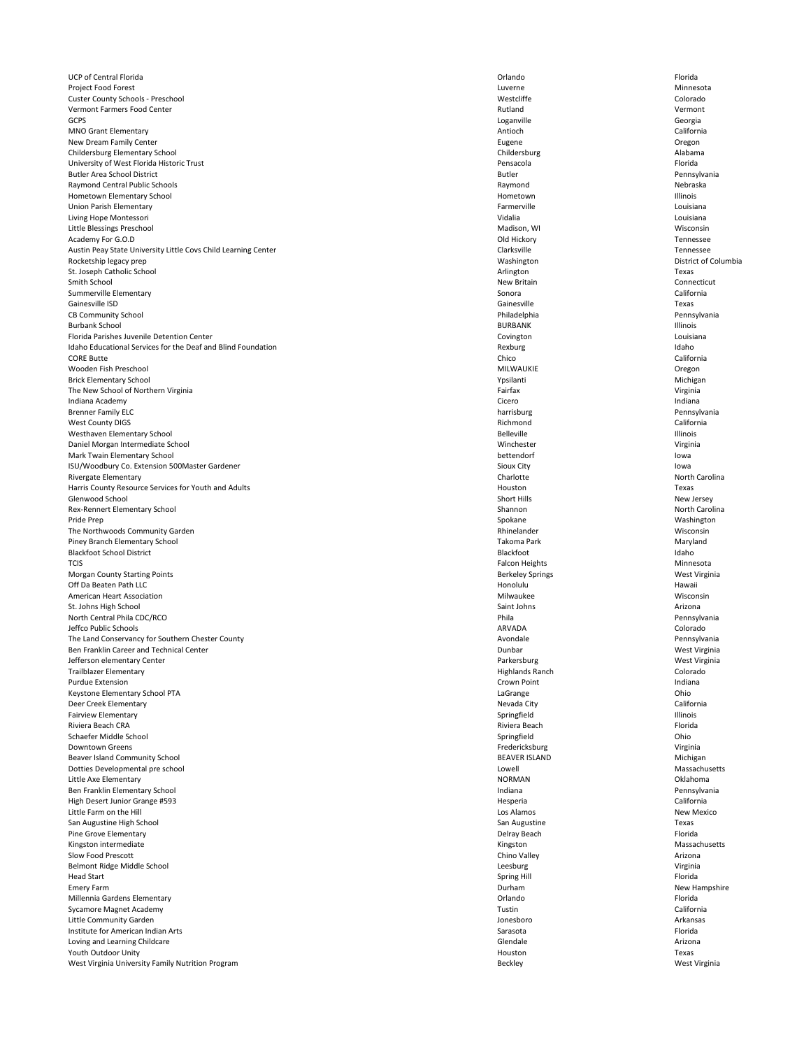| | | |
|---|---|---|
| UCP of Central Florida | Orlando | Florida |
| Project Food Forest | Luverne | Minnesota |
| Custer County Schools - Preschool | Westcliffe | Colorado |
| Vermont Farmers Food Center | Rutland | Vermont |
| GCPS | Loganville | Georgia |
| MNO Grant Elementary | Antioch | California |
| New Dream Family Center | Eugene | Oregon |
| Childersburg Elementary School | Childersburg | Alabama |
| University of West Florida Historic Trust | Pensacola | Florida |
| Butler Area School District | Butler | Pennsylvania |
| Raymond Central Public Schools | Raymond | Nebraska |
| Hometown Elementary School | Hometown | Illinois |
| Union Parish Elementary | Farmerville | Louisiana |
| Living Hope Montessori | Vidalia | Louisiana |
| Little Blessings Preschool | Madison, WI | Wisconsin |
| Academy For G.O.D | Old Hickory | Tennessee |
| Austin Peay State University Little Covs Child Learning Center | Clarksville | Tennessee |
| Rocketship legacy prep | Washington | District of Columbia |
| St. Joseph Catholic School | Arlington | Texas |
| Smith School | New Britain | Connecticut |
| Summerville Elementary | Sonora | California |
| Gainesville ISD | Gainesville | Texas |
| CB Community School | Philadelphia | Pennsylvania |
| Burbank School | BURBANK | Illinois |
| Florida Parishes Juvenile Detention Center | Covington | Louisiana |
| Idaho Educational Services for the Deaf and Blind Foundation | Rexburg | Idaho |
| CORE Butte | Chico | California |
| Wooden Fish Preschool | MILWAUKIE | Oregon |
| Brick Elementary School | Ypsilanti | Michigan |
| The New School of Northern Virginia | Fairfax | Virginia |
| Indiana Academy | Cicero | Indiana |
| Brenner Family ELC | harrisburg | Pennsylvania |
| West County DIGS | Richmond | California |
| Westhaven Elementary School | Belleville | Illinois |
| Daniel Morgan Intermediate School | Winchester | Virginia |
| Mark Twain Elementary School | bettendorf | Iowa |
| ISU/Woodbury Co. Extension 500Master Gardener | Sioux City | Iowa |
| Rivergate Elementary | Charlotte | North Carolina |
| Harris County Resource Services for Youth and Adults | Houston | Texas |
| Glenwood School | Short Hills | New Jersey |
| Rex-Rennert Elementary School | Shannon | North Carolina |
| Pride Prep | Spokane | Washington |
| The Northwoods Community Garden | Rhinelander | Wisconsin |
| Piney Branch Elementary School | Takoma Park | Maryland |
| Blackfoot School District | Blackfoot | Idaho |
| TCIS | Falcon Heights | Minnesota |
| Morgan County Starting Points | Berkeley Springs | West Virginia |
| Off Da Beaten Path LLC | Honolulu | Hawaii |
| American Heart Association | Milwaukee | Wisconsin |
| St. Johns High School | Saint Johns | Arizona |
| North Central Phila CDC/RCO | Phila | Pennsylvania |
| Jeffco Public Schools | ARVADA | Colorado |
| The Land Conservancy for Southern Chester County | Avondale | Pennsylvania |
| Ben Franklin Career and Technical Center | Dunbar | West Virginia |
| Jefferson elementary Center | Parkersburg | West Virginia |
| Trailblazer Elementary | Highlands Ranch | Colorado |
| Purdue Extension | Crown Point | Indiana |
| Keystone Elementary School PTA | LaGrange | Ohio |
| Deer Creek Elementary | Nevada City | California |
| Fairview Elementary | Springfield | Illinois |
| Riviera Beach CRA | Riviera Beach | Florida |
| Schaefer Middle School | Springfield | Ohio |
| Downtown Greens | Fredericksburg | Virginia |
| Beaver Island Community School | BEAVER ISLAND | Michigan |
| Dotties Developmental pre school | Lowell | Massachusetts |
| Little Axe Elementary | NORMAN | Oklahoma |
| Ben Franklin Elementary School | Indiana | Pennsylvania |
| High Desert Junior Grange #593 | Hesperia | California |
| Little Farm on the Hill | Los Alamos | New Mexico |
| San Augustine High School | San Augustine | Texas |
| Pine Grove Elementary | Delray Beach | Florida |
| Kingston intermediate | Kingston | Massachusetts |
| Slow Food Prescott | Chino Valley | Arizona |
| Belmont Ridge Middle School | Leesburg | Virginia |
| Head Start | Spring Hill | Florida |
| Emery Farm | Durham | New Hampshire |
| Millennia Gardens Elementary | Orlando | Florida |
| Sycamore Magnet Academy | Tustin | California |
| Little Community Garden | Jonesboro | Arkansas |
| Institute for American Indian Arts | Sarasota | Florida |
| Loving and Learning Childcare | Glendale | Arizona |
| Youth Outdoor Unity | Houston | Texas |
| West Virginia University Family Nutrition Program | Beckley | West Virginia |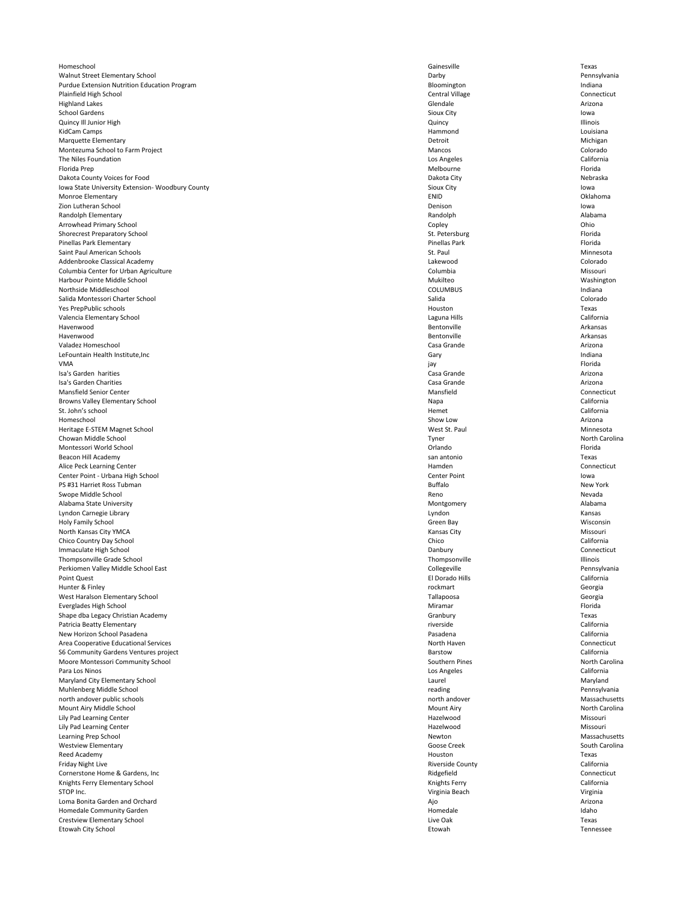| | | |
|---|---|---|
| Homeschool | Gainesville | Texas |
| Walnut Street Elementary School | Darby | Pennsylvania |
| Purdue Extension Nutrition Education Program | Bloomington | Indiana |
| Plainfield High School | Central Village | Connecticut |
| Highland Lakes | Glendale | Arizona |
| School Gardens | Sioux City | Iowa |
| Quincy Ill Junior High | Quincy | Illinois |
| KidCam Camps | Hammond | Louisiana |
| Marquette Elementary | Detroit | Michigan |
| Montezuma School to Farm Project | Mancos | Colorado |
| The Niles Foundation | Los Angeles | California |
| Florida Prep | Melbourne | Florida |
| Dakota County Voices for Food | Dakota City | Nebraska |
| Iowa State University Extension- Woodbury County | Sioux City | Iowa |
| Monroe Elementary | ENID | Oklahoma |
| Zion Lutheran School | Denison | Iowa |
| Randolph Elementary | Randolph | Alabama |
| Arrowhead Primary School | Copley | Ohio |
| Shorecrest Preparatory School | St. Petersburg | Florida |
| Pinellas Park Elementary | Pinellas Park | Florida |
| Saint Paul American Schools | St. Paul | Minnesota |
| Addenbrooke Classical Academy | Lakewood | Colorado |
| Columbia Center for Urban Agriculture | Columbia | Missouri |
| Harbour Pointe Middle School | Mukilteo | Washington |
| Northside Middleschool | COLUMBUS | Indiana |
| Salida Montessori Charter School | Salida | Colorado |
| Yes PrepPublic schools | Houston | Texas |
| Valencia Elementary School | Laguna Hills | California |
| Havenwood | Bentonville | Arkansas |
| Havenwood | Bentonville | Arkansas |
| Valadez Homeschool | Casa Grande | Arizona |
| LeFountain Health Institute,Inc | Gary | Indiana |
| VMA | jay | Florida |
| Isa's Garden harities | Casa Grande | Arizona |
| Isa's Garden Charities | Casa Grande | Arizona |
| Mansfield Senior Center | Mansfield | Connecticut |
| Browns Valley Elementary School | Napa | California |
| St. John's school | Hemet | California |
| Homeschool | Show Low | Arizona |
| Heritage E-STEM Magnet School | West St. Paul | Minnesota |
| Chowan Middle School | Tyner | North Carolina |
| Montessori World School | Orlando | Florida |
| Beacon Hill Academy | san antonio | Texas |
| Alice Peck Learning Center | Hamden | Connecticut |
| Center Point - Urbana High School | Center Point | Iowa |
| PS #31 Harriet Ross Tubman | Buffalo | New York |
| Swope Middle School | Reno | Nevada |
| Alabama State University | Montgomery | Alabama |
| Lyndon Carnegie Library | Lyndon | Kansas |
| Holy Family School | Green Bay | Wisconsin |
| North Kansas City YMCA | Kansas City | Missouri |
| Chico Country Day School | Chico | California |
| Immaculate High School | Danbury | Connecticut |
| Thompsonville Grade School | Thompsonville | Illinois |
| Perkiomen Valley Middle School East | Collegeville | Pennsylvania |
| Point Quest | El Dorado Hills | California |
| Hunter & Finley | rockmart | Georgia |
| West Haralson Elementary School | Tallapoosa | Georgia |
| Everglades High School | Miramar | Florida |
| Shape dba Legacy Christian Academy | Granbury | Texas |
| Patricia Beatty Elementary | riverside | California |
| New Horizon School Pasadena | Pasadena | California |
| Area Cooperative Educational Services | North Haven | Connecticut |
| S6 Community Gardens Ventures project | Barstow | California |
| Moore Montessori Community School | Southern Pines | North Carolina |
| Para Los Ninos | Los Angeles | California |
| Maryland City Elementary School | Laurel | Maryland |
| Muhlenberg Middle School | reading | Pennsylvania |
| north andover public schools | north andover | Massachusetts |
| Mount Airy Middle School | Mount Airy | North Carolina |
| Lily Pad Learning Center | Hazelwood | Missouri |
| Lily Pad Learning Center | Hazelwood | Missouri |
| Learning Prep School | Newton | Massachusetts |
| Westview Elementary | Goose Creek | South Carolina |
| Reed Academy | Houston | Texas |
| Friday Night Live | Riverside County | California |
| Cornerstone Home & Gardens, Inc | Ridgefield | Connecticut |
| Knights Ferry Elementary School | Knights Ferry | California |
| STOP Inc. | Virginia Beach | Virginia |
| Loma Bonita Garden and Orchard | Ajo | Arizona |
| Homedale Community Garden | Homedale | Idaho |
| Crestview Elementary School | Live Oak | Texas |
| Etowah City School | Etowah | Tennessee |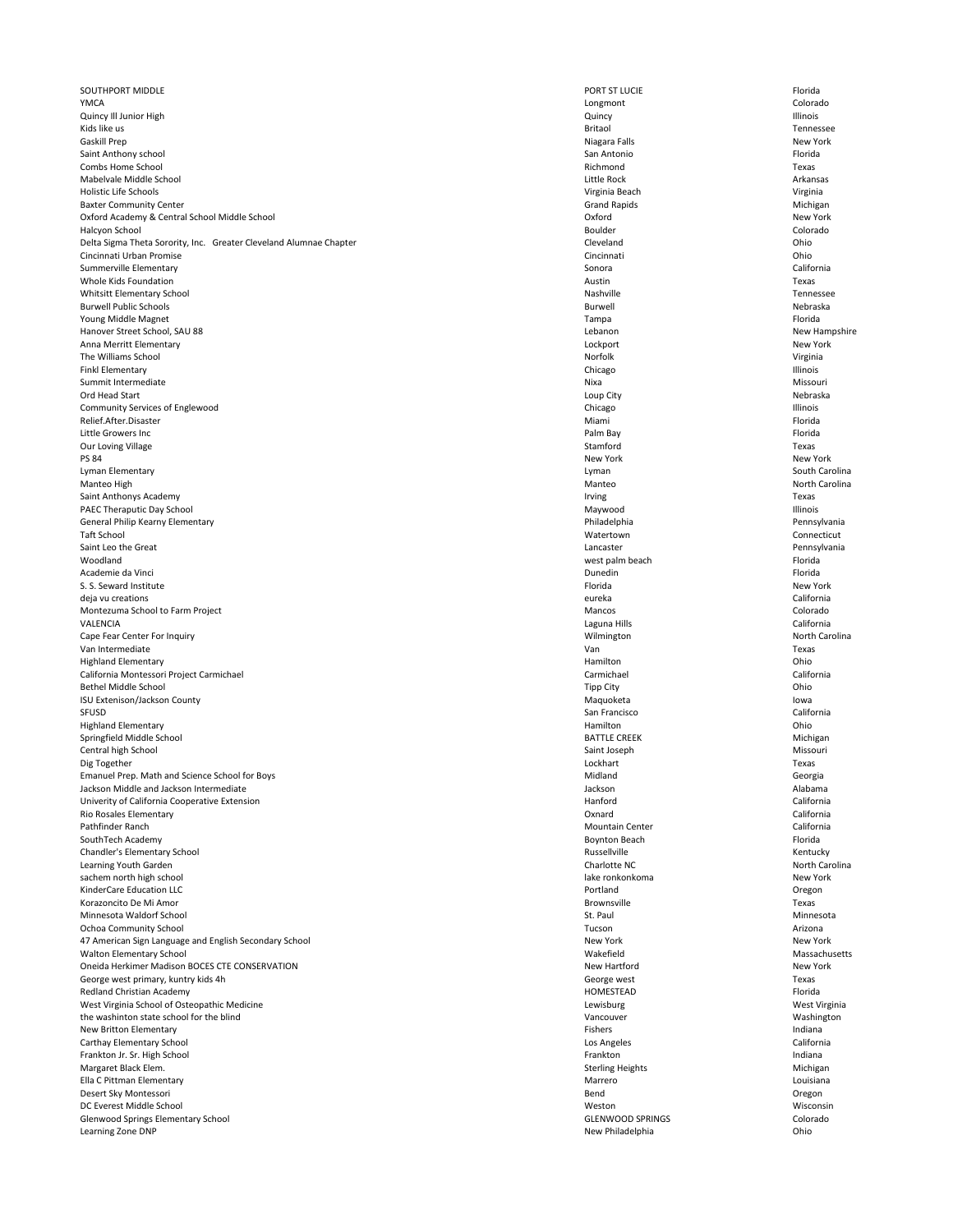| | | |
|---|---|---|
| SOUTHPORT MIDDLE | PORT ST LUCIE | Florida |
| YMCA | Longmont | Colorado |
| Quincy Ill Junior High | Quincy | Illinois |
| Kids like us | Britaol | Tennessee |
| Gaskill Prep | Niagara Falls | New York |
| Saint Anthony school | San Antonio | Florida |
| Combs Home School | Richmond | Texas |
| Mabelvale Middle School | Little Rock | Arkansas |
| Holistic Life Schools | Virginia Beach | Virginia |
| Baxter Community Center | Grand Rapids | Michigan |
| Oxford Academy & Central School Middle School | Oxford | New York |
| Halcyon School | Boulder | Colorado |
| Delta Sigma Theta Sorority, Inc.   Greater Cleveland Alumnae Chapter | Cleveland | Ohio |
| Cincinnati Urban Promise | Cincinnati | Ohio |
| Summerville Elementary | Sonora | California |
| Whole Kids Foundation | Austin | Texas |
| Whitsitt Elementary School | Nashville | Tennessee |
| Burwell Public Schools | Burwell | Nebraska |
| Young Middle Magnet | Tampa | Florida |
| Hanover Street School, SAU 88 | Lebanon | New Hampshire |
| Anna Merritt Elementary | Lockport | New York |
| The Williams School | Norfolk | Virginia |
| Finkl Elementary | Chicago | Illinois |
| Summit Intermediate | Nixa | Missouri |
| Ord Head Start | Loup City | Nebraska |
| Community Services of Englewood | Chicago | Illinois |
| Relief.After.Disaster | Miami | Florida |
| Little Growers Inc | Palm Bay | Florida |
| Our Loving Village | Stamford | Texas |
| PS 84 | New York | New York |
| Lyman Elementary | Lyman | South Carolina |
| Manteo High | Manteo | North Carolina |
| Saint Anthonys Academy | Irving | Texas |
| PAEC Theraputic Day School | Maywood | Illinois |
| General Philip Kearny Elementary | Philadelphia | Pennsylvania |
| Taft School | Watertown | Connecticut |
| Saint Leo the Great | Lancaster | Pennsylvania |
| Woodland | west palm beach | Florida |
| Academie da Vinci | Dunedin | Florida |
| S. S. Seward Institute | Florida | New York |
| deja vu creations | eureka | California |
| Montezuma School to Farm Project | Mancos | Colorado |
| VALENCIA | Laguna Hills | California |
| Cape Fear Center For Inquiry | Wilmington | North Carolina |
| Van Intermediate | Van | Texas |
| Highland Elementary | Hamilton | Ohio |
| California Montessori Project Carmichael | Carmichael | California |
| Bethel Middle School | Tipp City | Ohio |
| ISU Extenison/Jackson County | Maquoketa | Iowa |
| SFUSD | San Francisco | California |
| Highland Elementary | Hamilton | Ohio |
| Springfield Middle School | BATTLE CREEK | Michigan |
| Central high School | Saint Joseph | Missouri |
| Dig Together | Lockhart | Texas |
| Emanuel Prep. Math and Science School for Boys | Midland | Georgia |
| Jackson Middle and Jackson Intermediate | Jackson | Alabama |
| Univerity of California Cooperative Extension | Hanford | California |
| Rio Rosales Elementary | Oxnard | California |
| Pathfinder Ranch | Mountain Center | California |
| SouthTech Academy | Boynton Beach | Florida |
| Chandler's Elementary School | Russellville | Kentucky |
| Learning Youth Garden | Charlotte NC | North Carolina |
| sachem north high school | lake ronkonkoma | New York |
| KinderCare Education LLC | Portland | Oregon |
| Korazoncito De Mi Amor | Brownsville | Texas |
| Minnesota Waldorf School | St. Paul | Minnesota |
| Ochoa Community School | Tucson | Arizona |
| 47 American Sign Language and English Secondary School | New York | New York |
| Walton Elementary School | Wakefield | Massachusetts |
| Oneida Herkimer Madison BOCES CTE CONSERVATION | New Hartford | New York |
| George west primary, kuntry kids 4h | George west | Texas |
| Redland Christian Academy | HOMESTEAD | Florida |
| West Virginia School of Osteopathic Medicine | Lewisburg | West Virginia |
| the washinton state school for the blind | Vancouver | Washington |
| New Britton Elementary | Fishers | Indiana |
| Carthay Elementary School | Los Angeles | California |
| Frankton Jr. Sr. High School | Frankton | Indiana |
| Margaret Black Elem. | Sterling Heights | Michigan |
| Ella C Pittman Elementary | Marrero | Louisiana |
| Desert Sky Montessori | Bend | Oregon |
| DC Everest Middle School | Weston | Wisconsin |
| Glenwood Springs Elementary School | GLENWOOD SPRINGS | Colorado |
| Learning Zone DNP | New Philadelphia | Ohio |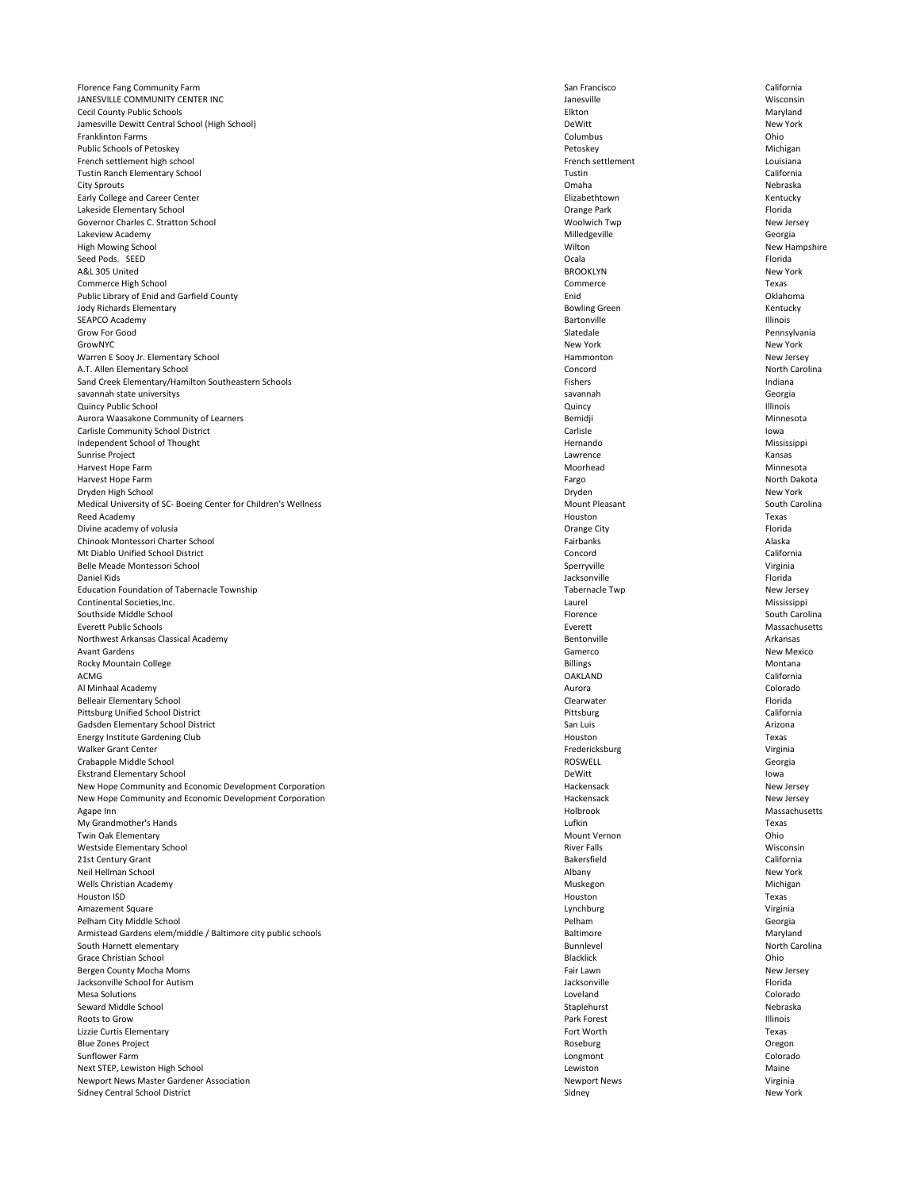| | | |
|---|---|---|
| Florence Fang Community Farm | San Francisco | California |
| JANESVILLE COMMUNITY CENTER INC | Janesville | Wisconsin |
| Cecil County Public Schools | Elkton | Maryland |
| Jamesville Dewitt Central School (High School) | DeWitt | New York |
| Franklinton Farms | Columbus | Ohio |
| Public Schools of Petoskey | Petoskey | Michigan |
| French settlement high school | French settlement | Louisiana |
| Tustin Ranch Elementary School | Tustin | California |
| City Sprouts | Omaha | Nebraska |
| Early College and Career Center | Elizabethtown | Kentucky |
| Lakeside Elementary School | Orange Park | Florida |
| Governor Charles C. Stratton School | Woolwich Twp | New Jersey |
| Lakeview Academy | Milledgeville | Georgia |
| High Mowing School | Wilton | New Hampshire |
| Seed Pods. SEED | Ocala | Florida |
| A&L 305 United | BROOKLYN | New York |
| Commerce High School | Commerce | Texas |
| Public Library of Enid and Garfield County | Enid | Oklahoma |
| Jody Richards Elementary | Bowling Green | Kentucky |
| SEAPCO Academy | Bartonville | Illinois |
| Grow For Good | Slatedale | Pennsylvania |
| GrowNYC | New York | New York |
| Warren E Sooy Jr. Elementary School | Hammonton | New Jersey |
| A.T. Allen Elementary School | Concord | North Carolina |
| Sand Creek Elementary/Hamilton Southeastern Schools | Fishers | Indiana |
| savannah state universitys | savannah | Georgia |
| Quincy Public School | Quincy | Illinois |
| Aurora Waasakone Community of Learners | Bemidji | Minnesota |
| Carlisle Community School District | Carlisle | Iowa |
| Independent School of Thought | Hernando | Mississippi |
| Sunrise Project | Lawrence | Kansas |
| Harvest Hope Farm | Moorhead | Minnesota |
| Harvest Hope Farm | Fargo | North Dakota |
| Dryden High School | Dryden | New York |
| Medical University of SC- Boeing Center for Children's Wellness | Mount Pleasant | South Carolina |
| Reed Academy | Houston | Texas |
| Divine academy of volusia | Orange City | Florida |
| Chinook Montessori Charter School | Fairbanks | Alaska |
| Mt Diablo Unified School District | Concord | California |
| Belle Meade Montessori School | Sperryville | Virginia |
| Daniel Kids | Jacksonville | Florida |
| Education Foundation of Tabernacle Township | Tabernacle Twp | New Jersey |
| Continental Societies,Inc. | Laurel | Mississippi |
| Southside Middle School | Florence | South Carolina |
| Everett Public Schools | Everett | Massachusetts |
| Northwest Arkansas Classical Academy | Bentonville | Arkansas |
| Avant Gardens | Gamerco | New Mexico |
| Rocky Mountain College | Billings | Montana |
| ACMG | OAKLAND | California |
| Al Minhaal Academy | Aurora | Colorado |
| Belleair Elementary School | Clearwater | Florida |
| Pittsburg Unified School District | Pittsburg | California |
| Gadsden Elementary School District | San Luis | Arizona |
| Energy Institute Gardening Club | Houston | Texas |
| Walker Grant Center | Fredericksburg | Virginia |
| Crabapple Middle School | ROSWELL | Georgia |
| Ekstrand Elementary School | DeWitt | Iowa |
| New Hope Community and Economic Development Corporation | Hackensack | New Jersey |
| New Hope Community and Economic Development Corporation | Hackensack | New Jersey |
| Agape Inn | Holbrook | Massachusetts |
| My Grandmother's Hands | Lufkin | Texas |
| Twin Oak Elementary | Mount Vernon | Ohio |
| Westside Elementary School | River Falls | Wisconsin |
| 21st Century Grant | Bakersfield | California |
| Neil Hellman School | Albany | New York |
| Wells Christian Academy | Muskegon | Michigan |
| Houston ISD | Houston | Texas |
| Amazement Square | Lynchburg | Virginia |
| Pelham City Middle School | Pelham | Georgia |
| Armistead Gardens elem/middle / Baltimore city public schools | Baltimore | Maryland |
| South Harnett elementary | Bunnlevel | North Carolina |
| Grace Christian School | Blacklick | Ohio |
| Bergen County Mocha Moms | Fair Lawn | New Jersey |
| Jacksonville School for Autism | Jacksonville | Florida |
| Mesa Solutions | Loveland | Colorado |
| Seward Middle School | Staplehurst | Nebraska |
| Roots to Grow | Park Forest | Illinois |
| Lizzie Curtis Elementary | Fort Worth | Texas |
| Blue Zones Project | Roseburg | Oregon |
| Sunflower Farm | Longmont | Colorado |
| Next STEP, Lewiston High School | Lewiston | Maine |
| Newport News Master Gardener Association | Newport News | Virginia |
| Sidney Central School District | Sidney | New York |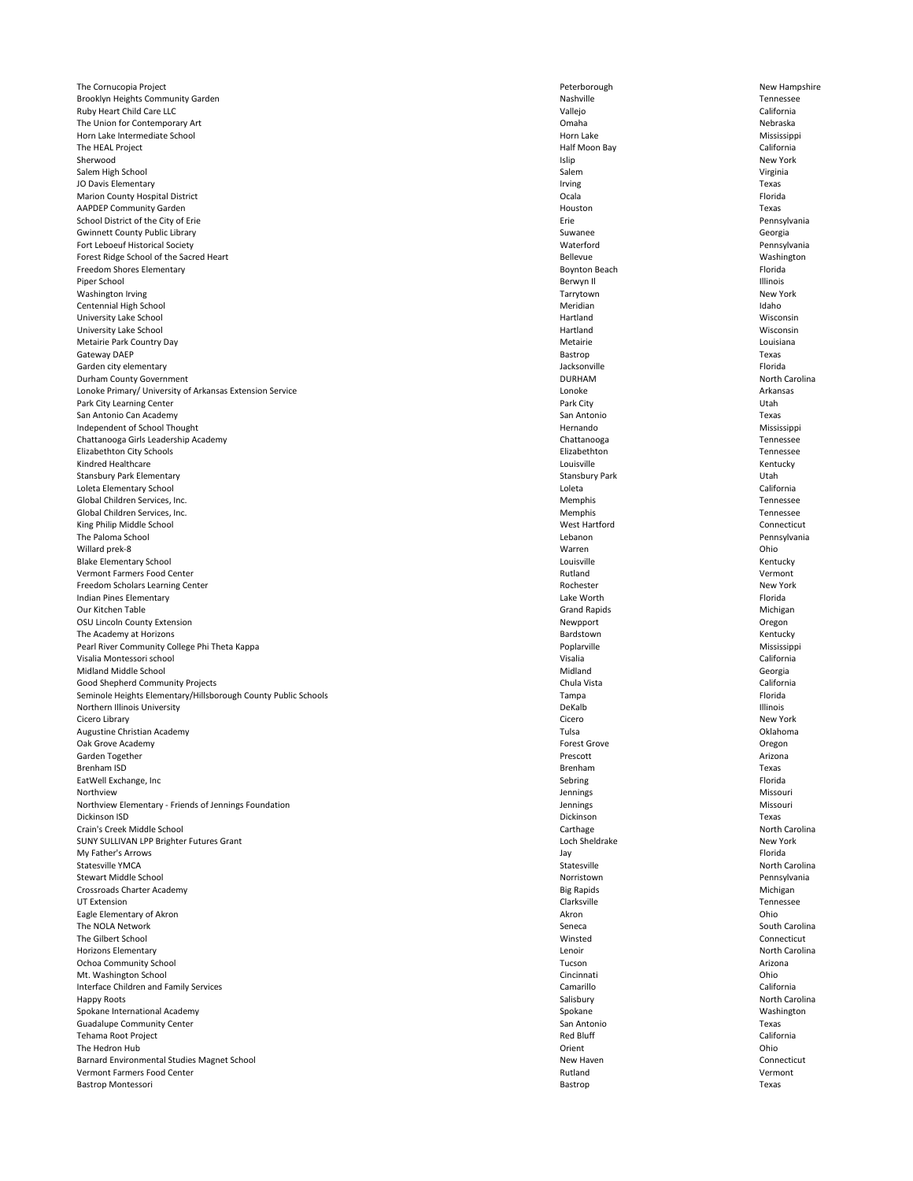| | | |
|---|---|---|
| The Cornucopia Project | Peterborough | New Hampshire |
| Brooklyn Heights Community Garden | Nashville | Tennessee |
| Ruby Heart Child Care LLC | Vallejo | California |
| The Union for Contemporary Art | Omaha | Nebraska |
| Horn Lake Intermediate School | Horn Lake | Mississippi |
| The HEAL Project | Half Moon Bay | California |
| Sherwood | Islip | New York |
| Salem High School | Salem | Virginia |
| JO Davis Elementary | Irving | Texas |
| Marion County Hospital District | Ocala | Florida |
| AAPDEP Community Garden | Houston | Texas |
| School District of the City of Erie | Erie | Pennsylvania |
| Gwinnett County Public Library | Suwanee | Georgia |
| Fort Leboeuf Historical Society | Waterford | Pennsylvania |
| Forest Ridge School of the Sacred Heart | Bellevue | Washington |
| Freedom Shores Elementary | Boynton Beach | Florida |
| Piper School | Berwyn Il | Illinois |
| Washington Irving | Tarrytown | New York |
| Centennial High School | Meridian | Idaho |
| University Lake School | Hartland | Wisconsin |
| University Lake School | Hartland | Wisconsin |
| Metairie Park Country Day | Metairie | Louisiana |
| Gateway DAEP | Bastrop | Texas |
| Garden city elementary | Jacksonville | Florida |
| Durham County Government | DURHAM | North Carolina |
| Lonoke Primary/ University of Arkansas Extension Service | Lonoke | Arkansas |
| Park City Learning Center | Park City | Utah |
| San Antonio Can Academy | San Antonio | Texas |
| Independent of School Thought | Hernando | Mississippi |
| Chattanooga Girls Leadership Academy | Chattanooga | Tennessee |
| Elizabethton City Schools | Elizabethton | Tennessee |
| Kindred Healthcare | Louisville | Kentucky |
| Stansbury Park Elementary | Stansbury Park | Utah |
| Loleta Elementary School | Loleta | California |
| Global Children Services, Inc. | Memphis | Tennessee |
| Global Children Services, Inc. | Memphis | Tennessee |
| King Philip Middle School | West Hartford | Connecticut |
| The Paloma School | Lebanon | Pennsylvania |
| Willard prek-8 | Warren | Ohio |
| Blake Elementary School | Louisville | Kentucky |
| Vermont Farmers Food Center | Rutland | Vermont |
| Freedom Scholars Learning Center | Rochester | New York |
| Indian Pines Elementary | Lake Worth | Florida |
| Our Kitchen Table | Grand Rapids | Michigan |
| OSU Lincoln County Extension | Newpport | Oregon |
| The Academy at Horizons | Bardstown | Kentucky |
| Pearl River Community College Phi Theta Kappa | Poplarville | Mississippi |
| Visalia Montessori school | Visalia | California |
| Midland Middle School | Midland | Georgia |
| Good Shepherd Community Projects | Chula Vista | California |
| Seminole Heights Elementary/Hillsborough County Public Schools | Tampa | Florida |
| Northern Illinois University | DeKalb | Illinois |
| Cicero Library | Cicero | New York |
| Augustine Christian Academy | Tulsa | Oklahoma |
| Oak Grove Academy | Forest Grove | Oregon |
| Garden Together | Prescott | Arizona |
| Brenham ISD | Brenham | Texas |
| EatWell Exchange, Inc | Sebring | Florida |
| Northview | Jennings | Missouri |
| Northview Elementary - Friends of Jennings Foundation | Jennings | Missouri |
| Dickinson ISD | Dickinson | Texas |
| Crain's Creek Middle School | Carthage | North Carolina |
| SUNY SULLIVAN LPP Brighter Futures Grant | Loch Sheldrake | New York |
| My Father's Arrows | Jay | Florida |
| Statesville YMCA | Statesville | North Carolina |
| Stewart Middle School | Norristown | Pennsylvania |
| Crossroads Charter Academy | Big Rapids | Michigan |
| UT Extension | Clarksville | Tennessee |
| Eagle Elementary of Akron | Akron | Ohio |
| The NOLA Network | Seneca | South Carolina |
| The Gilbert School | Winsted | Connecticut |
| Horizons Elementary | Lenoir | North Carolina |
| Ochoa Community School | Tucson | Arizona |
| Mt. Washington School | Cincinnati | Ohio |
| Interface Children and Family Services | Camarillo | California |
| Happy Roots | Salisbury | North Carolina |
| Spokane International Academy | Spokane | Washington |
| Guadalupe Community Center | San Antonio | Texas |
| Tehama Root Project | Red Bluff | California |
| The Hedron Hub | Orient | Ohio |
| Barnard Environmental Studies Magnet School | New Haven | Connecticut |
| Vermont Farmers Food Center | Rutland | Vermont |
| Bastrop Montessori | Bastrop | Texas |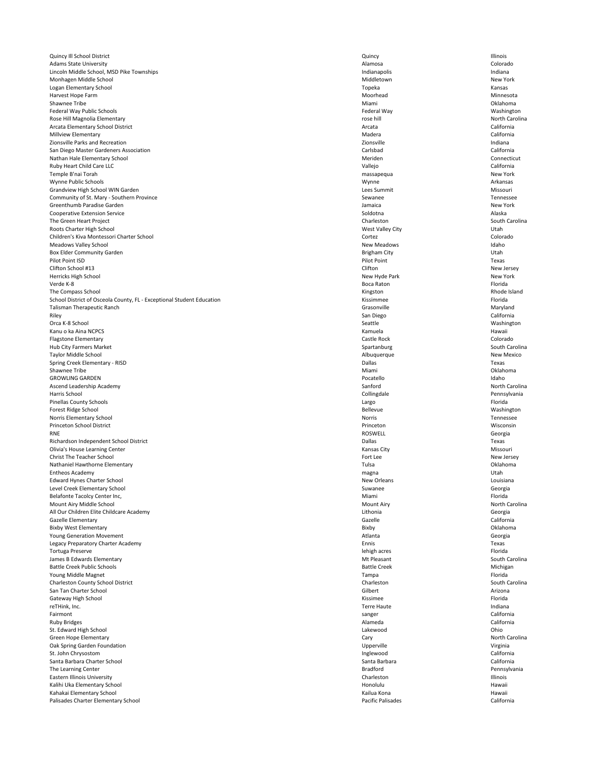| | | |
|---|---|---|
| Quincy Ill School District | Quincy | Illinois |
| Adams State University | Alamosa | Colorado |
| Lincoln Middle School, MSD Pike Townships | Indianapolis | Indiana |
| Monhagen Middle School | Middletown | New York |
| Logan Elementary School | Topeka | Kansas |
| Harvest Hope Farm | Moorhead | Minnesota |
| Shawnee Tribe | Miami | Oklahoma |
| Federal Way Public Schools | Federal Way | Washington |
| Rose Hill Magnolia Elementary | rose hill | North Carolina |
| Arcata Elementary School District | Arcata | California |
| Millview Elementary | Madera | California |
| Zionsville Parks and Recreation | Zionsville | Indiana |
| San Diego Master Gardeners Association | Carlsbad | California |
| Nathan Hale Elementary School | Meriden | Connecticut |
| Ruby Heart Child Care LLC | Vallejo | California |
| Temple B'nai Torah | massapequa | New York |
| Wynne Public Schools | Wynne | Arkansas |
| Grandview High School WIN Garden | Lees Summit | Missouri |
| Community of St. Mary - Southern Province | Sewanee | Tennessee |
| Greenthumb Paradise Garden | Jamaica | New York |
| Cooperative Extension Service | Soldotna | Alaska |
| The Green Heart Project | Charleston | South Carolina |
| Roots Charter High School | West Valley City | Utah |
| Children's Kiva Montessori Charter School | Cortez | Colorado |
| Meadows Valley School | New Meadows | Idaho |
| Box Elder Community Garden | Brigham City | Utah |
| Pilot Point ISD | Pilot Point | Texas |
| Clifton School #13 | Clifton | New Jersey |
| Herricks High School | New Hyde Park | New York |
| Verde K-8 | Boca Raton | Florida |
| The Compass School | Kingston | Rhode Island |
| School District of Osceola County, FL - Exceptional Student Education | Kissimmee | Florida |
| Talisman Therapeutic Ranch | Grasonville | Maryland |
| Riley | San Diego | California |
| Orca K-8 School | Seattle | Washington |
| Kanu o ka Aina NCPCS | Kamuela | Hawaii |
| Flagstone Elementary | Castle Rock | Colorado |
| Hub City Farmers Market | Spartanburg | South Carolina |
| Taylor Middle School | Albuquerque | New Mexico |
| Spring Creek Elementary - RISD | Dallas | Texas |
| Shawnee Tribe | Miami | Oklahoma |
| GROWLING GARDEN | Pocatello | Idaho |
| Ascend Leadership Academy | Sanford | North Carolina |
| Harris School | Collingdale | Pennsylvania |
| Pinellas County Schools | Largo | Florida |
| Forest Ridge School | Bellevue | Washington |
| Norris Elementary School | Norris | Tennessee |
| Princeton School District | Princeton | Wisconsin |
| RNE | ROSWELL | Georgia |
| Richardson Independent School District | Dallas | Texas |
| Olivia's House Learning Center | Kansas City | Missouri |
| Christ The Teacher School | Fort Lee | New Jersey |
| Nathaniel Hawthorne Elementary | Tulsa | Oklahoma |
| Entheos Academy | magna | Utah |
| Edward Hynes Charter School | New Orleans | Louisiana |
| Level Creek Elementary School | Suwanee | Georgia |
| Belafonte Tacolcy Center Inc, | Miami | Florida |
| Mount Airy Middle School | Mount Airy | North Carolina |
| All Our Children Elite Childcare Academy | Lithonia | Georgia |
| Gazelle Elementary | Gazelle | California |
| Bixby West Elementary | Bixby | Oklahoma |
| Young Generation Movement | Atlanta | Georgia |
| Legacy Preparatory Charter Academy | Ennis | Texas |
| Tortuga Preserve | lehigh acres | Florida |
| James B Edwards Elementary | Mt Pleasant | South Carolina |
| Battle Creek Public Schools | Battle Creek | Michigan |
| Young Middle Magnet | Tampa | Florida |
| Charleston County School District | Charleston | South Carolina |
| San Tan Charter School | Gilbert | Arizona |
| Gateway High School | Kissimee | Florida |
| reTHink, Inc. | Terre Haute | Indiana |
| Fairmont | sanger | California |
| Ruby Bridges | Alameda | California |
| St. Edward High School | Lakewood | Ohio |
| Green Hope Elementary | Cary | North Carolina |
| Oak Spring Garden Foundation | Upperville | Virginia |
| St. John Chrysostom | Inglewood | California |
| Santa Barbara Charter School | Santa Barbara | California |
| The Learning Center | Bradford | Pennsylvania |
| Eastern Illinois University | Charleston | Illinois |
| Kalihi Uka Elementary School | Honolulu | Hawaii |
| Kahakai Elementary School | Kailua Kona | Hawaii |
| Palisades Charter Elementary School | Pacific Palisades | California |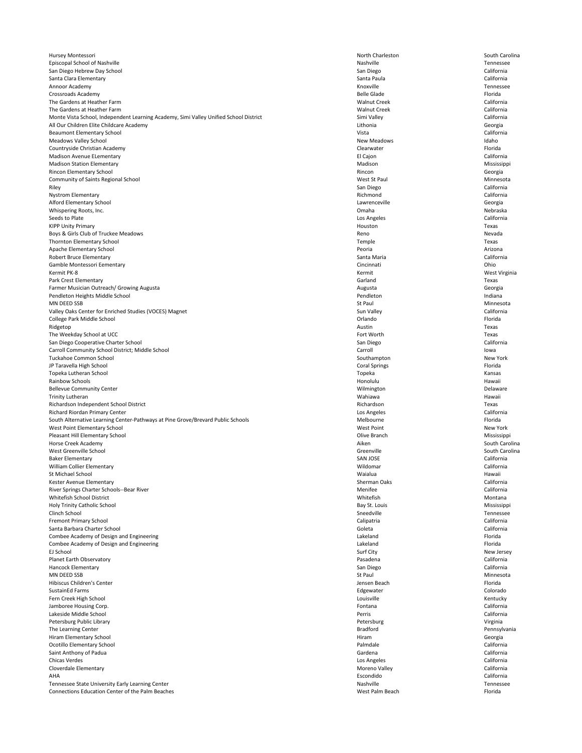| | | |
|---|---|---|
| Hursey Montessori | North Charleston | South Carolina |
| Episcopal School of Nashville | Nashville | Tennessee |
| San Diego Hebrew Day School | San Diego | California |
| Santa Clara Elementary | Santa Paula | California |
| Annoor Academy | Knoxville | Tennessee |
| Crossroads Academy | Belle Glade | Florida |
| The Gardens at Heather Farm | Walnut Creek | California |
| The Gardens at Heather Farm | Walnut Creek | California |
| Monte Vista School, Independent Learning Academy, Simi Valley Unified School District | Simi Valley | California |
| All Our Children Elite Childcare Academy | Lithonia | Georgia |
| Beaumont Elementary School | Vista | California |
| Meadows Valley School | New Meadows | Idaho |
| Countryside Christian Academy | Clearwater | Florida |
| Madison Avenue ELementary | El Cajon | California |
| Madison Station Elementary | Madison | Mississippi |
| Rincon Elementary School | Rincon | Georgia |
| Community of Saints Regional School | West St Paul | Minnesota |
| Riley | San Diego | California |
| Nystrom Elementary | Richmond | California |
| Alford Elementary School | Lawrenceville | Georgia |
| Whispering Roots, Inc. | Omaha | Nebraska |
| Seeds to Plate | Los Angeles | California |
| KIPP Unity Primary | Houston | Texas |
| Boys & Girls Club of Truckee Meadows | Reno | Nevada |
| Thornton Elementary School | Temple | Texas |
| Apache Elementary School | Peoria | Arizona |
| Robert Bruce Elementary | Santa Maria | California |
| Gamble Montessori Eementary | Cincinnati | Ohio |
| Kermit PK-8 | Kermit | West Virginia |
| Park Crest Elementary | Garland | Texas |
| Farmer Musician Outreach/ Growing Augusta | Augusta | Georgia |
| Pendleton Heights Middle School | Pendleton | Indiana |
| MN DEED SSB | St Paul | Minnesota |
| Valley Oaks Center for Enriched Studies (VOCES) Magnet | Sun Valley | California |
| College Park Middle School | Orlando | Florida |
| Ridgetop | Austin | Texas |
| The Weekday School at UCC | Fort Worth | Texas |
| San Diego Cooperative Charter School | San Diego | California |
| Carroll Community School District; Middle School | Carroll | Iowa |
| Tuckahoe Common School | Southampton | New York |
| JP Taravella High School | Coral Springs | Florida |
| Topeka Lutheran School | Topeka | Kansas |
| Rainbow Schools | Honolulu | Hawaii |
| Bellevue Community Center | Wilmington | Delaware |
| Trinity Lutheran | Wahiawa | Hawaii |
| Richardson Independent School District | Richardson | Texas |
| Richard Riordan Primary Center | Los Angeles | California |
| South Alternative Learning Center-Pathways at Pine Grove/Brevard Public Schools | Melbourne | Florida |
| West Point Elementary School | West Point | New York |
| Pleasant Hill Elementary School | Olive Branch | Mississippi |
| Horse Creek Academy | Aiken | South Carolina |
| West Greenville School | Greenville | South Carolina |
| Baker Elementary | SAN JOSE | California |
| William Collier Elementary | Wildomar | California |
| St Michael School | Waialua | Hawaii |
| Kester Avenue Elementary | Sherman Oaks | California |
| River Springs Charter Schools--Bear River | Menifee | California |
| Whitefish School District | Whitefish | Montana |
| Holy Trinity Catholic School | Bay St. Louis | Mississippi |
| Clinch School | Sneedville | Tennessee |
| Fremont Primary School | Calipatria | California |
| Santa Barbara Charter School | Goleta | California |
| Combee Academy of Design and Engineering | Lakeland | Florida |
| Combee Academy of Design and Engineering | Lakeland | Florida |
| EJ School | Surf City | New Jersey |
| Planet Earth Observatory | Pasadena | California |
| Hancock Elementary | San Diego | California |
| MN DEED SSB | St Paul | Minnesota |
| Hibiscus Children's Center | Jensen Beach | Florida |
| SustainEd Farms | Edgewater | Colorado |
| Fern Creek High School | Louisville | Kentucky |
| Jamboree Housing Corp. | Fontana | California |
| Lakeside Middle School | Perris | California |
| Petersburg Public Library | Petersburg | Virginia |
| The Learning Center | Bradford | Pennsylvania |
| Hiram Elementary School | Hiram | Georgia |
| Ocotillo Elementary School | Palmdale | California |
| Saint Anthony of Padua | Gardena | California |
| Chicas Verdes | Los Angeles | California |
| Cloverdale Elementary | Moreno Valley | California |
| AHA | Escondido | California |
| Tennessee State University Early Learning Center | Nashville | Tennessee |
| Connections Education Center of the Palm Beaches | West Palm Beach | Florida |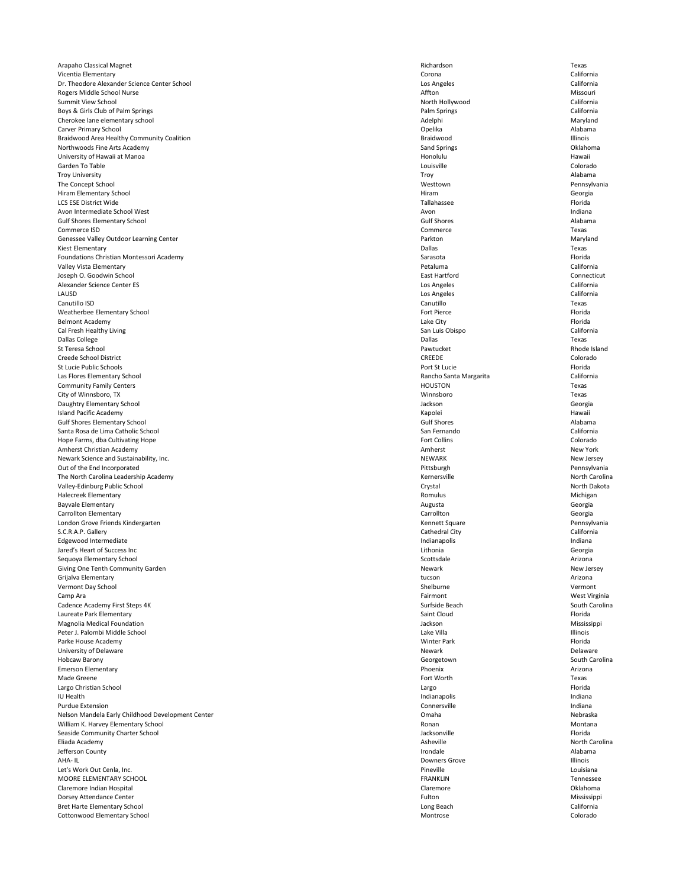| | | |
|---|---|---|
| Arapaho Classical Magnet | Richardson | Texas |
| Vicentia Elementary | Corona | California |
| Dr. Theodore Alexander Science Center School | Los Angeles | California |
| Rogers Middle School Nurse | Affton | Missouri |
| Summit View School | North Hollywood | California |
| Boys & Girls Club of Palm Springs | Palm Springs | California |
| Cherokee lane elementary school | Adelphi | Maryland |
| Carver Primary School | Opelika | Alabama |
| Braidwood Area Healthy Community Coalition | Braidwood | Illinois |
| Northwoods Fine Arts Academy | Sand Springs | Oklahoma |
| University of Hawaii at Manoa | Honolulu | Hawaii |
| Garden To Table | Louisville | Colorado |
| Troy University | Troy | Alabama |
| The Concept School | Westtown | Pennsylvania |
| Hiram Elementary School | Hiram | Georgia |
| LCS ESE District Wide | Tallahassee | Florida |
| Avon Intermediate School West | Avon | Indiana |
| Gulf Shores Elementary School | Gulf Shores | Alabama |
| Commerce ISD | Commerce | Texas |
| Genessee Valley Outdoor Learning Center | Parkton | Maryland |
| Kiest Elementary | Dallas | Texas |
| Foundations Christian Montessori Academy | Sarasota | Florida |
| Valley Vista Elementary | Petaluma | California |
| Joseph O. Goodwin School | East Hartford | Connecticut |
| Alexander Science Center ES | Los Angeles | California |
| LAUSD | Los Angeles | California |
| Canutillo ISD | Canutillo | Texas |
| Weatherbee Elementary School | Fort Pierce | Florida |
| Belmont Academy | Lake City | Florida |
| Cal Fresh Healthy Living | San Luis Obispo | California |
| Dallas College | Dallas | Texas |
| St Teresa School | Pawtucket | Rhode Island |
| Creede School District | CREEDE | Colorado |
| St Lucie Public Schools | Port St Lucie | Florida |
| Las Flores Elementary School | Rancho Santa Margarita | California |
| Community Family Centers | HOUSTON | Texas |
| City of Winnsboro, TX | Winnsboro | Texas |
| Daughtry Elementary School | Jackson | Georgia |
| Island Pacific Academy | Kapolei | Hawaii |
| Gulf Shores Elementary School | Gulf Shores | Alabama |
| Santa Rosa de Lima Catholic School | San Fernando | California |
| Hope Farms, dba Cultivating Hope | Fort Collins | Colorado |
| Amherst Christian Academy | Amherst | New York |
| Newark Science and Sustainability, Inc. | NEWARK | New Jersey |
| Out of the End Incorporated | Pittsburgh | Pennsylvania |
| The North Carolina Leadership Academy | Kernersville | North Carolina |
| Valley-Edinburg Public School | Crystal | North Dakota |
| Halecreek Elementary | Romulus | Michigan |
| Bayvale Elementary | Augusta | Georgia |
| Carrollton Elementary | Carrollton | Georgia |
| London Grove Friends Kindergarten | Kennett Square | Pennsylvania |
| S.C.R.A.P. Gallery | Cathedral City | California |
| Edgewood Intermediate | Indianapolis | Indiana |
| Jared's Heart of Success Inc | Lithonia | Georgia |
| Sequoya Elementary School | Scottsdale | Arizona |
| Giving One Tenth Community Garden | Newark | New Jersey |
| Grijalva Elementary | tucson | Arizona |
| Vermont Day School | Shelburne | Vermont |
| Camp Ara | Fairmont | West Virginia |
| Cadence Academy First Steps 4K | Surfside Beach | South Carolina |
| Laureate Park Elementary | Saint Cloud | Florida |
| Magnolia Medical Foundation | Jackson | Mississippi |
| Peter J. Palombi Middle School | Lake Villa | Illinois |
| Parke House Academy | Winter Park | Florida |
| University of Delaware | Newark | Delaware |
| Hobcaw Barony | Georgetown | South Carolina |
| Emerson Elementary | Phoenix | Arizona |
| Made Greene | Fort Worth | Texas |
| Largo Christian School | Largo | Florida |
| IU Health | Indianapolis | Indiana |
| Purdue Extension | Connersville | Indiana |
| Nelson Mandela Early Childhood Development Center | Omaha | Nebraska |
| William K. Harvey Elementary School | Ronan | Montana |
| Seaside Community Charter School | Jacksonville | Florida |
| Eliada Academy | Asheville | North Carolina |
| Jefferson County | Irondale | Alabama |
| AHA- IL | Downers Grove | Illinois |
| Let's Work Out Cenla, Inc. | Pineville | Louisiana |
| MOORE ELEMENTARY SCHOOL | FRANKLIN | Tennessee |
| Claremore Indian Hospital | Claremore | Oklahoma |
| Dorsey Attendance Center | Fulton | Mississippi |
| Bret Harte Elementary School | Long Beach | California |
| Cottonwood Elementary School | Montrose | Colorado |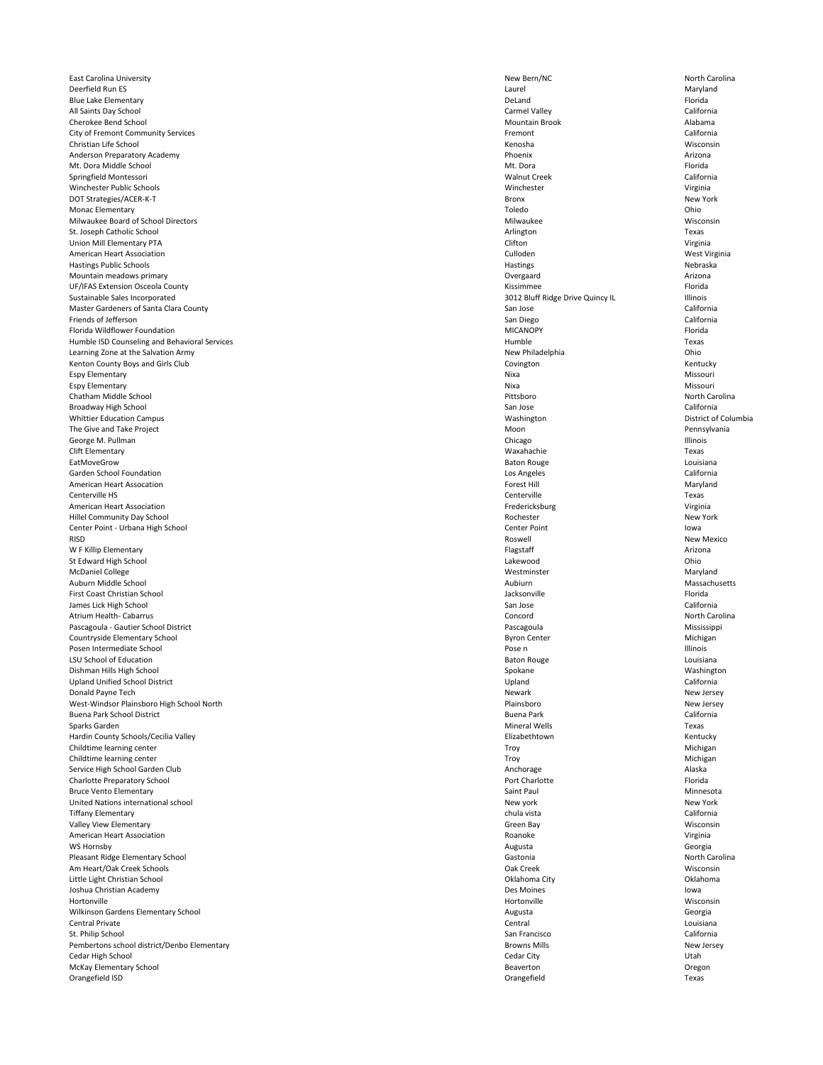| | | |
|---|---|---|
| East Carolina University | New Bern/NC | North Carolina |
| Deerfield Run ES | Laurel | Maryland |
| Blue Lake Elementary | DeLand | Florida |
| All Saints Day School | Carmel Valley | California |
| Cherokee Bend School | Mountain Brook | Alabama |
| City of Fremont Community Services | Fremont | California |
| Christian Life School | Kenosha | Wisconsin |
| Anderson Preparatory Academy | Phoenix | Arizona |
| Mt. Dora Middle School | Mt. Dora | Florida |
| Springfield Montessori | Walnut Creek | California |
| Winchester Public Schools | Winchester | Virginia |
| DOT Strategies/ACER-K-T | Bronx | New York |
| Monac Elementary | Toledo | Ohio |
| Milwaukee Board of School Directors | Milwaukee | Wisconsin |
| St. Joseph Catholic School | Arlington | Texas |
| Union Mill Elementary PTA | Clifton | Virginia |
| American Heart Association | Culloden | West Virginia |
| Hastings Public Schools | Hastings | Nebraska |
| Mountain meadows primary | Overgaard | Arizona |
| UF/IFAS Extension Osceola County | Kissimmee | Florida |
| Sustainable Sales Incorporated | 3012 Bluff Ridge Drive Quincy IL | Illinois |
| Master Gardeners of Santa Clara County | San Jose | California |
| Friends of Jefferson | San Diego | California |
| Florida Wildflower Foundation | MICANOPY | Florida |
| Humble ISD Counseling and Behavioral Services | Humble | Texas |
| Learning Zone at the Salvation Army | New Philadelphia | Ohio |
| Kenton County Boys and Girls Club | Covington | Kentucky |
| Espy Elementary | Nixa | Missouri |
| Espy Elementary | Nixa | Missouri |
| Chatham Middle School | Pittsboro | North Carolina |
| Broadway High School | San Jose | California |
| Whittier Education Campus | Washington | District of Columbia |
| The Give and Take Project | Moon | Pennsylvania |
| George M. Pullman | Chicago | Illinois |
| Clift Elementary | Waxahachie | Texas |
| EatMoveGrow | Baton Rouge | Louisiana |
| Garden School Foundation | Los Angeles | California |
| American Heart Assocation | Forest Hill | Maryland |
| Centerville HS | Centerville | Texas |
| American Heart Association | Fredericksburg | Virginia |
| Hillel Community Day School | Rochester | New York |
| Center Point - Urbana High School | Center Point | Iowa |
| RISD | Roswell | New Mexico |
| W F Killip Elementary | Flagstaff | Arizona |
| St Edward High School | Lakewood | Ohio |
| McDaniel College | Westminster | Maryland |
| Auburn Middle School | Aubiurn | Massachusetts |
| First Coast Christian School | Jacksonville | Florida |
| James Lick High School | San Jose | California |
| Atrium Health- Cabarrus | Concord | North Carolina |
| Pascagoula - Gautier School District | Pascagoula | Mississippi |
| Countryside Elementary School | Byron Center | Michigan |
| Posen Intermediate School | Pose n | Illinois |
| LSU School of Education | Baton Rouge | Louisiana |
| Dishman Hills High School | Spokane | Washington |
| Upland Unified School District | Upland | California |
| Donald Payne Tech | Newark | New Jersey |
| West-Windsor Plainsboro High School North | Plainsboro | New Jersey |
| Buena Park School District | Buena Park | California |
| Sparks Garden | Mineral Wells | Texas |
| Hardin County Schools/Cecilia Valley | Elizabethtown | Kentucky |
| Childtime learning center | Troy | Michigan |
| Childtime learning center | Troy | Michigan |
| Service High School Garden Club | Anchorage | Alaska |
| Charlotte Preparatory School | Port Charlotte | Florida |
| Bruce Vento Elementary | Saint Paul | Minnesota |
| United Nations international school | New york | New York |
| Tiffany Elementary | chula vista | California |
| Valley View Elementary | Green Bay | Wisconsin |
| American Heart Association | Roanoke | Virginia |
| WS Hornsby | Augusta | Georgia |
| Pleasant Ridge Elementary School | Gastonia | North Carolina |
| Am Heart/Oak Creek Schools | Oak Creek | Wisconsin |
| Little Light Christian School | Oklahoma City | Oklahoma |
| Joshua Christian Academy | Des Moines | Iowa |
| Hortonville | Hortonville | Wisconsin |
| Wilkinson Gardens Elementary School | Augusta | Georgia |
| Central Private | Central | Louisiana |
| St. Philip School | San Francisco | California |
| Pembertons school district/Denbo Elementary | Browns Mills | New Jersey |
| Cedar High School | Cedar City | Utah |
| McKay Elementary School | Beaverton | Oregon |
| Orangefield ISD | Orangefield | Texas |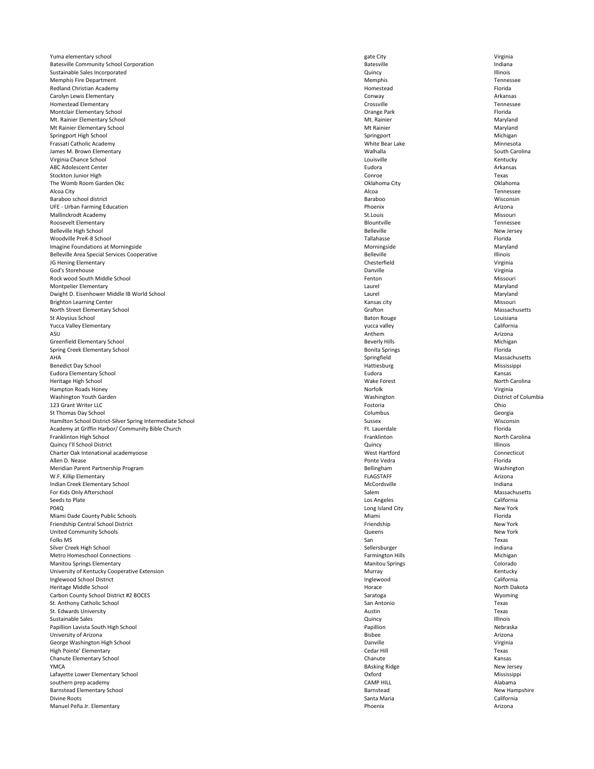| | | |
|---|---|---|
| Yuma elementary school | gate City | Virginia |
| Batesville Community School Corporation | Batesville | Indiana |
| Sustainable Sales Incorporated | Quincy | Illinois |
| Memphis Fire Department | Memphis | Tennessee |
| Redland Christian Academy | Homestead | Florida |
| Carolyn Lewis Elementary | Conway | Arkansas |
| Homestead Elementary | Crossville | Tennessee |
| Montclair Elementary School | Orange Park | Florida |
| Mt. Rainier Elementary School | Mt. Rainier | Maryland |
| Mt Rainier Elementary School | Mt Rainier | Maryland |
| Springport High School | Springport | Michigan |
| Frassati Catholic Academy | White Bear Lake | Minnesota |
| James M. Brown Elementary | Walhalla | South Carolina |
| Virginia Chance School | Louisville | Kentucky |
| ABC Adolescent Center | Eudora | Arkansas |
| Stockton Junior High | Conroe | Texas |
| The Womb Room Garden Okc | Oklahoma City | Oklahoma |
| Alcoa City | Alcoa | Tennessee |
| Baraboo school district | Baraboo | Wisconsin |
| UFE - Urban Farming Education | Phoenix | Arizona |
| Mallinckrodt Academy | St.Louis | Missouri |
| Roosevelt Elementary | Blountville | Tennessee |
| Belleville High School | Belleville | New Jersey |
| Woodville PreK-8 School | Tallahasse | Florida |
| Imagine Foundations at Morningside | Morningside | Maryland |
| Belleville Area Special Services Cooperative | Belleville | Illinois |
| JG Hening Elementary | Chesterfield | Virginia |
| God's Storehouse | Danville | Virginia |
| Rock wood South Middle School | Fenton | Missouri |
| Montpelier Elementary | Laurel | Maryland |
| Dwight D. Eisenhower Middle IB World School | Laurel | Maryland |
| Brighton Learning Center | Kansas city | Missouri |
| North Street Elementary School | Grafton | Massachusetts |
| St Aloysius School | Baton Rouge | Louisiana |
| Yucca Valley Elementary | yucca valley | California |
| ASU | Anthem | Arizona |
| Greenfield Elementary School | Beverly Hills | Michigan |
| Spring Creek Elementary School | Bonita Springs | Florida |
| AHA | Springfield | Massachusetts |
| Benedict Day School | Hattiesburg | Mississippi |
| Eudora Elementary School | Eudora | Kansas |
| Heritage High School | Wake Forest | North Carolina |
| Hampton Roads Honey | Norfolk | Virginia |
| Washington Youth Garden | Washington | District of Columbia |
| 123 Grant Writer LLC | Fostoria | Ohio |
| St Thomas Day School | Columbus | Georgia |
| Hamilton School District-Silver Spring Intermediate School | Sussex | Wisconsin |
| Academy at Griffin Harbor/ Community Bible Church | Ft. Lauerdale | Florida |
| Franklinton High School | Franklinton | North Carolina |
| Quincy I'll School District | Quincy | Illinois |
| Charter Oak Intenational academyoose | West Hartford | Connecticut |
| Allen D. Nease | Ponte Vedra | Florida |
| Meridian Parent Partnership Program | Bellingham | Washington |
| W.F. Killip Elementary | FLAGSTAFF | Arizona |
| Indian Creek Elementary School | McCordsville | Indiana |
| For Kids Only Afterschool | Salem | Massachusetts |
| Seeds to Plate | Los Angeles | California |
| P04Q | Long Island City | New York |
| Miami Dade County Public Schools | Miami | Florida |
| Friendship Central School District | Friendship | New York |
| United Community Schools | Queens | New York |
| Folks MS | San | Texas |
| Silver Creek High School | Sellersburger | Indiana |
| Metro Homeschool Connections | Farmington Hills | Michigan |
| Manitou Springs Elementary | Manitou Springs | Colorado |
| University of Kentucky Cooperative Extension | Murray | Kentucky |
| Inglewood School District | Inglewood | California |
| Heritage Middle School | Horace | North Dakota |
| Carbon County School District #2 BOCES | Saratoga | Wyoming |
| St. Anthony Catholic School | San Antonio | Texas |
| St. Edwards University | Austin | Texas |
| Sustainable Sales | Quincy | Illinois |
| Papillion Lavista South High School | Papillion | Nebraska |
| University of Arizona | Bisbee | Arizona |
| George Washington High School | Danville | Virginia |
| High Pointe' Elementary | Cedar Hill | Texas |
| Chanute Elementary School | Chanute | Kansas |
| YMCA | BAsking Ridge | New Jersey |
| Lafayette Lower Elementary School | Oxford | Mississippi |
| southern prep academy | CAMP HILL | Alabama |
| Barnstead Elementary School | Barnstead | New Hampshire |
| Divine Roots | Santa Maria | California |
| Manuel Peña Jr. Elementary | Phoenix | Arizona |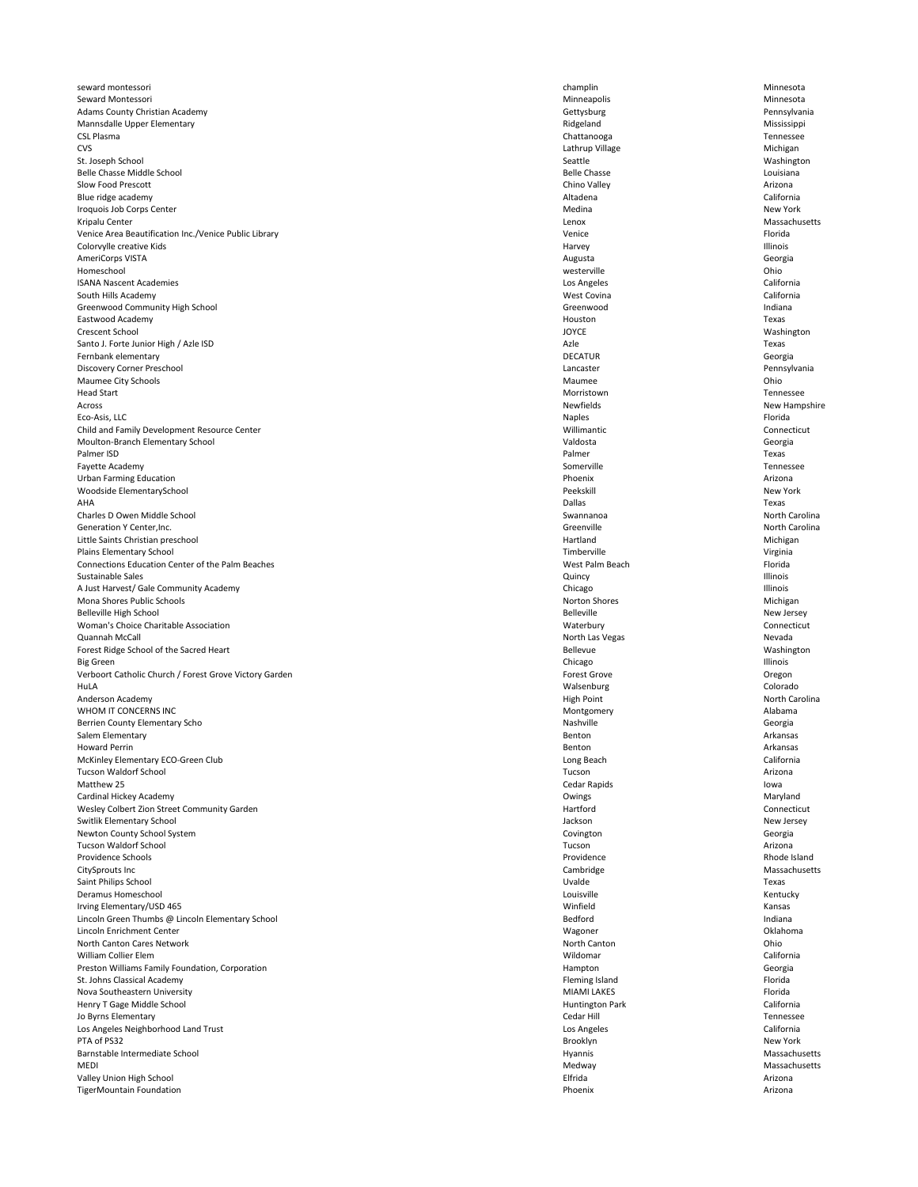| | | |
|---|---|---|
| seward montessori | champlin | Minnesota |
| Seward Montessori | Minneapolis | Minnesota |
| Adams County Christian Academy | Gettysburg | Pennsylvania |
| Mannsdalle Upper Elementary | Ridgeland | Mississippi |
| CSL Plasma | Chattanooga | Tennessee |
| CVS | Lathrup Village | Michigan |
| St. Joseph School | Seattle | Washington |
| Belle Chasse Middle School | Belle Chasse | Louisiana |
| Slow Food Prescott | Chino Valley | Arizona |
| Blue ridge academy | Altadena | California |
| Iroquois Job Corps Center | Medina | New York |
| Kripalu Center | Lenox | Massachusetts |
| Venice Area Beautification Inc./Venice Public Library | Venice | Florida |
| Colorvylle creative Kids | Harvey | Illinois |
| AmeriCorps VISTA | Augusta | Georgia |
| Homeschool | westerville | Ohio |
| ISANA Nascent Academies | Los Angeles | California |
| South Hills Academy | West Covina | California |
| Greenwood Community High School | Greenwood | Indiana |
| Eastwood Academy | Houston | Texas |
| Crescent School | JOYCE | Washington |
| Santo J. Forte Junior High / Azle ISD | Azle | Texas |
| Fernbank elementary | DECATUR | Georgia |
| Discovery Corner Preschool | Lancaster | Pennsylvania |
| Maumee City Schools | Maumee | Ohio |
| Head Start | Morristown | Tennessee |
| Across | Newfields | New Hampshire |
| Eco-Asis, LLC | Naples | Florida |
| Child and Family Development Resource Center | Willimantic | Connecticut |
| Moulton-Branch Elementary School | Valdosta | Georgia |
| Palmer ISD | Palmer | Texas |
| Fayette Academy | Somerville | Tennessee |
| Urban Farming Education | Phoenix | Arizona |
| Woodside ElementarySchool | Peekskill | New York |
| AHA | Dallas | Texas |
| Charles D Owen Middle School | Swannanoa | North Carolina |
| Generation Y Center,Inc. | Greenville | North Carolina |
| Little Saints Christian preschool | Hartland | Michigan |
| Plains Elementary School | Timberville | Virginia |
| Connections Education Center of the Palm Beaches | West Palm Beach | Florida |
| Sustainable Sales | Quincy | Illinois |
| A Just Harvest/ Gale Community Academy | Chicago | Illinois |
| Mona Shores Public Schools | Norton Shores | Michigan |
| Belleville High School | Belleville | New Jersey |
| Woman's Choice Charitable Association | Waterbury | Connecticut |
| Quannah McCall | North Las Vegas | Nevada |
| Forest Ridge School of the Sacred Heart | Bellevue | Washington |
| Big Green | Chicago | Illinois |
| Verboort Catholic Church / Forest Grove Victory Garden | Forest Grove | Oregon |
| HuLA | Walsenburg | Colorado |
| Anderson Academy | High Point | North Carolina |
| WHOM IT CONCERNS INC | Montgomery | Alabama |
| Berrien County Elementary Scho | Nashville | Georgia |
| Salem Elementary | Benton | Arkansas |
| Howard Perrin | Benton | Arkansas |
| McKinley Elementary ECO-Green Club | Long Beach | California |
| Tucson Waldorf School | Tucson | Arizona |
| Matthew 25 | Cedar Rapids | Iowa |
| Cardinal Hickey Academy | Owings | Maryland |
| Wesley Colbert Zion Street Community Garden | Hartford | Connecticut |
| Switlik Elementary School | Jackson | New Jersey |
| Newton County School System | Covington | Georgia |
| Tucson Waldorf School | Tucson | Arizona |
| Providence Schools | Providence | Rhode Island |
| CitySprouts Inc | Cambridge | Massachusetts |
| Saint Philips School | Uvalde | Texas |
| Deramus Homeschool | Louisville | Kentucky |
| Irving Elementary/USD 465 | Winfield | Kansas |
| Lincoln Green Thumbs @ Lincoln Elementary School | Bedford | Indiana |
| Lincoln Enrichment Center | Wagoner | Oklahoma |
| North Canton Cares Network | North Canton | Ohio |
| William Collier Elem | Wildomar | California |
| Preston Williams Family Foundation, Corporation | Hampton | Georgia |
| St. Johns Classical Academy | Fleming Island | Florida |
| Nova Southeastern University | MIAMI LAKES | Florida |
| Henry T Gage Middle School | Huntington Park | California |
| Jo Byrns Elementary | Cedar Hill | Tennessee |
| Los Angeles Neighborhood Land Trust | Los Angeles | California |
| PTA of PS32 | Brooklyn | New York |
| Barnstable Intermediate School | Hyannis | Massachusetts |
| MEDI | Medway | Massachusetts |
| Valley Union High School | Elfrida | Arizona |
| TigerMountain Foundation | Phoenix | Arizona |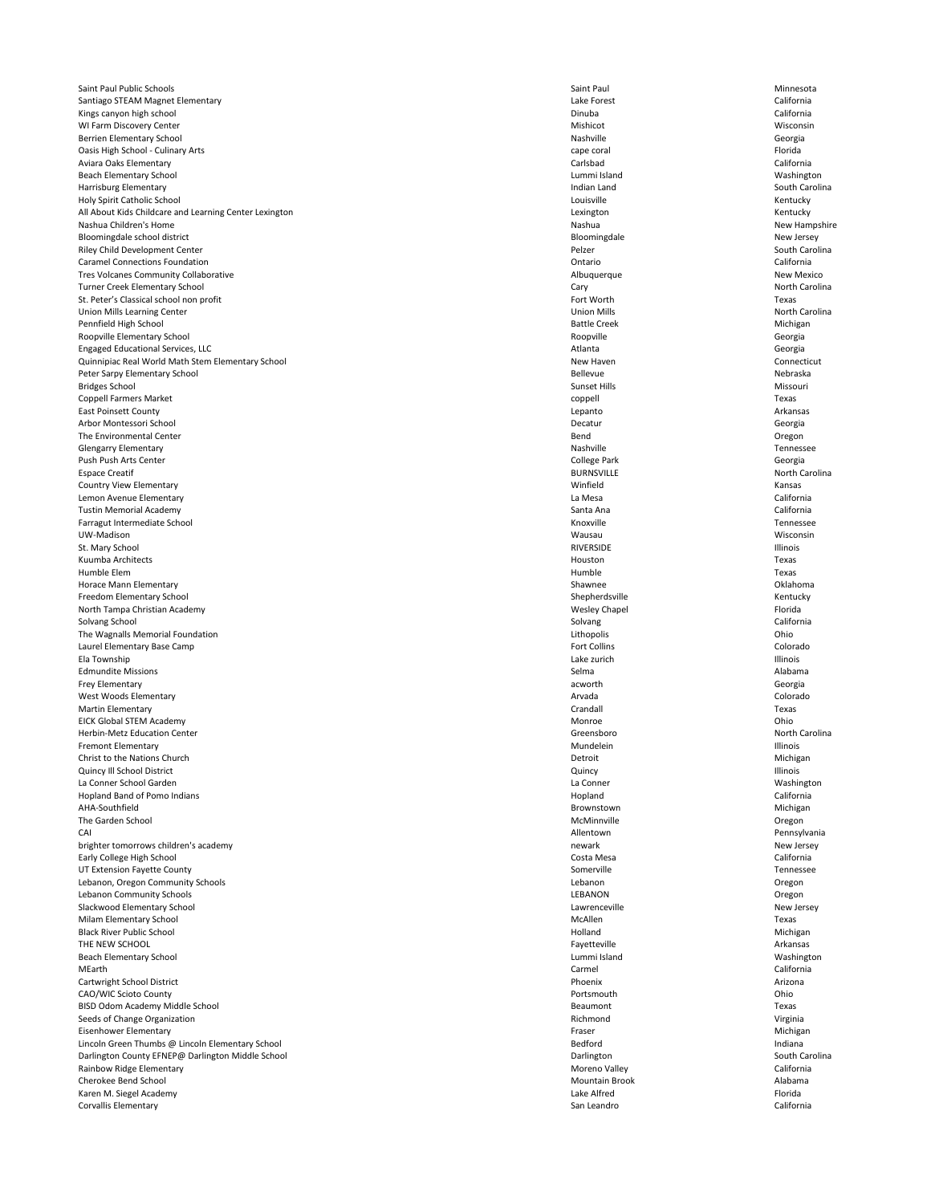| | | |
|---|---|---|
| Saint Paul Public Schools | Saint Paul | Minnesota |
| Santiago STEAM Magnet Elementary | Lake Forest | California |
| Kings canyon high school | Dinuba | California |
| WI Farm Discovery Center | Mishicot | Wisconsin |
| Berrien Elementary School | Nashville | Georgia |
| Oasis High School - Culinary Arts | cape coral | Florida |
| Aviara Oaks Elementary | Carlsbad | California |
| Beach Elementary School | Lummi Island | Washington |
| Harrisburg Elementary | Indian Land | South Carolina |
| Holy Spirit Catholic School | Louisville | Kentucky |
| All About Kids Childcare and Learning Center Lexington | Lexington | Kentucky |
| Nashua Children's Home | Nashua | New Hampshire |
| Bloomingdale school district | Bloomingdale | New Jersey |
| Riley Child Development Center | Pelzer | South Carolina |
| Caramel Connections Foundation | Ontario | California |
| Tres Volcanes Community Collaborative | Albuquerque | New Mexico |
| Turner Creek Elementary School | Cary | North Carolina |
| St. Peter's Classical school non profit | Fort Worth | Texas |
| Union Mills Learning Center | Union Mills | North Carolina |
| Pennfield High School | Battle Creek | Michigan |
| Roopville Elementary School | Roopville | Georgia |
| Engaged Educational Services, LLC | Atlanta | Georgia |
| Quinnipiac Real World Math Stem Elementary School | New Haven | Connecticut |
| Peter Sarpy Elementary School | Bellevue | Nebraska |
| Bridges School | Sunset Hills | Missouri |
| Coppell Farmers Market | coppell | Texas |
| East Poinsett County | Lepanto | Arkansas |
| Arbor Montessori School | Decatur | Georgia |
| The Environmental Center | Bend | Oregon |
| Glengarry Elementary | Nashville | Tennessee |
| Push Push Arts Center | College Park | Georgia |
| Espace Creatif | BURNSVILLE | North Carolina |
| Country View Elementary | Winfield | Kansas |
| Lemon Avenue Elementary | La Mesa | California |
| Tustin Memorial Academy | Santa Ana | California |
| Farragut Intermediate School | Knoxville | Tennessee |
| UW-Madison | Wausau | Wisconsin |
| St. Mary School | RIVERSIDE | Illinois |
| Kuumba Architects | Houston | Texas |
| Humble Elem | Humble | Texas |
| Horace Mann Elementary | Shawnee | Oklahoma |
| Freedom Elementary School | Shepherdsville | Kentucky |
| North Tampa Christian Academy | Wesley Chapel | Florida |
| Solvang School | Solvang | California |
| The Wagnalls Memorial Foundation | Lithopolis | Ohio |
| Laurel Elementary Base Camp | Fort Collins | Colorado |
| Ela Township | Lake zurich | Illinois |
| Edmundite Missions | Selma | Alabama |
| Frey Elementary | acworth | Georgia |
| West Woods Elementary | Arvada | Colorado |
| Martin Elementary | Crandall | Texas |
| EICK Global STEM Academy | Monroe | Ohio |
| Herbin-Metz Education Center | Greensboro | North Carolina |
| Fremont Elementary | Mundelein | Illinois |
| Christ to the Nations Church | Detroit | Michigan |
| Quincy Ill School District | Quincy | Illinois |
| La Conner School Garden | La Conner | Washington |
| Hopland Band of Pomo Indians | Hopland | California |
| AHA-Southfield | Brownstown | Michigan |
| The Garden School | McMinnville | Oregon |
| CAI | Allentown | Pennsylvania |
| brighter tomorrows children's academy | newark | New Jersey |
| Early College High School | Costa Mesa | California |
| UT Extension Fayette County | Somerville | Tennessee |
| Lebanon, Oregon Community Schools | Lebanon | Oregon |
| Lebanon Community Schools | LEBANON | Oregon |
| Slackwood Elementary School | Lawrenceville | New Jersey |
| Milam Elementary School | McAllen | Texas |
| Black River Public School | Holland | Michigan |
| THE NEW SCHOOL | Fayetteville | Arkansas |
| Beach Elementary School | Lummi Island | Washington |
| MEarth | Carmel | California |
| Cartwright School District | Phoenix | Arizona |
| CAO/WIC Scioto County | Portsmouth | Ohio |
| BISD Odom Academy Middle School | Beaumont | Texas |
| Seeds of Change Organization | Richmond | Virginia |
| Eisenhower Elementary | Fraser | Michigan |
| Lincoln Green Thumbs @ Lincoln Elementary School | Bedford | Indiana |
| Darlington County EFNEP@ Darlington Middle School | Darlington | South Carolina |
| Rainbow Ridge Elementary | Moreno Valley | California |
| Cherokee Bend School | Mountain Brook | Alabama |
| Karen M. Siegel Academy | Lake Alfred | Florida |
| Corvallis Elementary | San Leandro | California |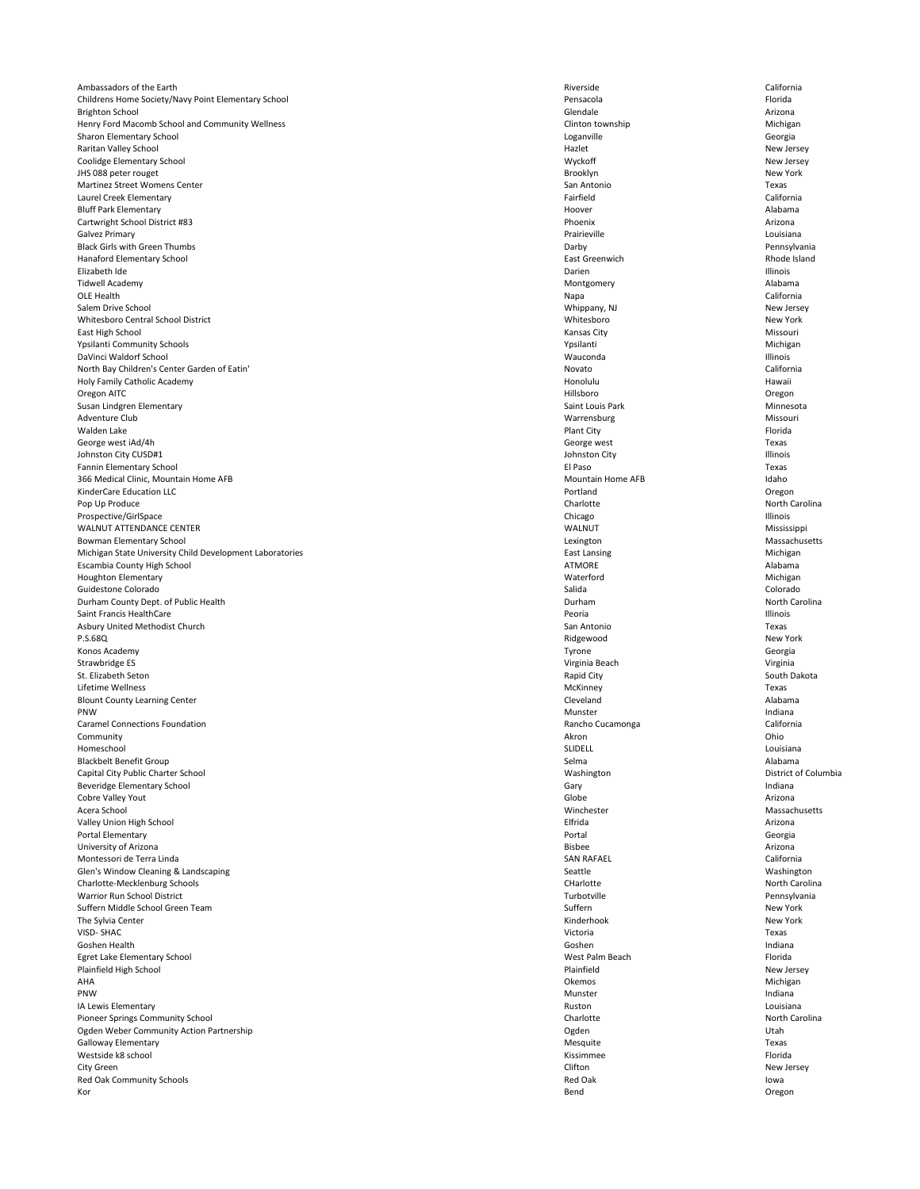| | | |
|---|---|---|
| Ambassadors of the Earth | Riverside | California |
| Childrens Home Society/Navy Point Elementary School | Pensacola | Florida |
| Brighton School | Glendale | Arizona |
| Henry Ford Macomb School and Community Wellness | Clinton township | Michigan |
| Sharon Elementary School | Loganville | Georgia |
| Raritan Valley School | Hazlet | New Jersey |
| Coolidge Elementary School | Wyckoff | New Jersey |
| JHS 088 peter rouget | Brooklyn | New York |
| Martinez Street Womens Center | San Antonio | Texas |
| Laurel Creek Elementary | Fairfield | California |
| Bluff Park Elementary | Hoover | Alabama |
| Cartwright School District #83 | Phoenix | Arizona |
| Galvez Primary | Prairieville | Louisiana |
| Black Girls with Green Thumbs | Darby | Pennsylvania |
| Hanaford Elementary School | East Greenwich | Rhode Island |
| Elizabeth Ide | Darien | Illinois |
| Tidwell Academy | Montgomery | Alabama |
| OLE Health | Napa | California |
| Salem Drive School | Whippany, NJ | New Jersey |
| Whitesboro Central School District | Whitesboro | New York |
| East High School | Kansas City | Missouri |
| Ypsilanti Community Schools | Ypsilanti | Michigan |
| DaVinci Waldorf School | Wauconda | Illinois |
| North Bay Children's Center Garden of Eatin' | Novato | California |
| Holy Family Catholic Academy | Honolulu | Hawaii |
| Oregon AITC | Hillsboro | Oregon |
| Susan Lindgren Elementary | Saint Louis Park | Minnesota |
| Adventure Club | Warrensburg | Missouri |
| Walden Lake | Plant City | Florida |
| George west iAd/4h | George west | Texas |
| Johnston City CUSD#1 | Johnston City | Illinois |
| Fannin Elementary School | El Paso | Texas |
| 366 Medical Clinic, Mountain Home AFB | Mountain Home AFB | Idaho |
| KinderCare Education LLC | Portland | Oregon |
| Pop Up Produce | Charlotte | North Carolina |
| Prospective/GirlSpace | Chicago | Illinois |
| WALNUT ATTENDANCE CENTER | WALNUT | Mississippi |
| Bowman Elementary School | Lexington | Massachusetts |
| Michigan State University Child Development Laboratories | East Lansing | Michigan |
| Escambia County High School | ATMORE | Alabama |
| Houghton Elementary | Waterford | Michigan |
| Guidestone Colorado | Salida | Colorado |
| Durham County Dept. of Public Health | Durham | North Carolina |
| Saint Francis HealthCare | Peoria | Illinois |
| Asbury United Methodist Church | San Antonio | Texas |
| P.S.68Q | Ridgewood | New York |
| Konos Academy | Tyrone | Georgia |
| Strawbridge ES | Virginia Beach | Virginia |
| St. Elizabeth Seton | Rapid City | South Dakota |
| Lifetime Wellness | McKinney | Texas |
| Blount County Learning Center | Cleveland | Alabama |
| PNW | Munster | Indiana |
| Caramel Connections Foundation | Rancho Cucamonga | California |
| Community | Akron | Ohio |
| Homeschool | SLIDELL | Louisiana |
| Blackbelt Benefit Group | Selma | Alabama |
| Capital City Public Charter School | Washington | District of Columbia |
| Beveridge Elementary School | Gary | Indiana |
| Cobre Valley Yout | Globe | Arizona |
| Acera School | Winchester | Massachusetts |
| Valley Union High School | Elfrida | Arizona |
| Portal Elementary | Portal | Georgia |
| University of Arizona | Bisbee | Arizona |
| Montessori de Terra Linda | SAN RAFAEL | California |
| Glen's Window Cleaning & Landscaping | Seattle | Washington |
| Charlotte-Mecklenburg Schools | CHarlotte | North Carolina |
| Warrior Run School District | Turbotville | Pennsylvania |
| Suffern Middle School Green Team | Suffern | New York |
| The Sylvia Center | Kinderhook | New York |
| VISD- SHAC | Victoria | Texas |
| Goshen Health | Goshen | Indiana |
| Egret Lake Elementary School | West Palm Beach | Florida |
| Plainfield High School | Plainfield | New Jersey |
| AHA | Okemos | Michigan |
| PNW | Munster | Indiana |
| IA Lewis Elementary | Ruston | Louisiana |
| Pioneer Springs Community School | Charlotte | North Carolina |
| Ogden Weber Community Action Partnership | Ogden | Utah |
| Galloway Elementary | Mesquite | Texas |
| Westside k8 school | Kissimmee | Florida |
| City Green | Clifton | New Jersey |
| Red Oak Community Schools | Red Oak | Iowa |
| Kor | Bend | Oregon |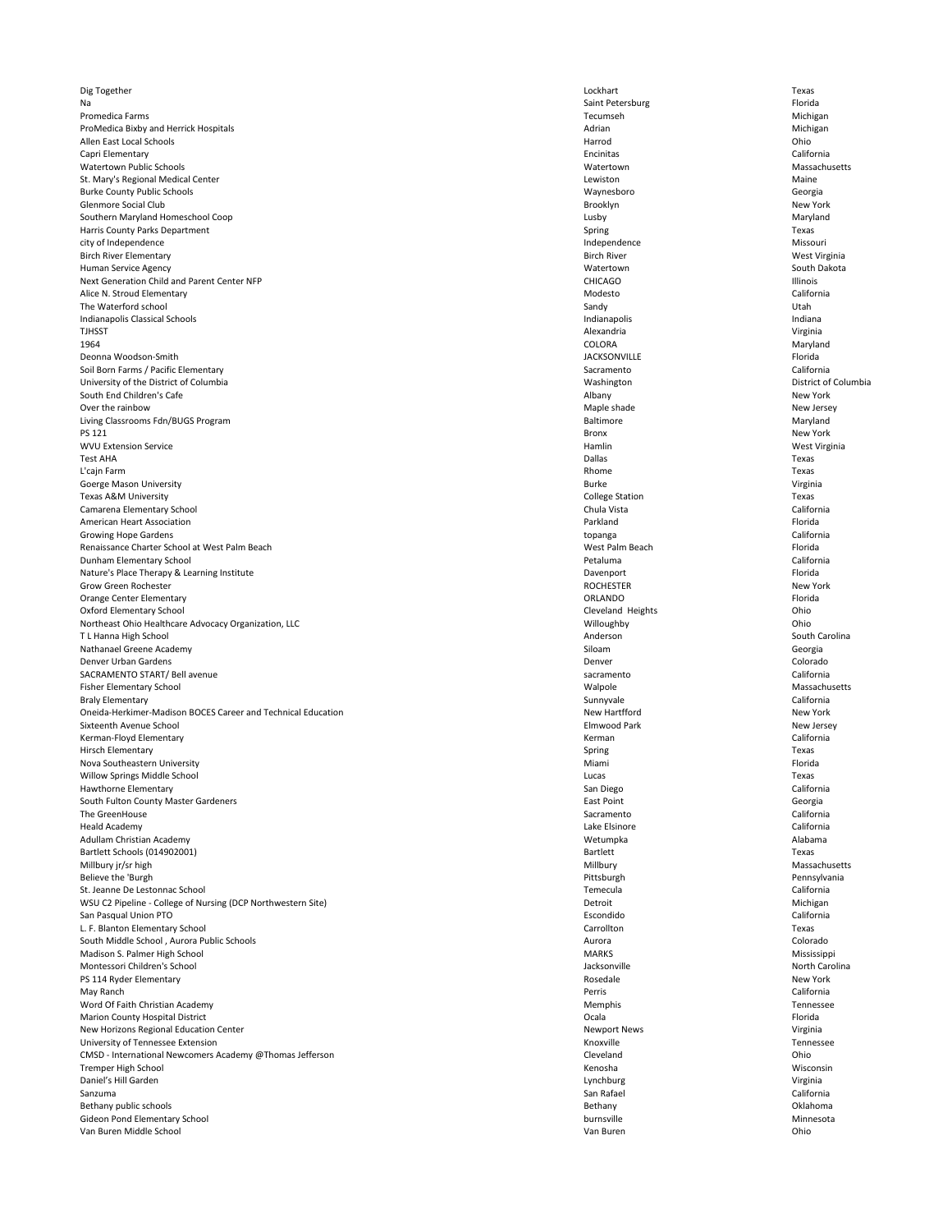| | | |
|---|---|---|
| Dig Together | Lockhart | Texas |
| Na | Saint Petersburg | Florida |
| Promedica Farms | Tecumseh | Michigan |
| ProMedica Bixby and Herrick Hospitals | Adrian | Michigan |
| Allen East Local Schools | Harrod | Ohio |
| Capri Elementary | Encinitas | California |
| Watertown Public Schools | Watertown | Massachusetts |
| St. Mary's Regional Medical Center | Lewiston | Maine |
| Burke County Public Schools | Waynesboro | Georgia |
| Glenmore Social Club | Brooklyn | New York |
| Southern Maryland Homeschool Coop | Lusby | Maryland |
| Harris County Parks Department | Spring | Texas |
| city of Independence | Independence | Missouri |
| Birch River Elementary | Birch River | West Virginia |
| Human Service Agency | Watertown | South Dakota |
| Next Generation Child and Parent Center NFP | CHICAGO | Illinois |
| Alice N. Stroud Elementary | Modesto | California |
| The Waterford school | Sandy | Utah |
| Indianapolis Classical Schools | Indianapolis | Indiana |
| TJHSST | Alexandria | Virginia |
| 1964 | COLORA | Maryland |
| Deonna Woodson-Smith | JACKSONVILLE | Florida |
| Soil Born Farms / Pacific Elementary | Sacramento | California |
| University of the District of Columbia | Washington | District of Columbia |
| South End Children's Cafe | Albany | New York |
| Over the rainbow | Maple shade | New Jersey |
| Living Classrooms Fdn/BUGS Program | Baltimore | Maryland |
| PS 121 | Bronx | New York |
| WVU Extension Service | Hamlin | West Virginia |
| Test AHA | Dallas | Texas |
| L'cajn Farm | Rhome | Texas |
| Goerge Mason University | Burke | Virginia |
| Texas A&M University | College Station | Texas |
| Camarena Elementary School | Chula Vista | California |
| American Heart Association | Parkland | Florida |
| Growing Hope Gardens | topanga | California |
| Renaissance Charter School at West Palm Beach | West Palm Beach | Florida |
| Dunham Elementary School | Petaluma | California |
| Nature's Place Therapy & Learning Institute | Davenport | Florida |
| Grow Green Rochester | ROCHESTER | New York |
| Orange Center Elementary | ORLANDO | Florida |
| Oxford Elementary School | Cleveland Heights | Ohio |
| Northeast Ohio Healthcare Advocacy Organization, LLC | Willoughby | Ohio |
| T L Hanna High School | Anderson | South Carolina |
| Nathanael Greene Academy | Siloam | Georgia |
| Denver Urban Gardens | Denver | Colorado |
| SACRAMENTO START/ Bell avenue | sacramento | California |
| Fisher Elementary School | Walpole | Massachusetts |
| Braly Elementary | Sunnyvale | California |
| Oneida-Herkimer-Madison BOCES Career and Technical Education | New Hartfford | New York |
| Sixteenth Avenue School | Elmwood Park | New Jersey |
| Kerman-Floyd Elementary | Kerman | California |
| Hirsch Elementary | Spring | Texas |
| Nova Southeastern University | Miami | Florida |
| Willow Springs Middle School | Lucas | Texas |
| Hawthorne Elementary | San Diego | California |
| South Fulton County Master Gardeners | East Point | Georgia |
| The GreenHouse | Sacramento | California |
| Heald Academy | Lake Elsinore | California |
| Adullam Christian Academy | Wetumpka | Alabama |
| Bartlett Schools (014902001) | Bartlett | Texas |
| Millbury jr/sr high | Millbury | Massachusetts |
| Believe the 'Burgh | Pittsburgh | Pennsylvania |
| St. Jeanne De Lestonnac School | Temecula | California |
| WSU C2 Pipeline - College of Nursing (DCP Northwestern Site) | Detroit | Michigan |
| San Pasqual Union PTO | Escondido | California |
| L. F. Blanton Elementary School | Carrollton | Texas |
| South Middle School , Aurora Public Schools | Aurora | Colorado |
| Madison S. Palmer High School | MARKS | Mississippi |
| Montessori Children's School | Jacksonville | North Carolina |
| PS 114 Ryder Elementary | Rosedale | New York |
| May Ranch | Perris | California |
| Word Of Faith Christian Academy | Memphis | Tennessee |
| Marion County Hospital District | Ocala | Florida |
| New Horizons Regional Education Center | Newport News | Virginia |
| University of Tennessee Extension | Knoxville | Tennessee |
| CMSD - International Newcomers Academy @Thomas Jefferson | Cleveland | Ohio |
| Tremper High School | Kenosha | Wisconsin |
| Daniel's Hill Garden | Lynchburg | Virginia |
| Sanzuma | San Rafael | California |
| Bethany public schools | Bethany | Oklahoma |
| Gideon Pond Elementary School | burnsville | Minnesota |
| Van Buren Middle School | Van Buren | Ohio |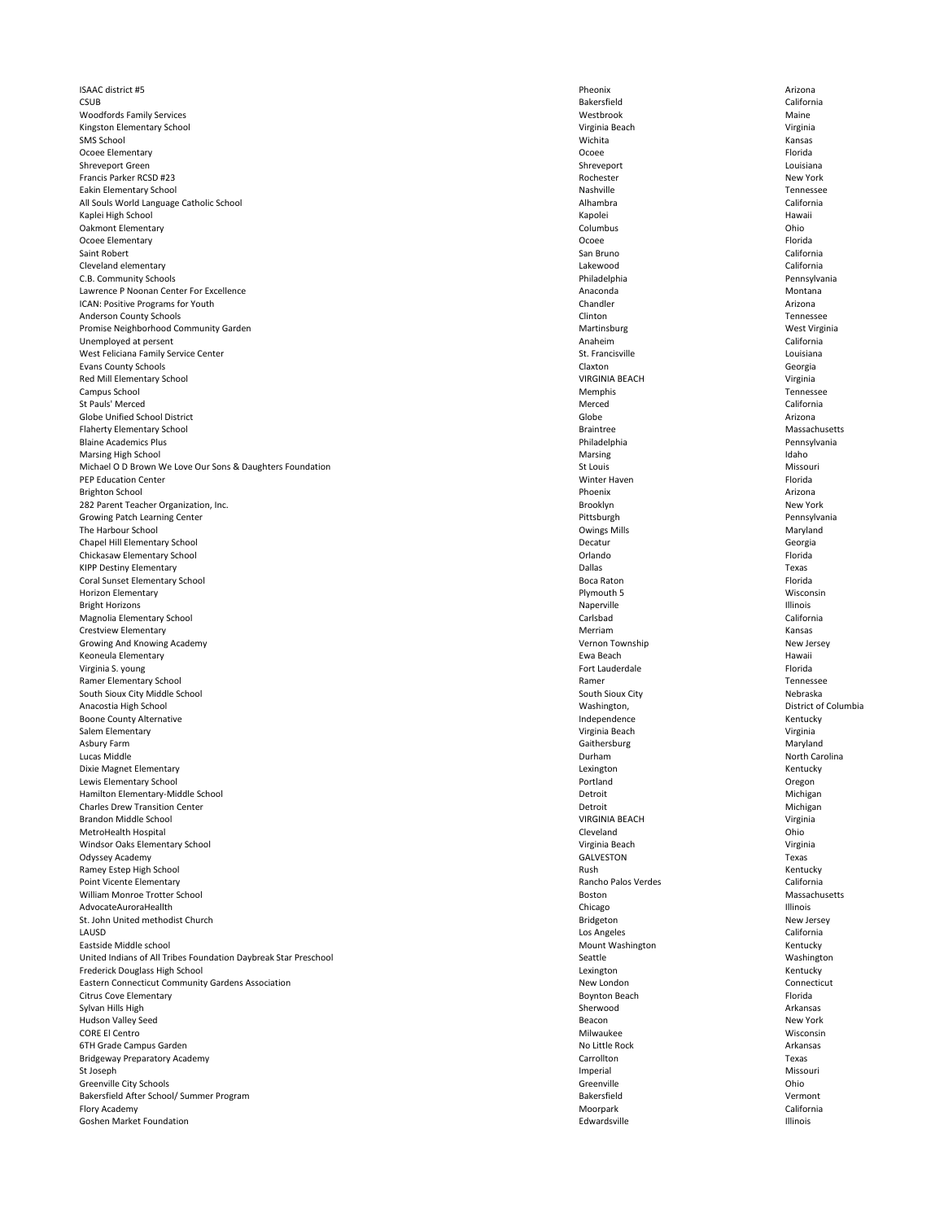| | | |
|---|---|---|
| ISAAC district #5 | Pheonix | Arizona |
| CSUB | Bakersfield | California |
| Woodfords Family Services | Westbrook | Maine |
| Kingston Elementary School | Virginia Beach | Virginia |
| SMS School | Wichita | Kansas |
| Ocoee Elementary | Ocoee | Florida |
| Shreveport Green | Shreveport | Louisiana |
| Francis Parker RCSD #23 | Rochester | New York |
| Eakin Elementary School | Nashville | Tennessee |
| All Souls World Language Catholic School | Alhambra | California |
| Kaplei High School | Kapolei | Hawaii |
| Oakmont Elementary | Columbus | Ohio |
| Ocoee Elementary | Ocoee | Florida |
| Saint Robert | San Bruno | California |
| Cleveland elementary | Lakewood | California |
| C.B. Community Schools | Philadelphia | Pennsylvania |
| Lawrence P Noonan Center For Excellence | Anaconda | Montana |
| ICAN: Positive Programs for Youth | Chandler | Arizona |
| Anderson County Schools | Clinton | Tennessee |
| Promise Neighborhood Community Garden | Martinsburg | West Virginia |
| Unemployed at persent | Anaheim | California |
| West Feliciana Family Service Center | St. Francisville | Louisiana |
| Evans County Schools | Claxton | Georgia |
| Red Mill Elementary School | VIRGINIA BEACH | Virginia |
| Campus School | Memphis | Tennessee |
| St Pauls' Merced | Merced | California |
| Globe Unified School District | Globe | Arizona |
| Flaherty Elementary School | Braintree | Massachusetts |
| Blaine Academics Plus | Philadelphia | Pennsylvania |
| Marsing High School | Marsing | Idaho |
| Michael O D Brown We Love Our Sons & Daughters Foundation | St Louis | Missouri |
| PEP Education Center | Winter Haven | Florida |
| Brighton School | Phoenix | Arizona |
| 282 Parent Teacher Organization, Inc. | Brooklyn | New York |
| Growing Patch Learning Center | Pittsburgh | Pennsylvania |
| The Harbour School | Owings Mills | Maryland |
| Chapel Hill Elementary School | Decatur | Georgia |
| Chickasaw Elementary School | Orlando | Florida |
| KIPP Destiny Elementary | Dallas | Texas |
| Coral Sunset Elementary School | Boca Raton | Florida |
| Horizon Elementary | Plymouth 5 | Wisconsin |
| Bright Horizons | Naperville | Illinois |
| Magnolia Elementary School | Carlsbad | California |
| Crestview Elementary | Merriam | Kansas |
| Growing And Knowing Academy | Vernon Township | New Jersey |
| Keoneula Elementary | Ewa Beach | Hawaii |
| Virginia S. young | Fort Lauderdale | Florida |
| Ramer Elementary School | Ramer | Tennessee |
| South Sioux City Middle School | South Sioux City | Nebraska |
| Anacostia High School | Washington, | District of Columbia |
| Boone County Alternative | Independence | Kentucky |
| Salem Elementary | Virginia Beach | Virginia |
| Asbury Farm | Gaithersburg | Maryland |
| Lucas Middle | Durham | North Carolina |
| Dixie Magnet Elementary | Lexington | Kentucky |
| Lewis Elementary School | Portland | Oregon |
| Hamilton Elementary-Middle School | Detroit | Michigan |
| Charles Drew Transition Center | Detroit | Michigan |
| Brandon Middle School | VIRGINIA BEACH | Virginia |
| MetroHealth Hospital | Cleveland | Ohio |
| Windsor Oaks Elementary School | Virginia Beach | Virginia |
| Odyssey Academy | GALVESTON | Texas |
| Ramey Estep High School | Rush | Kentucky |
| Point Vicente Elementary | Rancho Palos Verdes | California |
| William Monroe Trotter School | Boston | Massachusetts |
| AdvocateAuroraHeallth | Chicago | Illinois |
| St. John United methodist Church | Bridgeton | New Jersey |
| LAUSD | Los Angeles | California |
| Eastside Middle school | Mount Washington | Kentucky |
| United Indians of All Tribes Foundation Daybreak Star Preschool | Seattle | Washington |
| Frederick Douglass High School | Lexington | Kentucky |
| Eastern Connecticut Community Gardens Association | New London | Connecticut |
| Citrus Cove Elementary | Boynton Beach | Florida |
| Sylvan Hills High | Sherwood | Arkansas |
| Hudson Valley Seed | Beacon | New York |
| CORE El Centro | Milwaukee | Wisconsin |
| 6TH Grade Campus Garden | No Little Rock | Arkansas |
| Bridgeway Preparatory Academy | Carrollton | Texas |
| St Joseph | Imperial | Missouri |
| Greenville City Schools | Greenville | Ohio |
| Bakersfield After School/ Summer Program | Bakersfield | Vermont |
| Flory Academy | Moorpark | California |
| Goshen Market Foundation | Edwardsville | Illinois |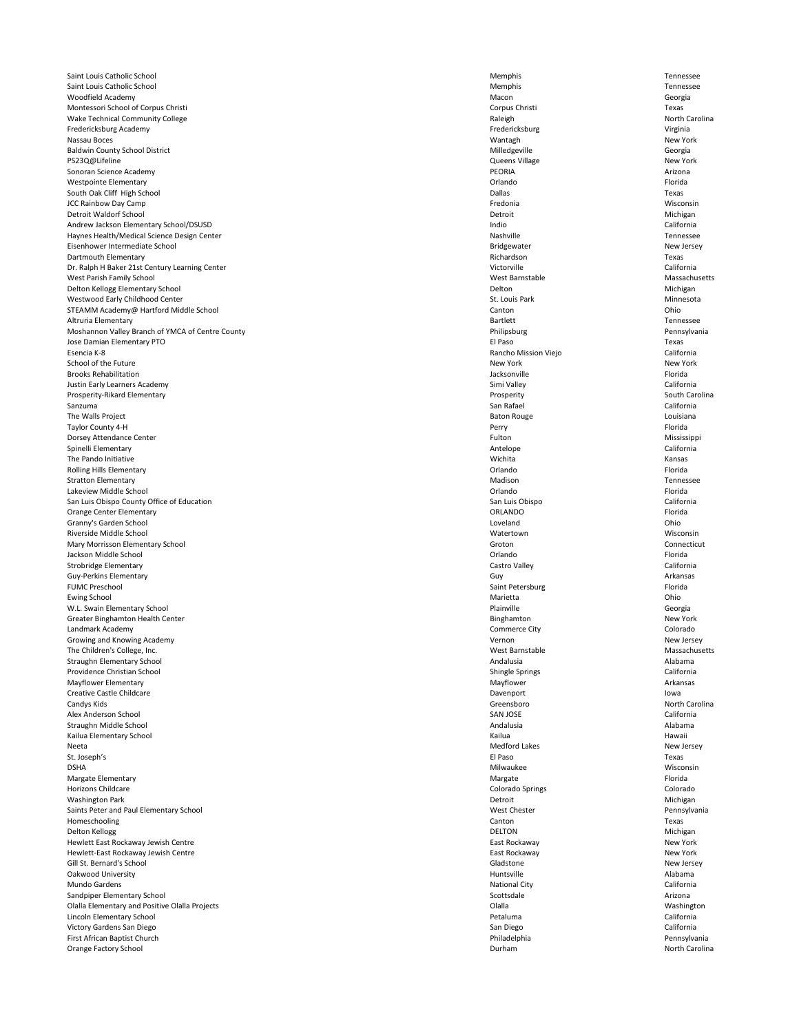| | | |
|---|---|---|
| Saint Louis Catholic School | Memphis | Tennessee |
| Saint Louis Catholic School | Memphis | Tennessee |
| Woodfield Academy | Macon | Georgia |
| Montessori School of Corpus Christi | Corpus Christi | Texas |
| Wake Technical Community College | Raleigh | North Carolina |
| Fredericksburg Academy | Fredericksburg | Virginia |
| Nassau Boces | Wantagh | New York |
| Baldwin County School District | Milledgeville | Georgia |
| PS23Q@Lifeline | Queens Village | New York |
| Sonoran Science Academy | PEORIA | Arizona |
| Westpointe Elementary | Orlando | Florida |
| South Oak Cliff High School | Dallas | Texas |
| JCC Rainbow Day Camp | Fredonia | Wisconsin |
| Detroit Waldorf School | Detroit | Michigan |
| Andrew Jackson Elementary School/DSUSD | Indio | California |
| Haynes Health/Medical Science Design Center | Nashville | Tennessee |
| Eisenhower Intermediate School | Bridgewater | New Jersey |
| Dartmouth Elementary | Richardson | Texas |
| Dr. Ralph H Baker 21st Century Learning Center | Victorville | California |
| West Parish Family School | West Barnstable | Massachusetts |
| Delton Kellogg Elementary School | Delton | Michigan |
| Westwood Early Childhood Center | St. Louis Park | Minnesota |
| STEAMM Academy@ Hartford Middle School | Canton | Ohio |
| Altruria Elementary | Bartlett | Tennessee |
| Moshannon Valley Branch of YMCA of Centre County | Philipsburg | Pennsylvania |
| Jose Damian Elementary PTO | El Paso | Texas |
| Esencia K-8 | Rancho Mission Viejo | California |
| School of the Future | New York | New York |
| Brooks Rehabilitation | Jacksonville | Florida |
| Justin Early Learners Academy | Simi Valley | California |
| Prosperity-Rikard Elementary | Prosperity | South Carolina |
| Sanzuma | San Rafael | California |
| The Walls Project | Baton Rouge | Louisiana |
| Taylor County 4-H | Perry | Florida |
| Dorsey Attendance Center | Fulton | Mississippi |
| Spinelli Elementary | Antelope | California |
| The Pando Initiative | Wichita | Kansas |
| Rolling Hills Elementary | Orlando | Florida |
| Stratton Elementary | Madison | Tennessee |
| Lakeview Middle School | Orlando | Florida |
| San Luis Obispo County Office of Education | San Luis Obispo | California |
| Orange Center Elementary | ORLANDO | Florida |
| Granny's Garden School | Loveland | Ohio |
| Riverside Middle School | Watertown | Wisconsin |
| Mary Morrisson Elementary School | Groton | Connecticut |
| Jackson Middle School | Orlando | Florida |
| Strobridge Elementary | Castro Valley | California |
| Guy-Perkins Elementary | Guy | Arkansas |
| FUMC Preschool | Saint Petersburg | Florida |
| Ewing School | Marietta | Ohio |
| W.L. Swain Elementary School | Plainville | Georgia |
| Greater Binghamton Health Center | Binghamton | New York |
| Landmark Academy | Commerce City | Colorado |
| Growing and Knowing Academy | Vernon | New Jersey |
| The Children's College, Inc. | West Barnstable | Massachusetts |
| Straughn Elementary School | Andalusia | Alabama |
| Providence Christian School | Shingle Springs | California |
| Mayflower Elementary | Mayflower | Arkansas |
| Creative Castle Childcare | Davenport | Iowa |
| Candys Kids | Greensboro | North Carolina |
| Alex Anderson School | SAN JOSE | California |
| Straughn Middle School | Andalusia | Alabama |
| Kailua Elementary School | Kailua | Hawaii |
| Neeta | Medford Lakes | New Jersey |
| St. Joseph's | El Paso | Texas |
| DSHA | Milwaukee | Wisconsin |
| Margate Elementary | Margate | Florida |
| Horizons Childcare | Colorado Springs | Colorado |
| Washington Park | Detroit | Michigan |
| Saints Peter and Paul Elementary School | West Chester | Pennsylvania |
| Homeschooling | Canton | Texas |
| Delton Kellogg | DELTON | Michigan |
| Hewlett East Rockaway Jewish Centre | East Rockaway | New York |
| Hewlett-East Rockaway Jewish Centre | East Rockaway | New York |
| Gill St. Bernard's School | Gladstone | New Jersey |
| Oakwood University | Huntsville | Alabama |
| Mundo Gardens | National City | California |
| Sandpiper Elementary School | Scottsdale | Arizona |
| Olalla Elementary and Positive Olalla Projects | Olalla | Washington |
| Lincoln Elementary School | Petaluma | California |
| Victory Gardens San Diego | San Diego | California |
| First African Baptist Church | Philadelphia | Pennsylvania |
| Orange Factory School | Durham | North Carolina |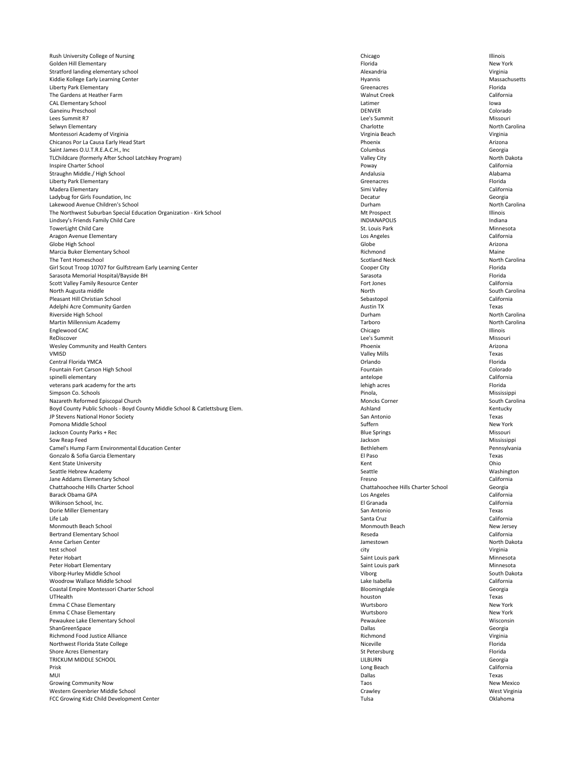| | | |
|---|---|---|
| Rush University College of Nursing | Chicago | Illinois |
| Golden Hill Elementary | Florida | New York |
| Stratford landing elementary school | Alexandria | Virginia |
| Kiddie Kollege Early Learning Center | Hyannis | Massachusetts |
| Liberty Park Elementary | Greenacres | Florida |
| The Gardens at Heather Farm | Walnut Creek | California |
| CAL Elementary School | Latimer | Iowa |
| Ganeinu Preschool | DENVER | Colorado |
| Lees Summit R7 | Lee's Summit | Missouri |
| Selwyn Elementary | Charlotte | North Carolina |
| Montessori Academy of Virginia | Virginia Beach | Virginia |
| Chicanos Por La Causa Early Head Start | Phoenix | Arizona |
| Saint James O.U.T.R.E.A.C.H., Inc | Columbus | Georgia |
| TLChildcare (formerly After School Latchkey Program) | Valley City | North Dakota |
| Inspire Charter School | Poway | California |
| Straughn Middle./ High School | Andalusia | Alabama |
| Liberty Park Elementary | Greenacres | Florida |
| Madera Elementary | Simi Valley | California |
| Ladybug for Girls Foundation, Inc | Decatur | Georgia |
| Lakewood Avenue Children's School | Durham | North Carolina |
| The Northwest Suburban Special Education Organization - Kirk School | Mt Prospect | Illinois |
| Lindsey's Friends Family Child Care | INDIANAPOLIS | Indiana |
| TowerLight Child Care | St. Louis Park | Minnesota |
| Aragon Avenue Elementary | Los Angeles | California |
| Globe High School | Globe | Arizona |
| Marcia Buker Elementary School | Richmond | Maine |
| The Tent Homeschool | Scotland Neck | North Carolina |
| Girl Scout Troop 10707 for Gulfstream Early Learning Center | Cooper City | Florida |
| Sarasota Memorial Hospital/Bayside BH | Sarasota | Florida |
| Scott Valley Family Resource Center | Fort Jones | California |
| North Augusta middle | North | South Carolina |
| Pleasant Hill Christian School | Sebastopol | California |
| Adelphi Acre Community Garden | Austin TX | Texas |
| Riverside High School | Durham | North Carolina |
| Martin Millennium Academy | Tarboro | North Carolina |
| Englewood CAC | Chicago | Illinois |
| ReDiscover | Lee's Summit | Missouri |
| Wesley Community and Health Centers | Phoenix | Arizona |
| VMISD | Valley Mills | Texas |
| Central Florida YMCA | Orlando | Florida |
| Fountain Fort Carson High School | Fountain | Colorado |
| spinelli elementary | antelope | California |
| veterans park academy for the arts | lehigh acres | Florida |
| Simpson Co. Schools | Pinola, | Mississippi |
| Nazareth Reformed Episcopal Church | Moncks Corner | South Carolina |
| Boyd County Public Schools - Boyd County Middle School & Catlettsburg Elem. | Ashland | Kentucky |
| JP Stevens National Honor Society | San Antonio | Texas |
| Pomona Middle School | Suffern | New York |
| Jackson County Parks + Rec | Blue Springs | Missouri |
| Sow Reap Feed | Jackson | Mississippi |
| Camel's Hump Farm Environmental Education Center | Bethlehem | Pennsylvania |
| Gonzalo & Sofia Garcia Elementary | El Paso | Texas |
| Kent State University | Kent | Ohio |
| Seattle Hebrew Academy | Seattle | Washington |
| Jane Addams Elementary School | Fresno | California |
| Chattahooche Hills Charter School | Chattahoochee Hills Charter School | Georgia |
| Barack Obama GPA | Los Angeles | California |
| Wilkinson School, Inc. | El Granada | California |
| Dorie Miller Elementary | San Antonio | Texas |
| Life Lab | Santa Cruz | California |
| Monmouth Beach School | Monmouth Beach | New Jersey |
| Bertrand Elementary School | Reseda | California |
| Anne Carlsen Center | Jamestown | North Dakota |
| test school | city | Virginia |
| Peter Hobart | Saint Louis park | Minnesota |
| Peter Hobart Elementary | Saint Louis park | Minnesota |
| Viborg-Hurley Middle School | Viborg | South Dakota |
| Woodrow Wallace Middle School | Lake Isabella | California |
| Coastal Empire Montessori Charter School | Bloomingdale | Georgia |
| UTHealth | houston | Texas |
| Emma C Chase Elementary | Wurtsboro | New York |
| Emma C Chase Elementary | Wurtsboro | New York |
| Pewaukee Lake Elementary School | Pewaukee | Wisconsin |
| ShanGreenSpace | Dallas | Georgia |
| Richmond Food Justice Alliance | Richmond | Virginia |
| Northwest Florida State College | Niceville | Florida |
| Shore Acres Elementary | St Petersburg | Florida |
| TRICKUM MIDDLE SCHOOL | LILBURN | Georgia |
| Prisk | Long Beach | California |
| MUI | Dallas | Texas |
| Growing Community Now | Taos | New Mexico |
| Western Greenbrier Middle School | Crawley | West Virginia |
| FCC Growing Kidz Child Development Center | Tulsa | Oklahoma |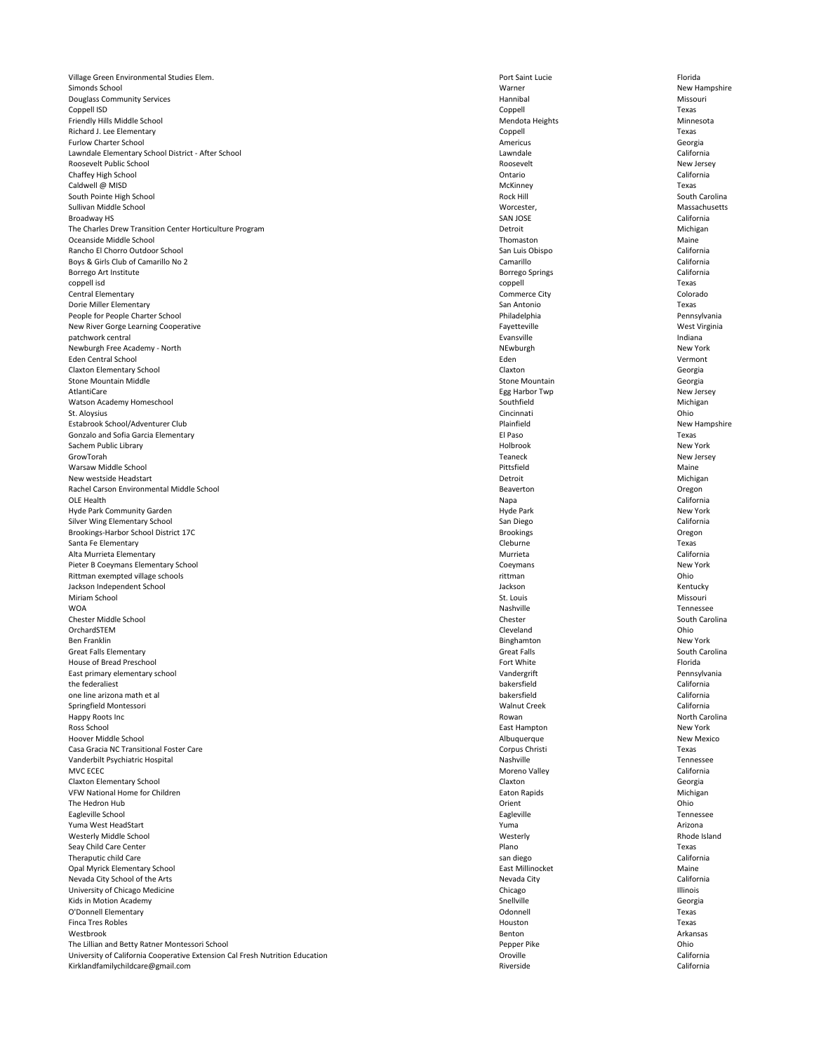| | | |
|---|---|---|
| Village Green Environmental Studies Elem. | Port Saint Lucie | Florida |
| Simonds School | Warner | New Hampshire |
| Douglass Community Services | Hannibal | Missouri |
| Coppell ISD | Coppell | Texas |
| Friendly Hills Middle School | Mendota Heights | Minnesota |
| Richard J. Lee Elementary | Coppell | Texas |
| Furlow Charter School | Americus | Georgia |
| Lawndale Elementary School District - After School | Lawndale | California |
| Roosevelt Public School | Roosevelt | New Jersey |
| Chaffey High School | Ontario | California |
| Caldwell @ MISD | McKinney | Texas |
| South Pointe High School | Rock Hill | South Carolina |
| Sullivan Middle School | Worcester, | Massachusetts |
| Broadway HS | SAN JOSE | California |
| The Charles Drew Transition Center Horticulture Program | Detroit | Michigan |
| Oceanside Middle School | Thomaston | Maine |
| Rancho El Chorro Outdoor School | San Luis Obispo | California |
| Boys & Girls Club of Camarillo No 2 | Camarillo | California |
| Borrego Art Institute | Borrego Springs | California |
| coppell isd | coppell | Texas |
| Central Elementary | Commerce City | Colorado |
| Dorie Miller Elementary | San Antonio | Texas |
| People for People Charter School | Philadelphia | Pennsylvania |
| New River Gorge Learning Cooperative | Fayetteville | West Virginia |
| patchwork central | Evansville | Indiana |
| Newburgh Free Academy - North | NEwburgh | New York |
| Eden Central School | Eden | Vermont |
| Claxton Elementary School | Claxton | Georgia |
| Stone Mountain Middle | Stone Mountain | Georgia |
| AtlantiCare | Egg Harbor Twp | New Jersey |
| Watson Academy Homeschool | Southfield | Michigan |
| St. Aloysius | Cincinnati | Ohio |
| Estabrook School/Adventurer Club | Plainfield | New Hampshire |
| Gonzalo and Sofia Garcia Elementary | El Paso | Texas |
| Sachem Public Library | Holbrook | New York |
| GrowTorah | Teaneck | New Jersey |
| Warsaw Middle School | Pittsfield | Maine |
| New westside Headstart | Detroit | Michigan |
| Rachel Carson Environmental Middle School | Beaverton | Oregon |
| OLE Health | Napa | California |
| Hyde Park Community Garden | Hyde Park | New York |
| Silver Wing Elementary School | San Diego | California |
| Brookings-Harbor School District 17C | Brookings | Oregon |
| Santa Fe Elementary | Cleburne | Texas |
| Alta Murrieta Elementary | Murrieta | California |
| Pieter B Coeymans Elementary School | Coeymans | New York |
| Rittman exempted village schools | rittman | Ohio |
| Jackson Independent School | Jackson | Kentucky |
| Miriam School | St. Louis | Missouri |
| WOA | Nashville | Tennessee |
| Chester Middle School | Chester | South Carolina |
| OrchardSTEM | Cleveland | Ohio |
| Ben Franklin | Binghamton | New York |
| Great Falls Elementary | Great Falls | South Carolina |
| House of Bread Preschool | Fort White | Florida |
| East primary elementary school | Vandergrift | Pennsylvania |
| the federaliest | bakersfield | California |
| one line arizona math et al | bakersfield | California |
| Springfield Montessori | Walnut Creek | California |
| Happy Roots Inc | Rowan | North Carolina |
| Ross School | East Hampton | New York |
| Hoover Middle School | Albuquerque | New Mexico |
| Casa Gracia NC Transitional Foster Care | Corpus Christi | Texas |
| Vanderbilt Psychiatric Hospital | Nashville | Tennessee |
| MVC ECEC | Moreno Valley | California |
| Claxton Elementary School | Claxton | Georgia |
| VFW National Home for Children | Eaton Rapids | Michigan |
| The Hedron Hub | Orient | Ohio |
| Eagleville School | Eagleville | Tennessee |
| Yuma West HeadStart | Yuma | Arizona |
| Westerly Middle School | Westerly | Rhode Island |
| Seay Child Care Center | Plano | Texas |
| Theraputic child Care | san diego | California |
| Opal Myrick Elementary School | East Millinocket | Maine |
| Nevada City School of the Arts | Nevada City | California |
| University of Chicago Medicine | Chicago | Illinois |
| Kids in Motion Academy | Snellville | Georgia |
| O'Donnell Elementary | Odonnell | Texas |
| Finca Tres Robles | Houston | Texas |
| Westbrook | Benton | Arkansas |
| The Lillian and Betty Ratner Montessori School | Pepper Pike | Ohio |
| University of California Cooperative Extension Cal Fresh Nutrition Education | Oroville | California |
| Kirklandfamilychildcare@gmail.com | Riverside | California |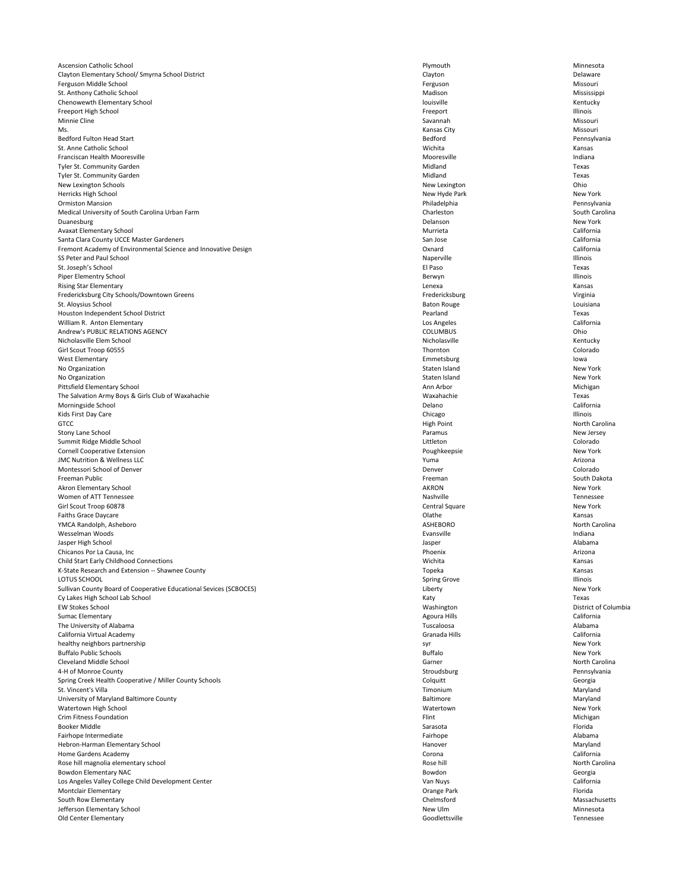| | | |
|---|---|---|
| Ascension Catholic School | Plymouth | Minnesota |
| Clayton Elementary School/ Smyrna School District | Clayton | Delaware |
| Ferguson Middle School | Ferguson | Missouri |
| St. Anthony Catholic School | Madison | Mississippi |
| Chenowewth Elementary School | louisville | Kentucky |
| Freeport High School | Freeport | Illinois |
| Minnie Cline | Savannah | Missouri |
| Ms. | Kansas City | Missouri |
| Bedford Fulton Head Start | Bedford | Pennsylvania |
| St. Anne Catholic School | Wichita | Kansas |
| Franciscan Health Mooresville | Mooresville | Indiana |
| Tyler St. Community Garden | Midland | Texas |
| Tyler St. Community Garden | Midland | Texas |
| New Lexington Schools | New Lexington | Ohio |
| Herricks High School | New Hyde Park | New York |
| Ormiston Mansion | Philadelphia | Pennsylvania |
| Medical University of South Carolina Urban Farm | Charleston | South Carolina |
| Duanesburg | Delanson | New York |
| Avaxat Elementary School | Murrieta | California |
| Santa Clara County UCCE Master Gardeners | San Jose | California |
| Fremont Academy of Environmental Science and Innovative Design | Oxnard | California |
| SS Peter and Paul School | Naperville | Illinois |
| St. Joseph's School | El Paso | Texas |
| Piper Elementry School | Berwyn | Illinois |
| Rising Star Elementary | Lenexa | Kansas |
| Fredericksburg City Schools/Downtown Greens | Fredericksburg | Virginia |
| St. Aloysius School | Baton Rouge | Louisiana |
| Houston Independent School District | Pearland | Texas |
| William R. Anton Elementary | Los Angeles | California |
| Andrew's PUBLIC RELATIONS AGENCY | COLUMBUS | Ohio |
| Nicholasville Elem School | Nicholasville | Kentucky |
| Girl Scout Troop 60555 | Thornton | Colorado |
| West Elementary | Emmetsburg | Iowa |
| No Organization | Staten Island | New York |
| No Organization | Staten Island | New York |
| Pittsfield Elementary School | Ann Arbor | Michigan |
| The Salvation Army Boys & Girls Club of Waxahachie | Waxahachie | Texas |
| Morningside School | Delano | California |
| Kids First Day Care | Chicago | Illinois |
| GTCC | High Point | North Carolina |
| Stony Lane School | Paramus | New Jersey |
| Summit Ridge Middle School | Littleton | Colorado |
| Cornell Cooperative Extension | Poughkeepsie | New York |
| JMC Nutrition & Wellness LLC | Yuma | Arizona |
| Montessori School of Denver | Denver | Colorado |
| Freeman Public | Freeman | South Dakota |
| Akron Elementary School | AKRON | New York |
| Women of ATT Tennessee | Nashville | Tennessee |
| Girl Scout Troop 60878 | Central Square | New York |
| Faiths Grace Daycare | Olathe | Kansas |
| YMCA Randolph, Asheboro | ASHEBORO | North Carolina |
| Wesselman Woods | Evansville | Indiana |
| Jasper High School | Jasper | Alabama |
| Chicanos Por La Causa, Inc | Phoenix | Arizona |
| Child Start Early Childhood Connections | Wichita | Kansas |
| K-State Research and Extension -- Shawnee County | Topeka | Kansas |
| LOTUS SCHOOL | Spring Grove | Illinois |
| Sullivan County Board of Cooperative Educational Sevices (SCBOCES) | Liberty | New York |
| Cy Lakes High School Lab School | Katy | Texas |
| EW Stokes School | Washington | District of Columbia |
| Sumac Elementary | Agoura Hills | California |
| The University of Alabama | Tuscaloosa | Alabama |
| California Virtual Academy | Granada Hills | California |
| healthy neighbors partnership | syr | New York |
| Buffalo Public Schools | Buffalo | New York |
| Cleveland Middle School | Garner | North Carolina |
| 4-H of Monroe County | Stroudsburg | Pennsylvania |
| Spring Creek Health Cooperative / Miller County Schools | Colquitt | Georgia |
| St. Vincent's Villa | Timonium | Maryland |
| University of Maryland Baltimore County | Baltimore | Maryland |
| Watertown High School | Watertown | New York |
| Crim Fitness Foundation | Flint | Michigan |
| Booker Middle | Sarasota | Florida |
| Fairhope Intermediate | Fairhope | Alabama |
| Hebron-Harman Elementary School | Hanover | Maryland |
| Home Gardens Academy | Corona | California |
| Rose hill magnolia elementary school | Rose hill | North Carolina |
| Bowdon Elementary NAC | Bowdon | Georgia |
| Los Angeles Valley College Child Development Center | Van Nuys | California |
| Montclair Elementary | Orange Park | Florida |
| South Row Elementary | Chelmsford | Massachusetts |
| Jefferson Elementary School | New Ulm | Minnesota |
| Old Center Elementary | Goodlettsville | Tennessee |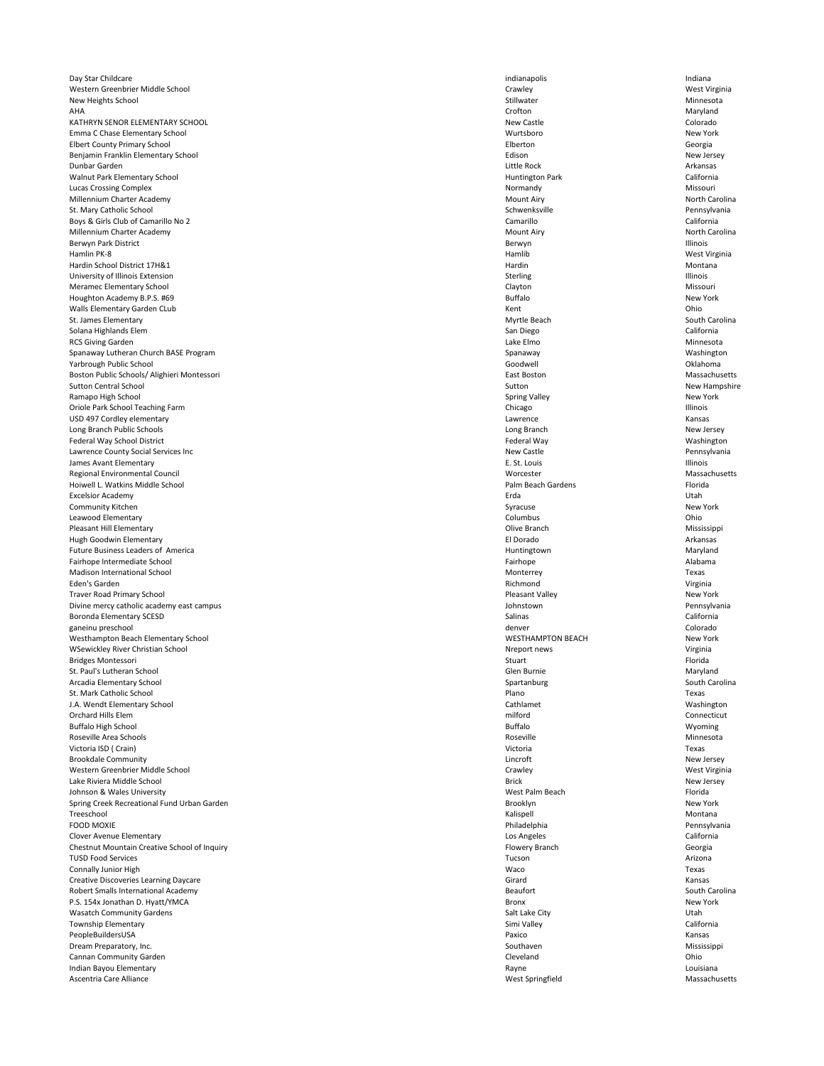| | | |
|---|---|---|
| Day Star Childcare | indianapolis | Indiana |
| Western Greenbrier Middle School | Crawley | West Virginia |
| New Heights School | Stillwater | Minnesota |
| AHA | Crofton | Maryland |
| KATHRYN SENOR ELEMENTARY SCHOOL | New Castle | Colorado |
| Emma C Chase Elementary School | Wurtsboro | New York |
| Elbert County Primary School | Elberton | Georgia |
| Benjamin Franklin Elementary School | Edison | New Jersey |
| Dunbar Garden | Little Rock | Arkansas |
| Walnut Park Elementary School | Huntington Park | California |
| Lucas Crossing Complex | Normandy | Missouri |
| Millennium Charter Academy | Mount Airy | North Carolina |
| St. Mary Catholic School | Schwenksville | Pennsylvania |
| Boys & Girls Club of Camarillo No 2 | Camarillo | California |
| Millennium Charter Academy | Mount Airy | North Carolina |
| Berwyn Park District | Berwyn | Illinois |
| Hamlin PK-8 | Hamlib | West Virginia |
| Hardin School District 17H&1 | Hardin | Montana |
| University of Illinois Extension | Sterling | Illinois |
| Meramec Elementary School | Clayton | Missouri |
| Houghton Academy B.P.S. #69 | Buffalo | New York |
| Walls Elementary Garden CLub | Kent | Ohio |
| St. James Elementary | Myrtle Beach | South Carolina |
| Solana Highlands Elem | San Diego | California |
| RCS Giving Garden | Lake Elmo | Minnesota |
| Spanaway Lutheran Church BASE Program | Spanaway | Washington |
| Yarbrough Public School | Goodwell | Oklahoma |
| Boston Public Schools/ Alighieri Montessori | East Boston | Massachusetts |
| Sutton Central School | Sutton | New Hampshire |
| Ramapo High School | Spring Valley | New York |
| Oriole Park School Teaching Farm | Chicago | Illinois |
| USD 497 Cordley elementary | Lawrence | Kansas |
| Long Branch Public Schools | Long Branch | New Jersey |
| Federal Way School District | Federal Way | Washington |
| Lawrence County Social Services Inc | New Castle | Pennsylvania |
| James Avant Elementary | E. St. Louis | Illinois |
| Regional Environmental Council | Worcester | Massachusetts |
| Hoiwell L. Watkins Middle School | Palm Beach Gardens | Florida |
| Excelsior Academy | Erda | Utah |
| Community Kitchen | Syracuse | New York |
| Leawood Elementary | Columbus | Ohio |
| Pleasant Hill Elementary | Olive Branch | Mississippi |
| Hugh Goodwin Elementary | El Dorado | Arkansas |
| Future Business Leaders of America | Huntingtown | Maryland |
| Fairhope Intermediate School | Fairhope | Alabama |
| Madison International School | Monterrey | Texas |
| Eden's Garden | Richmond | Virginia |
| Traver Road Primary School | Pleasant Valley | New York |
| Divine mercy catholic academy east campus | Johnstown | Pennsylvania |
| Boronda Elementary SCESD | Salinas | California |
| ganeinu preschool | denver | Colorado |
| Westhampton Beach Elementary School | WESTHAMPTON BEACH | New York |
| WSewickley River Christian School | Nreport news | Virginia |
| Bridges Montessori | Stuart | Florida |
| St. Paul's Lutheran School | Glen Burnie | Maryland |
| Arcadia Elementary School | Spartanburg | South Carolina |
| St. Mark Catholic School | Plano | Texas |
| J.A. Wendt Elementary School | Cathlamet | Washington |
| Orchard Hills Elem | milford | Connecticut |
| Buffalo High School | Buffalo | Wyoming |
| Roseville Area Schools | Roseville | Minnesota |
| Victoria ISD ( Crain) | Victoria | Texas |
| Brookdale Community | Lincroft | New Jersey |
| Western Greenbrier Middle School | Crawley | West Virginia |
| Lake Riviera Middle School | Brick | New Jersey |
| Johnson & Wales University | West Palm Beach | Florida |
| Spring Creek Recreational Fund Urban Garden | Brooklyn | New York |
| Treeschool | Kalispell | Montana |
| FOOD MOXIE | Philadelphia | Pennsylvania |
| Clover Avenue Elementary | Los Angeles | California |
| Chestnut Mountain Creative School of Inquiry | Flowery Branch | Georgia |
| TUSD Food Services | Tucson | Arizona |
| Connally Junior High | Waco | Texas |
| Creative Discoveries Learning Daycare | Girard | Kansas |
| Robert Smalls International Academy | Beaufort | South Carolina |
| P.S. 154x Jonathan D. Hyatt/YMCA | Bronx | New York |
| Wasatch Community Gardens | Salt Lake City | Utah |
| Township Elementary | Simi Valley | California |
| PeopleBuildersUSA | Paxico | Kansas |
| Dream Preparatory, Inc. | Southaven | Mississippi |
| Cannan Community Garden | Cleveland | Ohio |
| Indian Bayou Elementary | Rayne | Louisiana |
| Ascentria Care Alliance | West Springfield | Massachusetts |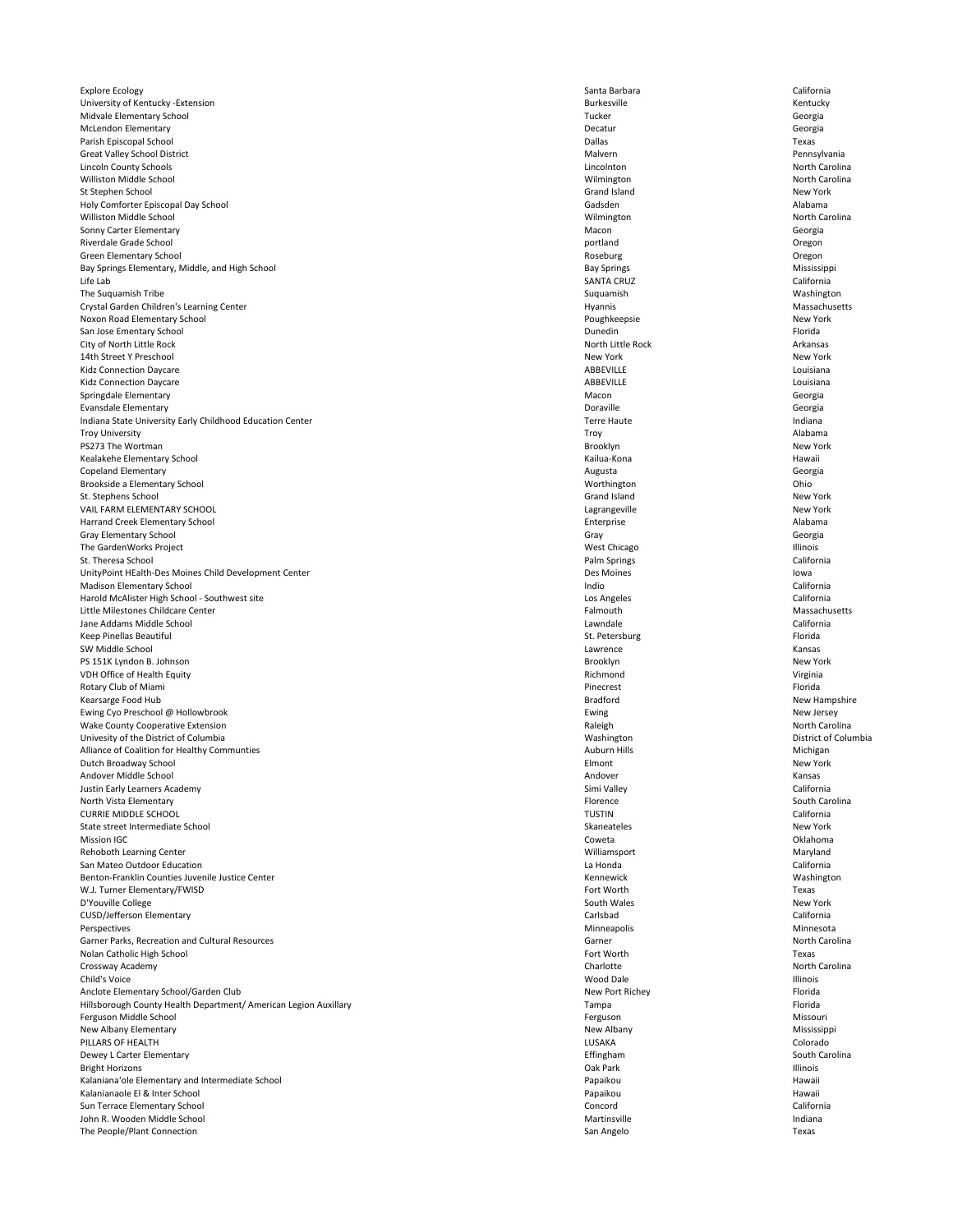| | | |
|---|---|---|
| Explore Ecology | Santa Barbara | California |
| University of Kentucky -Extension | Burkesville | Kentucky |
| Midvale Elementary School | Tucker | Georgia |
| McLendon Elementary | Decatur | Georgia |
| Parish Episcopal School | Dallas | Texas |
| Great Valley School District | Malvern | Pennsylvania |
| Lincoln County Schools | Lincolnton | North Carolina |
| Williston Middle School | Wilmington | North Carolina |
| St Stephen School | Grand Island | New York |
| Holy Comforter Episcopal Day School | Gadsden | Alabama |
| Williston Middle School | Wilmington | North Carolina |
| Sonny Carter Elementary | Macon | Georgia |
| Riverdale Grade School | portland | Oregon |
| Green Elementary School | Roseburg | Oregon |
| Bay Springs Elementary, Middle, and High School | Bay Springs | Mississippi |
| Life Lab | SANTA CRUZ | California |
| The Suquamish Tribe | Suquamish | Washington |
| Crystal Garden Children's Learning Center | Hyannis | Massachusetts |
| Noxon Road Elementary School | Poughkeepsie | New York |
| San Jose Ementary School | Dunedin | Florida |
| City of North Little Rock | North Little Rock | Arkansas |
| 14th Street Y Preschool | New York | New York |
| Kidz Connection Daycare | ABBEVILLE | Louisiana |
| Kidz Connection Daycare | ABBEVILLE | Louisiana |
| Springdale Elementary | Macon | Georgia |
| Evansdale Elementary | Doraville | Georgia |
| Indiana State University Early Childhood Education Center | Terre Haute | Indiana |
| Troy University | Troy | Alabama |
| PS273 The Wortman | Brooklyn | New York |
| Kealakehe Elementary School | Kailua-Kona | Hawaii |
| Copeland Elementary | Augusta | Georgia |
| Brookside a Elementary School | Worthington | Ohio |
| St. Stephens School | Grand Island | New York |
| VAIL FARM ELEMENTARY SCHOOL | Lagrangeville | New York |
| Harrand Creek Elementary School | Enterprise | Alabama |
| Gray Elementary School | Gray | Georgia |
| The GardenWorks Project | West Chicago | Illinois |
| St. Theresa School | Palm Springs | California |
| UnityPoint HEalth-Des Moines Child Development Center | Des Moines | Iowa |
| Madison Elementary School | Indio | California |
| Harold McAlister High School - Southwest site | Los Angeles | California |
| Little Milestones Childcare Center | Falmouth | Massachusetts |
| Jane Addams Middle School | Lawndale | California |
| Keep Pinellas Beautiful | St. Petersburg | Florida |
| SW Middle School | Lawrence | Kansas |
| PS 151K Lyndon B. Johnson | Brooklyn | New York |
| VDH Office of Health Equity | Richmond | Virginia |
| Rotary Club of Miami | Pinecrest | Florida |
| Kearsarge Food Hub | Bradford | New Hampshire |
| Ewing Cyo Preschool @ Hollowbrook | Ewing | New Jersey |
| Wake County Cooperative Extension | Raleigh | North Carolina |
| Univesity of the District of Columbia | Washington | District of Columbia |
| Alliance of Coalition for Healthy Communties | Auburn Hills | Michigan |
| Dutch Broadway School | Elmont | New York |
| Andover Middle School | Andover | Kansas |
| Justin Early Learners Academy | Simi Valley | California |
| North Vista Elementary | Florence | South Carolina |
| CURRIE MIDDLE SCHOOL | TUSTIN | California |
| State street Intermediate School | Skaneateles | New York |
| Mission IGC | Coweta | Oklahoma |
| Rehoboth Learning Center | Williamsport | Maryland |
| San Mateo Outdoor Education | La Honda | California |
| Benton-Franklin Counties Juvenile Justice Center | Kennewick | Washington |
| W.J. Turner Elementary/FWISD | Fort Worth | Texas |
| D'Youville College | South Wales | New York |
| CUSD/Jefferson Elementary | Carlsbad | California |
| Perspectives | Minneapolis | Minnesota |
| Garner Parks, Recreation and Cultural Resources | Garner | North Carolina |
| Nolan Catholic High School | Fort Worth | Texas |
| Crossway Academy | Charlotte | North Carolina |
| Child's Voice | Wood Dale | Illinois |
| Anclote Elementary School/Garden Club | New Port Richey | Florida |
| Hillsborough County Health Department/ American Legion Auxillary | Tampa | Florida |
| Ferguson Middle School | Ferguson | Missouri |
| New Albany Elementary | New Albany | Mississippi |
| PILLARS OF HEALTH | LUSAKA | Colorado |
| Dewey L Carter Elementary | Effingham | South Carolina |
| Bright Horizons | Oak Park | Illinois |
| Kalaniana'ole Elementary and Intermediate School | Papaikou | Hawaii |
| Kalanianaole El & Inter School | Papaikou | Hawaii |
| Sun Terrace Elementary School | Concord | California |
| John R. Wooden Middle School | Martinsville | Indiana |
| The People/Plant Connection | San Angelo | Texas |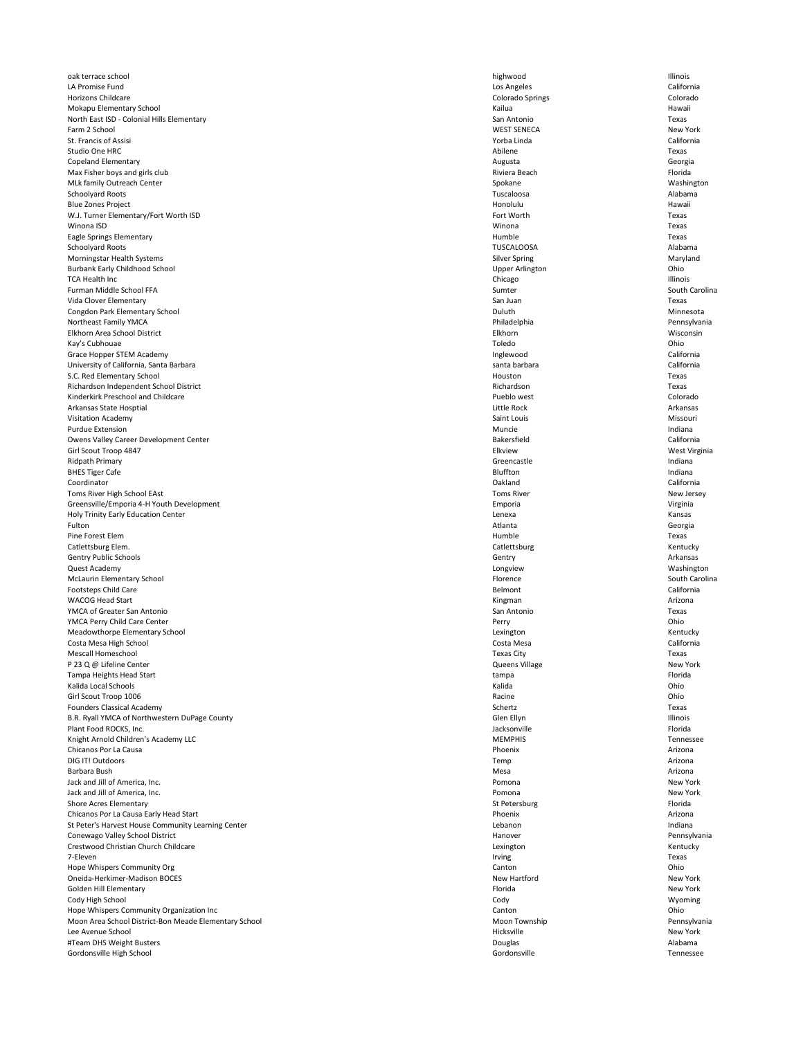| | | |
|---|---|---|
| oak terrace school | highwood | Illinois |
| LA Promise Fund | Los Angeles | California |
| Horizons Childcare | Colorado Springs | Colorado |
| Mokapu Elementary School | Kailua | Hawaii |
| North East ISD - Colonial Hills Elementary | San Antonio | Texas |
| Farm 2 School | WEST SENECA | New York |
| St. Francis of Assisi | Yorba Linda | California |
| Studio One HRC | Abilene | Texas |
| Copeland Elementary | Augusta | Georgia |
| Max Fisher boys and girls club | Riviera Beach | Florida |
| MLk family Outreach Center | Spokane | Washington |
| Schoolyard Roots | Tuscaloosa | Alabama |
| Blue Zones Project | Honolulu | Hawaii |
| W.J. Turner Elementary/Fort Worth ISD | Fort Worth | Texas |
| Winona ISD | Winona | Texas |
| Eagle Springs Elementary | Humble | Texas |
| Schoolyard Roots | TUSCALOOSA | Alabama |
| Morningstar Health Systems | Silver Spring | Maryland |
| Burbank Early Childhood School | Upper Arlington | Ohio |
| TCA Health Inc | Chicago | Illinois |
| Furman Middle School FFA | Sumter | South Carolina |
| Vida Clover Elementary | San Juan | Texas |
| Congdon Park Elementary School | Duluth | Minnesota |
| Northeast Family YMCA | Philadelphia | Pennsylvania |
| Elkhorn Area School District | Elkhorn | Wisconsin |
| Kay's Cubhouae | Toledo | Ohio |
| Grace Hopper STEM Academy | Inglewood | California |
| University of California, Santa Barbara | santa barbara | California |
| S.C. Red Elementary School | Houston | Texas |
| Richardson Independent School District | Richardson | Texas |
| Kinderkirk Preschool and Childcare | Pueblo west | Colorado |
| Arkansas State Hosptial | Little Rock | Arkansas |
| Visitation Academy | Saint Louis | Missouri |
| Purdue Extension | Muncie | Indiana |
| Owens Valley Career Development Center | Bakersfield | California |
| Girl Scout Troop 4847 | Elkview | West Virginia |
| Ridpath Primary | Greencastle | Indiana |
| BHES Tiger Cafe | Bluffton | Indiana |
| Coordinator | Oakland | California |
| Toms River High School EAst | Toms River | New Jersey |
| Greensville/Emporia 4-H Youth Development | Emporia | Virginia |
| Holy Trinity Early Education Center | Lenexa | Kansas |
| Fulton | Atlanta | Georgia |
| Pine Forest Elem | Humble | Texas |
| Catlettsburg Elem. | Catlettsburg | Kentucky |
| Gentry Public Schools | Gentry | Arkansas |
| Quest Academy | Longview | Washington |
| McLaurin Elementary School | Florence | South Carolina |
| Footsteps Child Care | Belmont | California |
| WACOG Head Start | Kingman | Arizona |
| YMCA of Greater San Antonio | San Antonio | Texas |
| YMCA Perry Child Care Center | Perry | Ohio |
| Meadowthorpe Elementary School | Lexington | Kentucky |
| Costa Mesa High School | Costa Mesa | California |
| Mescall Homeschool | Texas City | Texas |
| P 23 Q @ Lifeline Center | Queens Village | New York |
| Tampa Heights Head Start | tampa | Florida |
| Kalida Local Schools | Kalida | Ohio |
| Girl Scout Troop 1006 | Racine | Ohio |
| Founders Classical Academy | Schertz | Texas |
| B.R. Ryall YMCA of Northwestern DuPage County | Glen Ellyn | Illinois |
| Plant Food ROCKS, Inc. | Jacksonville | Florida |
| Knight Arnold Children's Academy LLC | MEMPHIS | Tennessee |
| Chicanos Por La Causa | Phoenix | Arizona |
| DIG IT! Outdoors | Temp | Arizona |
| Barbara Bush | Mesa | Arizona |
| Jack and Jill of America, Inc. | Pomona | New York |
| Jack and Jill of America, Inc. | Pomona | New York |
| Shore Acres Elementary | St Petersburg | Florida |
| Chicanos Por La Causa Early Head Start | Phoenix | Arizona |
| St Peter's Harvest House Community Learning Center | Lebanon | Indiana |
| Conewago Valley School District | Hanover | Pennsylvania |
| Crestwood Christian Church Childcare | Lexington | Kentucky |
| 7-Eleven | Irving | Texas |
| Hope Whispers Community Org | Canton | Ohio |
| Oneida-Herkimer-Madison BOCES | New Hartford | New York |
| Golden Hill Elementary | Florida | New York |
| Cody High School | Cody | Wyoming |
| Hope Whispers Community Organization Inc | Canton | Ohio |
| Moon Area School District-Bon Meade Elementary School | Moon Township | Pennsylvania |
| Lee Avenue School | Hicksville | New York |
| #Team DHS Weight Busters | Douglas | Alabama |
| Gordonsville High School | Gordonsville | Tennessee |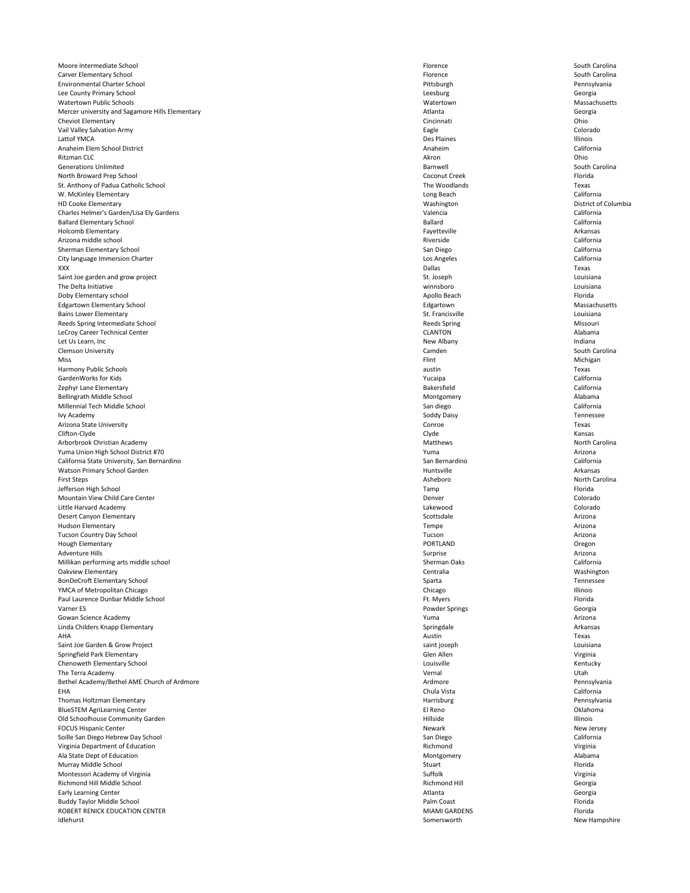| | | |
|---|---|---|
| Moore Intermediate School | Florence | South Carolina |
| Carver Elementary School | Florence | South Carolina |
| Environmental Charter School | Pittsburgh | Pennsylvania |
| Lee County Primary School | Leesburg | Georgia |
| Watertown Public Schools | Watertown | Massachusetts |
| Mercer university and Sagamore Hills Elementary | Atlanta | Georgia |
| Cheviot Elementary | Cincinnati | Ohio |
| Vail Valley Salvation Army | Eagle | Colorado |
| Lattof YMCA | Des Plaines | Illinois |
| Anaheim Elem School District | Anaheim | California |
| Ritzman CLC | Akron | Ohio |
| Generations Unlimited | Barnwell | South Carolina |
| North Broward Prep School | Coconut Creek | Florida |
| St. Anthony of Padua Catholic School | The Woodlands | Texas |
| W. McKinley Elementary | Long Beach | California |
| HD Cooke Elementary | Washington | District of Columbia |
| Charles Helmer's Garden/Lisa Ely Gardens | Valencia | California |
| Ballard Elementary School | Ballard | California |
| Holcomb Elementary | Fayetteville | Arkansas |
| Arizona middle school | Riverside | California |
| Sherman Elementary School | San Diego | California |
| City language Immersion Charter | Los Angeles | California |
| XXX | Dallas | Texas |
| Saint Joe garden and grow project | St. Joseph | Louisiana |
| The Delta Initiative | winnsboro | Louisiana |
| Doby Elementary school | Apollo Beach | Florida |
| Edgartown Elementary School | Edgartown | Massachusetts |
| Bains Lower Elementary | St. Francisville | Louisiana |
| Reeds Spring Intermediate School | Reeds Spring | Missouri |
| LeCroy Career Technical Center | CLANTON | Alabama |
| Let Us Learn, Inc | New Albany | Indiana |
| Clemson University | Camden | South Carolina |
| Miss | Flint | Michigan |
| Harmony Public Schools | austin | Texas |
| GardenWorks for Kids | Yucaipa | California |
| Zephyr Lane Elementary | Bakersfield | California |
| Bellingrath Middle School | Montgomery | Alabama |
| Millennial Tech Middle School | San diego | California |
| Ivy Academy | Soddy Daisy | Tennessee |
| Arizona State University | Conroe | Texas |
| Clifton-Clyde | Clyde | Kansas |
| Arborbrook Christian Academy | Matthews | North Carolina |
| Yuma Union High School District #70 | Yuma | Arizona |
| California State University, San Bernardino | San Bernardino | California |
| Watson Primary School Garden | Huntsville | Arkansas |
| First Steps | Asheboro | North Carolina |
| Jefferson High School | Tamp | Florida |
| Mountain View Child Care Center | Denver | Colorado |
| Little Harvard Academy | Lakewood | Colorado |
| Desert Canyon Elementary | Scottsdale | Arizona |
| Hudson Elementary | Tempe | Arizona |
| Tucson Country Day School | Tucson | Arizona |
| Hough Elementary | PORTLAND | Oregon |
| Adventure Hills | Surprise | Arizona |
| Millikan performing arts middle school | Sherman Oaks | California |
| Oakview Elementary | Centralia | Washington |
| BonDeCroft Elementary School | Sparta | Tennessee |
| YMCA of Metropolitan Chicago | Chicago | Illinois |
| Paul Laurence Dunbar Middle School | Ft. Myers | Florida |
| Varner ES | Powder Springs | Georgia |
| Gowan Science Academy | Yuma | Arizona |
| Linda Childers Knapp Elementary | Springdale | Arkansas |
| AHA | Austin | Texas |
| Saint Joe Garden & Grow Project | saint joseph | Louisiana |
| Springfield Park Elementary | Glen Allen | Virginia |
| Chenoweth Elementary School | Louisville | Kentucky |
| The Terra Academy | Vernal | Utah |
| Bethel Academy/Bethel AME Church of Ardmore | Ardmore | Pennsylvania |
| EHA | Chula Vista | California |
| Thomas Holtzman Elementary | Harrisburg | Pennsylvania |
| BlueSTEM AgriLearning Center | El Reno | Oklahoma |
| Old Schoolhouse Community Garden | Hillside | Illinois |
| FOCUS Hispanic Center | Newark | New Jersey |
| Soille San Diego Hebrew Day School | San Diego | California |
| Virginia Department of Education | Richmond | Virginia |
| Ala State Dept of Education | Montgomery | Alabama |
| Murray Middle School | Stuart | Florida |
| Montessori Academy of Virginia | Suffolk | Virginia |
| Richmond Hill Middle School | Richmond Hill | Georgia |
| Early Learning Center | Atlanta | Georgia |
| Buddy Taylor Middle School | Palm Coast | Florida |
| ROBERT RENICK EDUCATION CENTER | MIAMI GARDENS | Florida |
| Idlehurst | Somersworth | New Hampshire |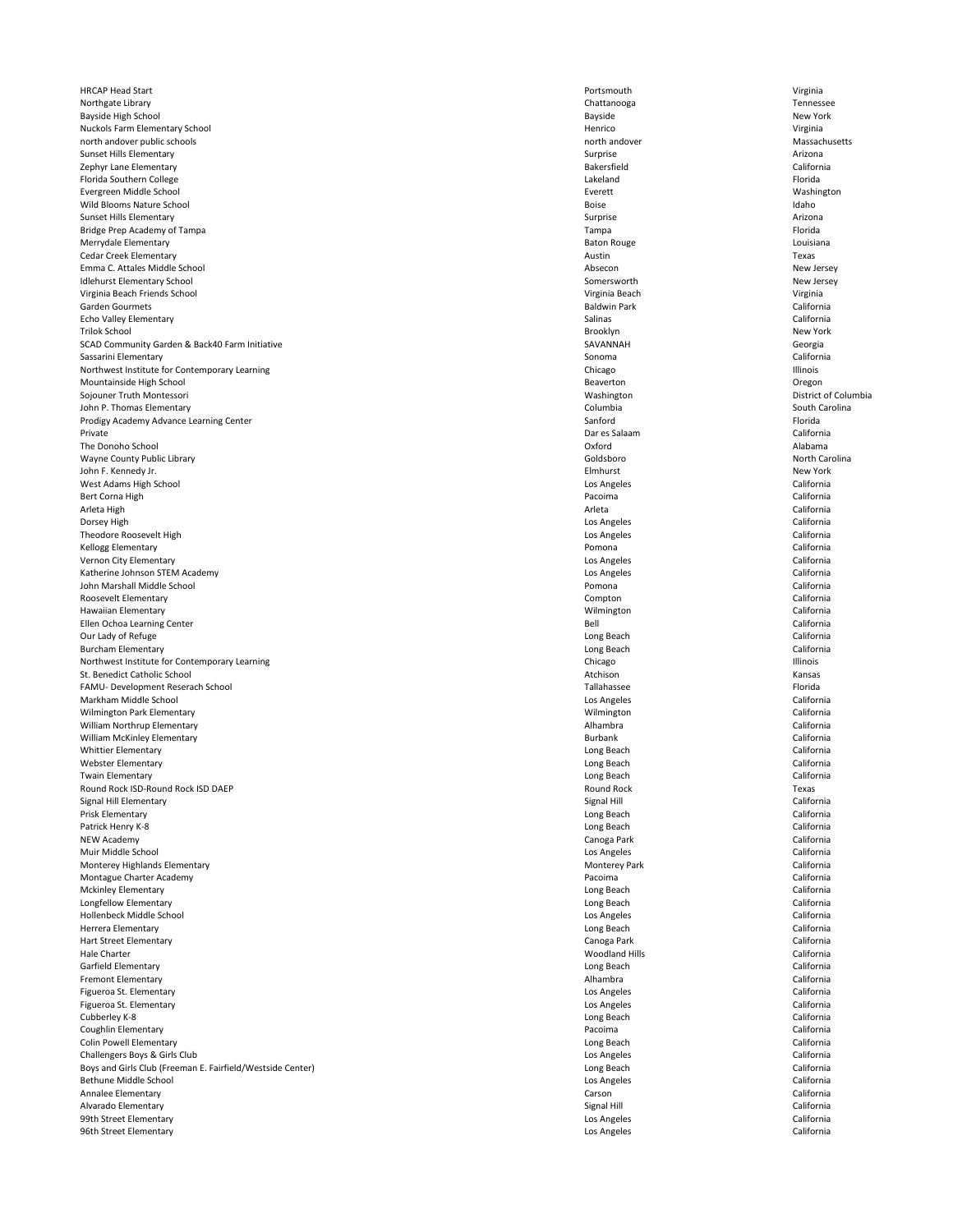| | | |
|---|---|---|
| HRCAP Head Start | Portsmouth | Virginia |
| Northgate Library | Chattanooga | Tennessee |
| Bayside High School | Bayside | New York |
| Nuckols Farm Elementary School | Henrico | Virginia |
| north andover public schools | north andover | Massachusetts |
| Sunset Hills Elementary | Surprise | Arizona |
| Zephyr Lane Elementary | Bakersfield | California |
| Florida Southern College | Lakeland | Florida |
| Evergreen Middle School | Everett | Washington |
| Wild Blooms Nature School | Boise | Idaho |
| Sunset Hills Elementary | Surprise | Arizona |
| Bridge Prep Academy of Tampa | Tampa | Florida |
| Merrydale Elementary | Baton Rouge | Louisiana |
| Cedar Creek Elementary | Austin | Texas |
| Emma C. Attales Middle School | Absecon | New Jersey |
| Idlehurst Elementary School | Somersworth | New Jersey |
| Virginia Beach Friends School | Virginia Beach | Virginia |
| Garden Gourmets | Baldwin Park | California |
| Echo Valley Elementary | Salinas | California |
| Trilok School | Brooklyn | New York |
| SCAD Community Garden & Back40 Farm Initiative | SAVANNAH | Georgia |
| Sassarini Elementary | Sonoma | California |
| Northwest Institute for Contemporary Learning | Chicago | Illinois |
| Mountainside High School | Beaverton | Oregon |
| Sojouner Truth Montessori | Washington | District of Columbia |
| John P. Thomas Elementary | Columbia | South Carolina |
| Prodigy Academy Advance Learning Center | Sanford | Florida |
| Private | Dar es Salaam | California |
| The Donoho School | Oxford | Alabama |
| Wayne County Public Library | Goldsboro | North Carolina |
| John F. Kennedy Jr. | Elmhurst | New York |
| West Adams High School | Los Angeles | California |
| Bert Corna High | Pacoima | California |
| Arleta High | Arleta | California |
| Dorsey High | Los Angeles | California |
| Theodore Roosevelt High | Los Angeles | California |
| Kellogg Elementary | Pomona | California |
| Vernon City Elementary | Los Angeles | California |
| Katherine Johnson STEM Academy | Los Angeles | California |
| John Marshall Middle School | Pomona | California |
| Roosevelt Elementary | Compton | California |
| Hawaiian Elementary | Wilmington | California |
| Ellen Ochoa Learning Center | Bell | California |
| Our Lady of Refuge | Long Beach | California |
| Burcham Elementary | Long Beach | California |
| Northwest Institute for Contemporary Learning | Chicago | Illinois |
| St. Benedict Catholic School | Atchison | Kansas |
| FAMU- Development Reserach School | Tallahassee | Florida |
| Markham Middle School | Los Angeles | California |
| Wilmington Park Elementary | Wilmington | California |
| William Northrup Elementary | Alhambra | California |
| William McKinley Elementary | Burbank | California |
| Whittier Elementary | Long Beach | California |
| Webster Elementary | Long Beach | California |
| Twain Elementary | Long Beach | California |
| Round Rock ISD-Round Rock ISD DAEP | Round Rock | Texas |
| Signal Hill Elementary | Signal Hill | California |
| Prisk Elementary | Long Beach | California |
| Patrick Henry K-8 | Long Beach | California |
| NEW Academy | Canoga Park | California |
| Muir Middle School | Los Angeles | California |
| Monterey Highlands Elementary | Monterey Park | California |
| Montague Charter Academy | Pacoima | California |
| Mckinley Elementary | Long Beach | California |
| Longfellow Elementary | Long Beach | California |
| Hollenbeck Middle School | Los Angeles | California |
| Herrera Elementary | Long Beach | California |
| Hart Street Elementary | Canoga Park | California |
| Hale Charter | Woodland Hills | California |
| Garfield Elementary | Long Beach | California |
| Fremont Elementary | Alhambra | California |
| Figueroa St. Elementary | Los Angeles | California |
| Figueroa St. Elementary | Los Angeles | California |
| Cubberley K-8 | Long Beach | California |
| Coughlin Elementary | Pacoima | California |
| Colin Powell Elementary | Long Beach | California |
| Challengers Boys & Girls Club | Los Angeles | California |
| Boys and Girls Club (Freeman E. Fairfield/Westside Center) | Long Beach | California |
| Bethune Middle School | Los Angeles | California |
| Annalee Elementary | Carson | California |
| Alvarado Elementary | Signal Hill | California |
| 99th Street Elementary | Los Angeles | California |
| 96th Street Elementary | Los Angeles | California |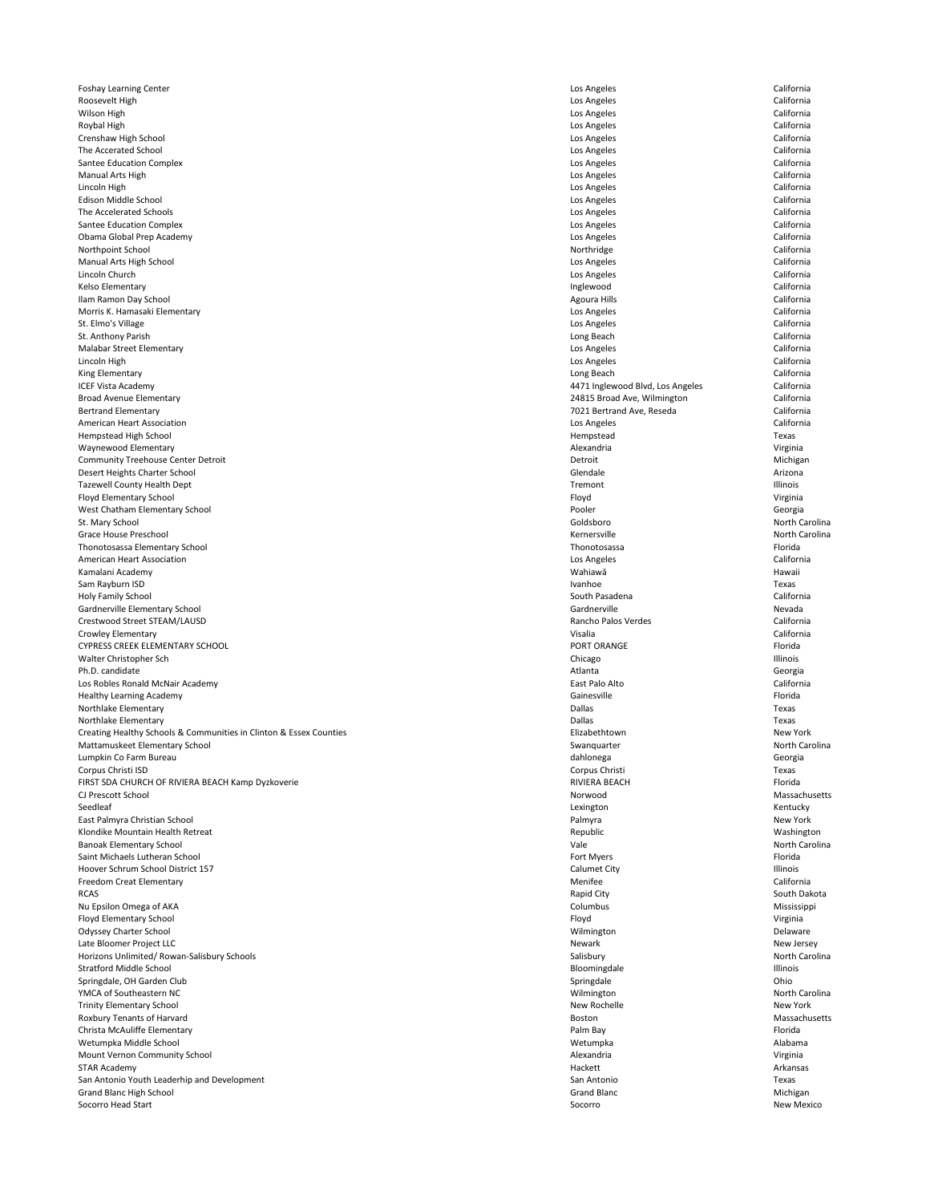| | | |
|---|---|---|
| Foshay Learning Center | Los Angeles | California |
| Roosevelt High | Los Angeles | California |
| Wilson High | Los Angeles | California |
| Roybal High | Los Angeles | California |
| Crenshaw High School | Los Angeles | California |
| The Accerated School | Los Angeles | California |
| Santee Education Complex | Los Angeles | California |
| Manual Arts High | Los Angeles | California |
| Lincoln High | Los Angeles | California |
| Edison Middle School | Los Angeles | California |
| The Accelerated Schools | Los Angeles | California |
| Santee Education Complex | Los Angeles | California |
| Obama Global Prep Academy | Los Angeles | California |
| Northpoint School | Northridge | California |
| Manual Arts High School | Los Angeles | California |
| Lincoln Church | Los Angeles | California |
| Kelso Elementary | Inglewood | California |
| Ilam Ramon Day School | Agoura Hills | California |
| Morris K. Hamasaki Elementary | Los Angeles | California |
| St. Elmo's Village | Los Angeles | California |
| St. Anthony Parish | Long Beach | California |
| Malabar Street Elementary | Los Angeles | California |
| Lincoln High | Los Angeles | California |
| King Elementary | Long Beach | California |
| ICEF Vista Academy | 4471 Inglewood Blvd, Los Angeles | California |
| Broad Avenue Elementary | 24815 Broad Ave, Wilmington | California |
| Bertrand Elementary | 7021 Bertrand Ave, Reseda | California |
| American Heart Association | Los Angeles | California |
| Hempstead High School | Hempstead | Texas |
| Waynewood Elementary | Alexandria | Virginia |
| Community Treehouse Center Detroit | Detroit | Michigan |
| Desert Heights Charter School | Glendale | Arizona |
| Tazewell County Health Dept | Tremont | Illinois |
| Floyd Elementary School | Floyd | Virginia |
| West Chatham Elementary School | Pooler | Georgia |
| St. Mary School | Goldsboro | North Carolina |
| Grace House Preschool | Kernersville | North Carolina |
| Thonotosassa Elementary School | Thonotosassa | Florida |
| American Heart Association | Los Angeles | California |
| Kamalani Academy | Wahiawā | Hawaii |
| Sam Rayburn ISD | Ivanhoe | Texas |
| Holy Family School | South Pasadena | California |
| Gardnerville Elementary School | Gardnerville | Nevada |
| Crestwood Street STEAM/LAUSD | Rancho Palos Verdes | California |
| Crowley Elementary | Visalia | California |
| CYPRESS CREEK ELEMENTARY SCHOOL | PORT ORANGE | Florida |
| Walter Christopher Sch | Chicago | Illinois |
| Ph.D. candidate | Atlanta | Georgia |
| Los Robles Ronald McNair Academy | East Palo Alto | California |
| Healthy Learning Academy | Gainesville | Florida |
| Northlake Elementary | Dallas | Texas |
| Northlake Elementary | Dallas | Texas |
| Creating Healthy Schools & Communities in Clinton & Essex Counties | Elizabethtown | New York |
| Mattamuskeet Elementary School | Swanquarter | North Carolina |
| Lumpkin Co Farm Bureau | dahlonega | Georgia |
| Corpus Christi ISD | Corpus Christi | Texas |
| FIRST SDA CHURCH OF RIVIERA BEACH Kamp Dyzkoverie | RIVIERA BEACH | Florida |
| CJ Prescott School | Norwood | Massachusetts |
| Seedleaf | Lexington | Kentucky |
| East Palmyra Christian School | Palmyra | New York |
| Klondike Mountain Health Retreat | Republic | Washington |
| Banoak Elementary School | Vale | North Carolina |
| Saint Michaels Lutheran School | Fort Myers | Florida |
| Hoover Schrum School District 157 | Calumet City | Illinois |
| Freedom Creat Elementary | Menifee | California |
| RCAS | Rapid City | South Dakota |
| Nu Epsilon Omega of AKA | Columbus | Mississippi |
| Floyd Elementary School | Floyd | Virginia |
| Odyssey Charter School | Wilmington | Delaware |
| Late Bloomer Project LLC | Newark | New Jersey |
| Horizons Unlimited/ Rowan-Salisbury Schools | Salisbury | North Carolina |
| Stratford Middle School | Bloomingdale | Illinois |
| Springdale, OH Garden Club | Springdale | Ohio |
| YMCA of Southeastern NC | Wilmington | North Carolina |
| Trinity Elementary School | New Rochelle | New York |
| Roxbury Tenants of Harvard | Boston | Massachusetts |
| Christa McAuliffe Elementary | Palm Bay | Florida |
| Wetumpka Middle School | Wetumpka | Alabama |
| Mount Vernon Community School | Alexandria | Virginia |
| STAR Academy | Hackett | Arkansas |
| San Antonio Youth Leaderhip and Development | San Antonio | Texas |
| Grand Blanc High School | Grand Blanc | Michigan |
| Socorro Head Start | Socorro | New Mexico |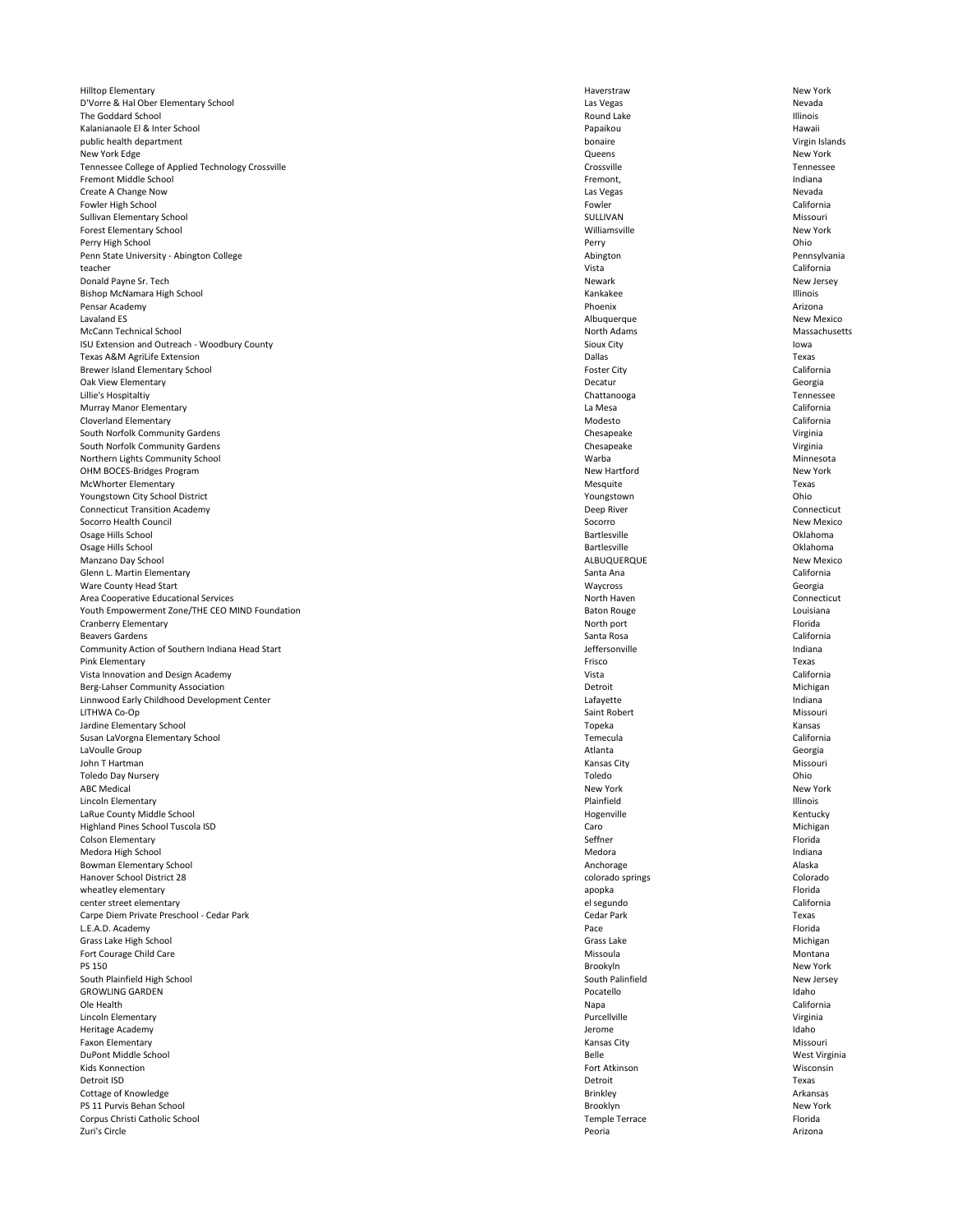| | | |
|---|---|---|
| Hilltop Elementary | Haverstraw | New York |
| D'Vorre & Hal Ober Elementary School | Las Vegas | Nevada |
| The Goddard School | Round Lake | Illinois |
| Kalanianaole El & Inter School | Papaikou | Hawaii |
| public health department | bonaire | Virgin Islands |
| New York Edge | Queens | New York |
| Tennessee College of Applied Technology Crossville | Crossville | Tennessee |
| Fremont Middle School | Fremont, | Indiana |
| Create A Change Now | Las Vegas | Nevada |
| Fowler High School | Fowler | California |
| Sullivan Elementary School | SULLIVAN | Missouri |
| Forest Elementary School | Williamsville | New York |
| Perry High School | Perry | Ohio |
| Penn State University - Abington College | Abington | Pennsylvania |
| teacher | Vista | California |
| Donald Payne Sr. Tech | Newark | New Jersey |
| Bishop McNamara High School | Kankakee | Illinois |
| Pensar Academy | Phoenix | Arizona |
| Lavaland ES | Albuquerque | New Mexico |
| McCann Technical School | North Adams | Massachusetts |
| ISU Extension and Outreach - Woodbury County | Sioux City | Iowa |
| Texas A&M AgriLife Extension | Dallas | Texas |
| Brewer Island Elementary School | Foster City | California |
| Oak View Elementary | Decatur | Georgia |
| Lillie's Hospitaltiy | Chattanooga | Tennessee |
| Murray Manor Elementary | La Mesa | California |
| Cloverland Elementary | Modesto | California |
| South Norfolk Community Gardens | Chesapeake | Virginia |
| South Norfolk Community Gardens | Chesapeake | Virginia |
| Northern Lights Community School | Warba | Minnesota |
| OHM BOCES-Bridges Program | New Hartford | New York |
| McWhorter Elementary | Mesquite | Texas |
| Youngstown City School District | Youngstown | Ohio |
| Connecticut Transition Academy | Deep River | Connecticut |
| Socorro Health Council | Socorro | New Mexico |
| Osage Hills School | Bartlesville | Oklahoma |
| Osage Hills School | Bartlesville | Oklahoma |
| Manzano Day School | ALBUQUERQUE | New Mexico |
| Glenn L. Martin Elementary | Santa Ana | California |
| Ware County Head Start | Waycross | Georgia |
| Area Cooperative Educational Services | North Haven | Connecticut |
| Youth Empowerment Zone/THE CEO MIND Foundation | Baton Rouge | Louisiana |
| Cranberry Elementary | North port | Florida |
| Beavers Gardens | Santa Rosa | California |
| Community Action of Southern Indiana Head Start | Jeffersonville | Indiana |
| Pink Elementary | Frisco | Texas |
| Vista Innovation and Design Academy | Vista | California |
| Berg-Lahser Community Association | Detroit | Michigan |
| Linnwood Early Childhood Development Center | Lafayette | Indiana |
| LITHWA Co-Op | Saint Robert | Missouri |
| Jardine Elementary School | Topeka | Kansas |
| Susan LaVorgna Elementary School | Temecula | California |
| LaVoulle Group | Atlanta | Georgia |
| John T Hartman | Kansas City | Missouri |
| Toledo Day Nursery | Toledo | Ohio |
| ABC Medical | New York | New York |
| Lincoln Elementary | Plainfield | Illinois |
| LaRue County Middle School | Hogenville | Kentucky |
| Highland Pines School Tuscola ISD | Caro | Michigan |
| Colson Elementary | Seffner | Florida |
| Medora High School | Medora | Indiana |
| Bowman Elementary School | Anchorage | Alaska |
| Hanover School District 28 | colorado springs | Colorado |
| wheatley elementary | apopka | Florida |
| center street elementary | el segundo | California |
| Carpe Diem Private Preschool - Cedar Park | Cedar Park | Texas |
| L.E.A.D. Academy | Pace | Florida |
| Grass Lake High School | Grass Lake | Michigan |
| Fort Courage Child Care | Missoula | Montana |
| PS 150 | Brookyln | New York |
| South Plainfield High School | South Palinfield | New Jersey |
| GROWLING GARDEN | Pocatello | Idaho |
| Ole Health | Napa | California |
| Lincoln Elementary | Purcellville | Virginia |
| Heritage Academy | Jerome | Idaho |
| Faxon Elementary | Kansas City | Missouri |
| DuPont Middle School | Belle | West Virginia |
| Kids Konnection | Fort Atkinson | Wisconsin |
| Detroit ISD | Detroit | Texas |
| Cottage of Knowledge | Brinkley | Arkansas |
| PS 11 Purvis Behan School | Brooklyn | New York |
| Corpus Christi Catholic School | Temple Terrace | Florida |
| Zuri's Circle | Peoria | Arizona |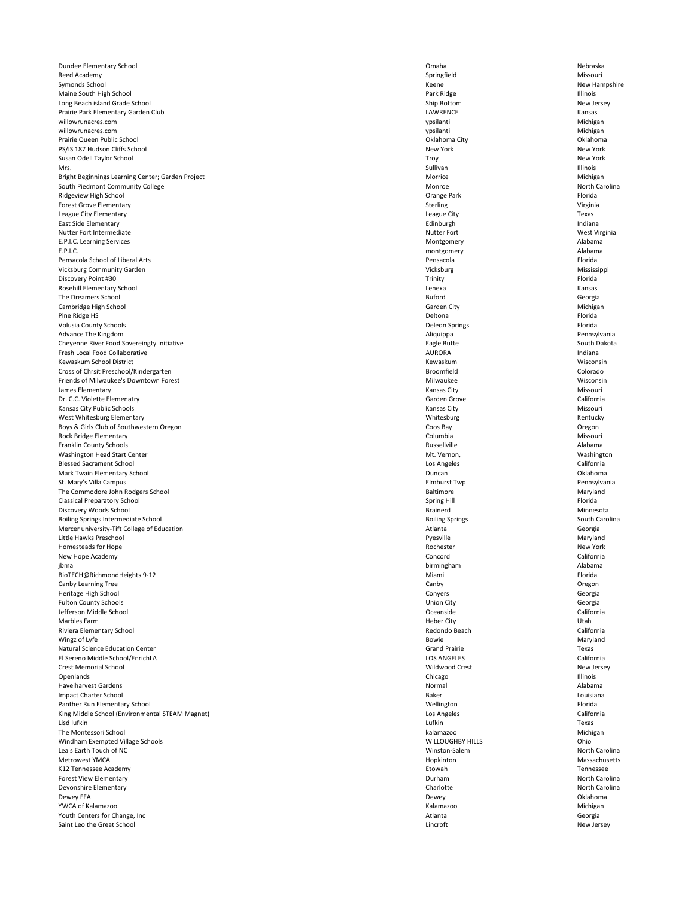| | | |
|---|---|---|
| Dundee Elementary School | Omaha | Nebraska |
| Reed Academy | Springfield | Missouri |
| Symonds School | Keene | New Hampshire |
| Maine South High School | Park Ridge | Illinois |
| Long Beach island Grade School | Ship Bottom | New Jersey |
| Prairie Park Elementary Garden Club | LAWRENCE | Kansas |
| willowrunacres.com | ypsilanti | Michigan |
| willowrunacres.com | ypsilanti | Michigan |
| Prairie Queen Public School | Oklahoma City | Oklahoma |
| PS/IS 187 Hudson Cliffs School | New York | New York |
| Susan Odell Taylor School | Troy | New York |
| Mrs. | Sullivan | Illinois |
| Bright Beginnings Learning Center; Garden Project | Morrice | Michigan |
| South Piedmont Community College | Monroe | North Carolina |
| Ridgeview High School | Orange Park | Florida |
| Forest Grove Elementary | Sterling | Virginia |
| League City Elementary | League City | Texas |
| East Side Elementary | Edinburgh | Indiana |
| Nutter Fort Intermediate | Nutter Fort | West Virginia |
| E.P.I.C. Learning Services | Montgomery | Alabama |
| E.P.I.C. | montgomery | Alabama |
| Pensacola School of Liberal Arts | Pensacola | Florida |
| Vicksburg Community Garden | Vicksburg | Mississippi |
| Discovery Point #30 | Trinity | Florida |
| Rosehill Elementary School | Lenexa | Kansas |
| The Dreamers School | Buford | Georgia |
| Cambridge High School | Garden City | Michigan |
| Pine Ridge HS | Deltona | Florida |
| Volusia County Schools | Deleon Springs | Florida |
| Advance The Kingdom | Aliquippa | Pennsylvania |
| Cheyenne River Food Sovereingty Initiative | Eagle Butte | South Dakota |
| Fresh Local Food Collaborative | AURORA | Indiana |
| Kewaskum School District | Kewaskum | Wisconsin |
| Cross of Chrsit Preschool/Kindergarten | Broomfield | Colorado |
| Friends of Milwaukee's Downtown Forest | Milwaukee | Wisconsin |
| James Elementary | Kansas City | Missouri |
| Dr. C.C. Violette Elemenatry | Garden Grove | California |
| Kansas City Public Schools | Kansas City | Missouri |
| West Whitesburg Elementary | Whitesburg | Kentucky |
| Boys & Girls Club of Southwestern Oregon | Coos Bay | Oregon |
| Rock Bridge Elementary | Columbia | Missouri |
| Franklin County Schools | Russellville | Alabama |
| Washington Head Start Center | Mt. Vernon, | Washington |
| Blessed Sacrament School | Los Angeles | California |
| Mark Twain Elementary School | Duncan | Oklahoma |
| St. Mary's Villa Campus | Elmhurst Twp | Pennsylvania |
| The Commodore John Rodgers School | Baltimore | Maryland |
| Classical Preparatory School | Spring Hill | Florida |
| Discovery Woods School | Brainerd | Minnesota |
| Boiling Springs Intermediate School | Boiling Springs | South Carolina |
| Mercer university-Tift College of Education | Atlanta | Georgia |
| Little Hawks Preschool | Pyesville | Maryland |
| Homesteads for Hope | Rochester | New York |
| New Hope Academy | Concord | California |
| jbma | birmingham | Alabama |
| BioTECH@RichmondHeights 9-12 | Miami | Florida |
| Canby Learning Tree | Canby | Oregon |
| Heritage High School | Conyers | Georgia |
| Fulton County Schools | Union City | Georgia |
| Jefferson Middle School | Oceanside | California |
| Marbles Farm | Heber City | Utah |
| Riviera Elementary School | Redondo Beach | California |
| Wingz of Lyfe | Bowie | Maryland |
| Natural Science Education Center | Grand Prairie | Texas |
| El Sereno Middle School/EnrichLA | LOS ANGELES | California |
| Crest Memorial School | Wildwood Crest | New Jersey |
| Openlands | Chicago | Illinois |
| Haveiharvest Gardens | Normal | Alabama |
| Impact Charter School | Baker | Louisiana |
| Panther Run Elementary School | Wellington | Florida |
| King Middle School (Environmental STEAM Magnet) | Los Angeles | California |
| Lisd lufkin | Lufkin | Texas |
| The Montessori School | kalamazoo | Michigan |
| Windham Exempted Village Schools | WILLOUGHBY HILLS | Ohio |
| Lea's Earth Touch of NC | Winston-Salem | North Carolina |
| Metrowest YMCA | Hopkinton | Massachusetts |
| K12 Tennessee Academy | Etowah | Tennessee |
| Forest View Elementary | Durham | North Carolina |
| Devonshire Elementary | Charlotte | North Carolina |
| Dewey FFA | Dewey | Oklahoma |
| YWCA of Kalamazoo | Kalamazoo | Michigan |
| Youth Centers for Change, Inc | Atlanta | Georgia |
| Saint Leo the Great School | Lincroft | New Jersey |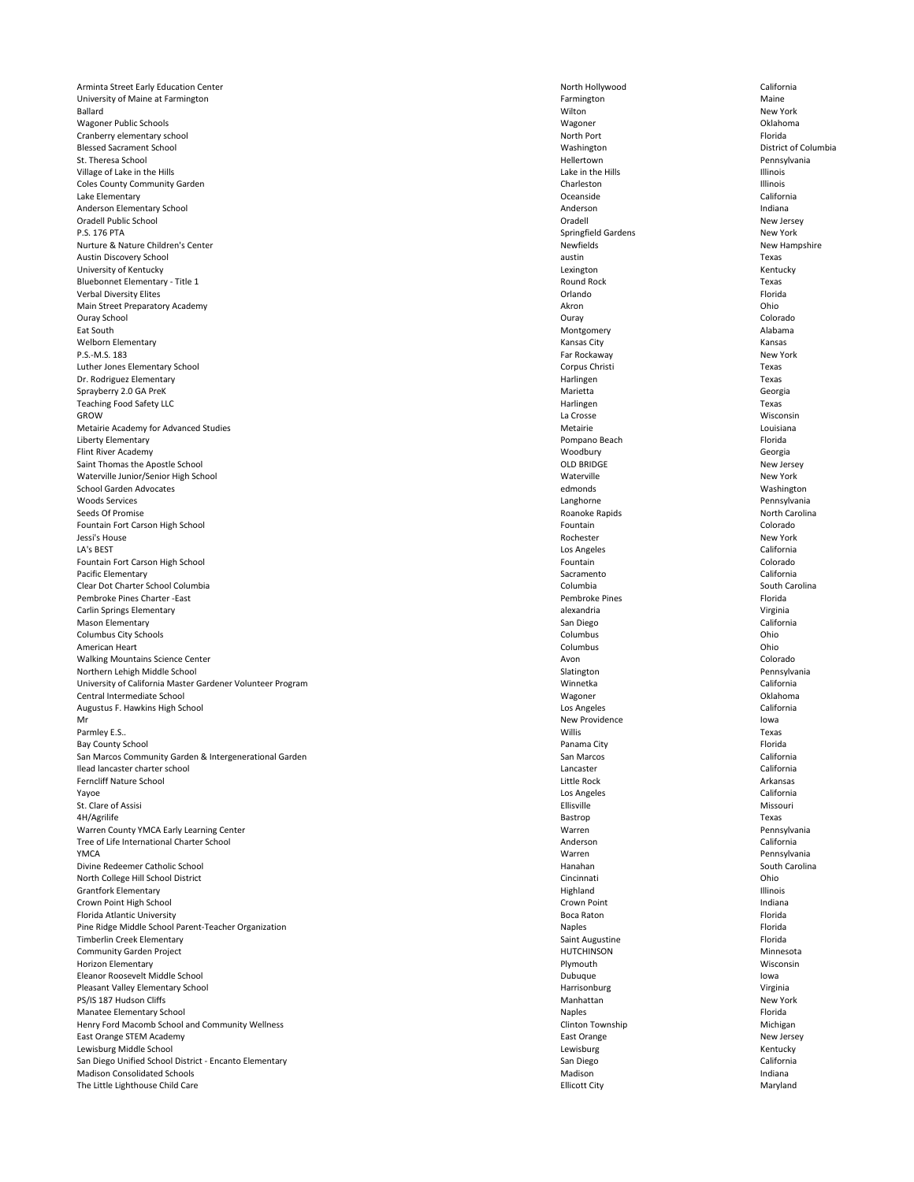| | | |
|---|---|---|
| Arminta Street Early Education Center | North Hollywood | California |
| University of Maine at Farmington | Farmington | Maine |
| Ballard | Wilton | New York |
| Wagoner Public Schools | Wagoner | Oklahoma |
| Cranberry elementary school | North Port | Florida |
| Blessed Sacrament School | Washington | District of Columbia |
| St. Theresa School | Hellertown | Pennsylvania |
| Village of Lake in the Hills | Lake in the Hills | Illinois |
| Coles County Community Garden | Charleston | Illinois |
| Lake Elementary | Oceanside | California |
| Anderson Elementary School | Anderson | Indiana |
| Oradell Public School | Oradell | New Jersey |
| P.S. 176 PTA | Springfield Gardens | New York |
| Nurture & Nature Children's Center | Newfields | New Hampshire |
| Austin Discovery School | austin | Texas |
| University of Kentucky | Lexington | Kentucky |
| Bluebonnet Elementary - Title 1 | Round Rock | Texas |
| Verbal Diversity Elites | Orlando | Florida |
| Main Street Preparatory Academy | Akron | Ohio |
| Ouray School | Ouray | Colorado |
| Eat South | Montgomery | Alabama |
| Welborn Elementary | Kansas City | Kansas |
| P.S.-M.S. 183 | Far Rockaway | New York |
| Luther Jones Elementary School | Corpus Christi | Texas |
| Dr. Rodriguez Elementary | Harlingen | Texas |
| Sprayberry 2.0 GA PreK | Marietta | Georgia |
| Teaching Food Safety LLC | Harlingen | Texas |
| GROW | La Crosse | Wisconsin |
| Metairie Academy for Advanced Studies | Metairie | Louisiana |
| Liberty Elementary | Pompano Beach | Florida |
| Flint River Academy | Woodbury | Georgia |
| Saint Thomas the Apostle School | OLD BRIDGE | New Jersey |
| Waterville Junior/Senior High School | Waterville | New York |
| School Garden Advocates | edmonds | Washington |
| Woods Services | Langhorne | Pennsylvania |
| Seeds Of Promise | Roanoke Rapids | North Carolina |
| Fountain Fort Carson High School | Fountain | Colorado |
| Jessi's House | Rochester | New York |
| LA's BEST | Los Angeles | California |
| Fountain Fort Carson High School | Fountain | Colorado |
| Pacific Elementary | Sacramento | California |
| Clear Dot Charter School Columbia | Columbia | South Carolina |
| Pembroke Pines Charter -East | Pembroke Pines | Florida |
| Carlin Springs Elementary | alexandria | Virginia |
| Mason Elementary | San Diego | California |
| Columbus City Schools | Columbus | Ohio |
| American Heart | Columbus | Ohio |
| Walking Mountains Science Center | Avon | Colorado |
| Northern Lehigh Middle School | Slatington | Pennsylvania |
| University of California Master Gardener Volunteer Program | Winnetka | California |
| Central Intermediate School | Wagoner | Oklahoma |
| Augustus F. Hawkins High School | Los Angeles | California |
| Mr | New Providence | Iowa |
| Parmley E.S.. | Willis | Texas |
| Bay County School | Panama City | Florida |
| San Marcos Community Garden & Intergenerational Garden | San Marcos | California |
| Ilead lancaster charter school | Lancaster | California |
| Ferncliff Nature School | Little Rock | Arkansas |
| Yayoe | Los Angeles | California |
| St. Clare of Assisi | Ellisville | Missouri |
| 4H/Agrilife | Bastrop | Texas |
| Warren County YMCA Early Learning Center | Warren | Pennsylvania |
| Tree of Life International Charter School | Anderson | California |
| YMCA | Warren | Pennsylvania |
| Divine Redeemer Catholic School | Hanahan | South Carolina |
| North College Hill School District | Cincinnati | Ohio |
| Grantfork Elementary | Highland | Illinois |
| Crown Point High School | Crown Point | Indiana |
| Florida Atlantic University | Boca Raton | Florida |
| Pine Ridge Middle School Parent-Teacher Organization | Naples | Florida |
| Timberlin Creek Elementary | Saint Augustine | Florida |
| Community Garden Project | HUTCHINSON | Minnesota |
| Horizon Elementary | Plymouth | Wisconsin |
| Eleanor Roosevelt Middle School | Dubuque | Iowa |
| Pleasant Valley Elementary School | Harrisonburg | Virginia |
| PS/IS 187 Hudson Cliffs | Manhattan | New York |
| Manatee Elementary School | Naples | Florida |
| Henry Ford Macomb School and Community Wellness | Clinton Township | Michigan |
| East Orange STEM Academy | East Orange | New Jersey |
| Lewisburg Middle School | Lewisburg | Kentucky |
| San Diego Unified School District - Encanto Elementary | San Diego | California |
| Madison Consolidated Schools | Madison | Indiana |
| The Little Lighthouse Child Care | Ellicott City | Maryland |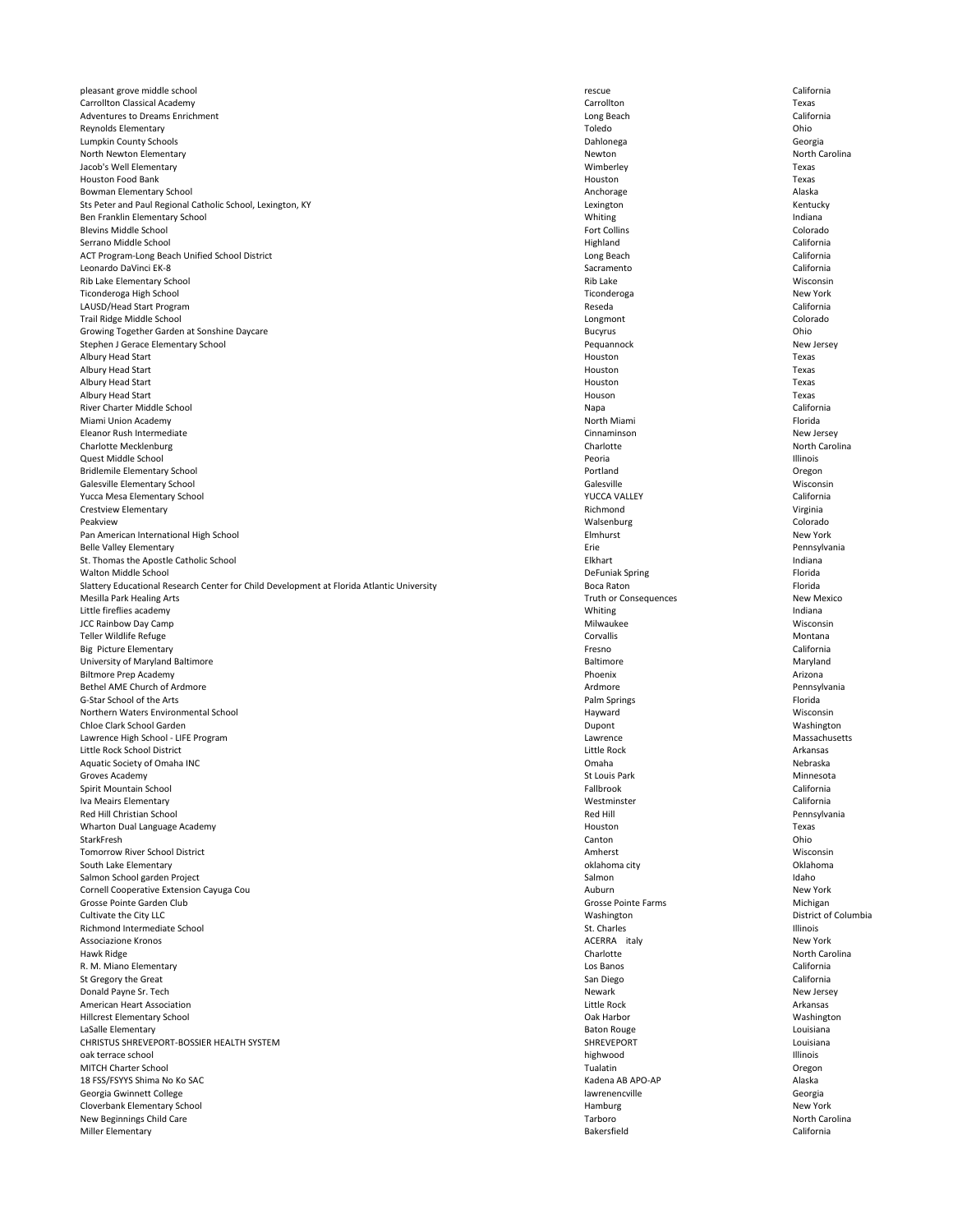| | | |
|---|---|---|
| pleasant grove middle school | rescue | California |
| Carrollton Classical Academy | Carrollton | Texas |
| Adventures to Dreams Enrichment | Long Beach | California |
| Reynolds Elementary | Toledo | Ohio |
| Lumpkin County Schools | Dahlonega | Georgia |
| North Newton Elementary | Newton | North Carolina |
| Jacob's Well Elementary | Wimberley | Texas |
| Houston Food Bank | Houston | Texas |
| Bowman Elementary School | Anchorage | Alaska |
| Sts Peter and Paul Regional Catholic School, Lexington, KY | Lexington | Kentucky |
| Ben Franklin Elementary School | Whiting | Indiana |
| Blevins Middle School | Fort Collins | Colorado |
| Serrano Middle School | Highland | California |
| ACT Program-Long Beach Unified School District | Long Beach | California |
| Leonardo DaVinci EK-8 | Sacramento | California |
| Rib Lake Elementary School | Rib Lake | Wisconsin |
| Ticonderoga High School | Ticonderoga | New York |
| LAUSD/Head Start Program | Reseda | California |
| Trail Ridge Middle School | Longmont | Colorado |
| Growing Together Garden at Sonshine Daycare | Bucyrus | Ohio |
| Stephen J Gerace Elementary School | Pequannock | New Jersey |
| Albury Head Start | Houston | Texas |
| Albury Head Start | Houston | Texas |
| Albury Head Start | Houston | Texas |
| Albury Head Start | Houson | Texas |
| River Charter Middle School | Napa | California |
| Miami Union Academy | North Miami | Florida |
| Eleanor Rush Intermediate | Cinnaminson | New Jersey |
| Charlotte Mecklenburg | Charlotte | North Carolina |
| Quest Middle School | Peoria | Illinois |
| Bridlemile Elementary School | Portland | Oregon |
| Galesville Elementary School | Galesville | Wisconsin |
| Yucca Mesa Elementary School | YUCCA VALLEY | California |
| Crestview Elementary | Richmond | Virginia |
| Peakview | Walsenburg | Colorado |
| Pan American International High School | Elmhurst | New York |
| Belle Valley Elementary | Erie | Pennsylvania |
| St. Thomas the Apostle Catholic School | Elkhart | Indiana |
| Walton Middle School | DeFuniak Spring | Florida |
| Slattery Educational Research Center for Child Development at Florida Atlantic University | Boca Raton | Florida |
| Mesilla Park Healing Arts | Truth or Consequences | New Mexico |
| Little fireflies academy | Whiting | Indiana |
| JCC Rainbow Day Camp | Milwaukee | Wisconsin |
| Teller Wildlife Refuge | Corvallis | Montana |
| Big Picture Elementary | Fresno | California |
| University of Maryland Baltimore | Baltimore | Maryland |
| Biltmore Prep Academy | Phoenix | Arizona |
| Bethel AME Church of Ardmore | Ardmore | Pennsylvania |
| G-Star School of the Arts | Palm Springs | Florida |
| Northern Waters Environmental School | Hayward | Wisconsin |
| Chloe Clark School Garden | Dupont | Washington |
| Lawrence High School - LIFE Program | Lawrence | Massachusetts |
| Little Rock School District | Little Rock | Arkansas |
| Aquatic Society of Omaha INC | Omaha | Nebraska |
| Groves Academy | St Louis Park | Minnesota |
| Spirit Mountain School | Fallbrook | California |
| Iva Meairs Elementary | Westminster | California |
| Red Hill Christian School | Red Hill | Pennsylvania |
| Wharton Dual Language Academy | Houston | Texas |
| StarkFresh | Canton | Ohio |
| Tomorrow River School District | Amherst | Wisconsin |
| South Lake Elementary | oklahoma city | Oklahoma |
| Salmon School garden Project | Salmon | Idaho |
| Cornell Cooperative Extension Cayuga Cou | Auburn | New York |
| Grosse Pointe Garden Club | Grosse Pointe Farms | Michigan |
| Cultivate the City LLC | Washington | District of Columbia |
| Richmond Intermediate School | St. Charles | Illinois |
| Associazione Kronos | ACERRA italy | New York |
| Hawk Ridge | Charlotte | North Carolina |
| R. M. Miano Elementary | Los Banos | California |
| St Gregory the Great | San Diego | California |
| Donald Payne Sr. Tech | Newark | New Jersey |
| American Heart Association | Little Rock | Arkansas |
| Hillcrest Elementary School | Oak Harbor | Washington |
| LaSalle Elementary | Baton Rouge | Louisiana |
| CHRISTUS SHREVEPORT-BOSSIER HEALTH SYSTEM | SHREVEPORT | Louisiana |
| oak terrace school | highwood | Illinois |
| MITCH Charter School | Tualatin | Oregon |
| 18 FSS/FSYYS Shima No Ko SAC | Kadena AB APO-AP | Alaska |
| Georgia Gwinnett College | lawrenencville | Georgia |
| Cloverbank Elementary School | Hamburg | New York |
| New Beginnings Child Care | Tarboro | North Carolina |
| Miller Elementary | Bakersfield | California |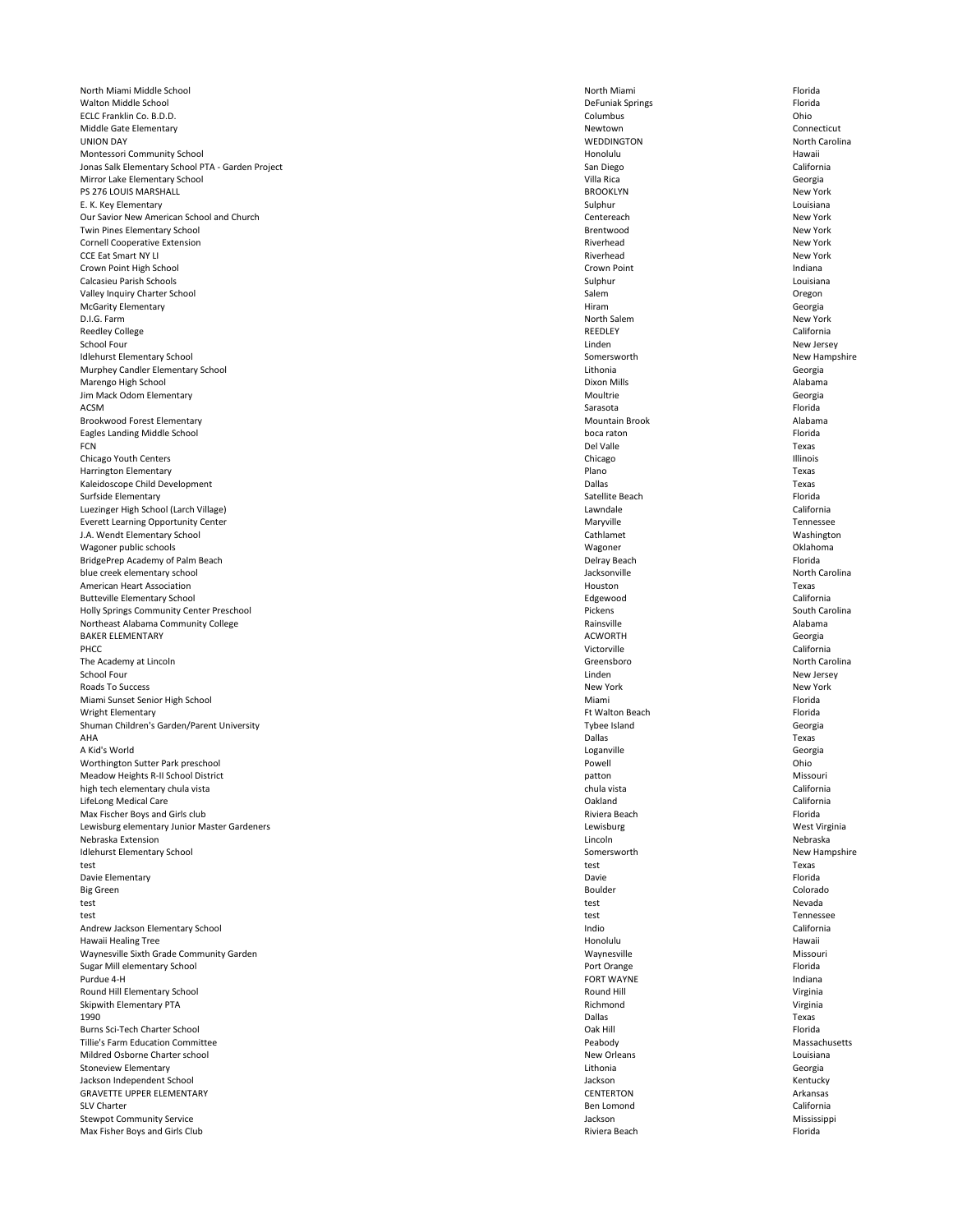| | | |
|---|---|---|
| North Miami Middle School | North Miami | Florida |
| Walton Middle School | DeFuniak Springs | Florida |
| ECLC Franklin Co. B.D.D. | Columbus | Ohio |
| Middle Gate Elementary | Newtown | Connecticut |
| UNION DAY | WEDDINGTON | North Carolina |
| Montessori Community School | Honolulu | Hawaii |
| Jonas Salk Elementary School PTA - Garden Project | San Diego | California |
| Mirror Lake Elementary School | Villa Rica | Georgia |
| PS 276 LOUIS MARSHALL | BROOKLYN | New York |
| E. K. Key Elementary | Sulphur | Louisiana |
| Our Savior New American School and Church | Centereach | New York |
| Twin Pines Elementary School | Brentwood | New York |
| Cornell Cooperative Extension | Riverhead | New York |
| CCE Eat Smart NY LI | Riverhead | New York |
| Crown Point High School | Crown Point | Indiana |
| Calcasieu Parish Schools | Sulphur | Louisiana |
| Valley Inquiry Charter School | Salem | Oregon |
| McGarity Elementary | Hiram | Georgia |
| D.I.G. Farm | North Salem | New York |
| Reedley College | REEDLEY | California |
| School Four | Linden | New Jersey |
| Idlehurst Elementary School | Somersworth | New Hampshire |
| Murphey Candler Elementary School | Lithonia | Georgia |
| Marengo High School | Dixon Mills | Alabama |
| Jim Mack Odom Elementary | Moultrie | Georgia |
| ACSM | Sarasota | Florida |
| Brookwood Forest Elementary | Mountain Brook | Alabama |
| Eagles Landing Middle School | boca raton | Florida |
| FCN | Del Valle | Texas |
| Chicago Youth Centers | Chicago | Illinois |
| Harrington Elementary | Plano | Texas |
| Kaleidoscope Child Development | Dallas | Texas |
| Surfside Elementary | Satellite Beach | Florida |
| Luezinger High School (Larch Village) | Lawndale | California |
| Everett Learning Opportunity Center | Maryville | Tennessee |
| J.A. Wendt Elementary School | Cathlamet | Washington |
| Wagoner public schools | Wagoner | Oklahoma |
| BridgePrep Academy of Palm Beach | Delray Beach | Florida |
| blue creek elementary school | Jacksonville | North Carolina |
| American Heart Association | Houston | Texas |
| Butteville Elementary School | Edgewood | California |
| Holly Springs Community Center Preschool | Pickens | South Carolina |
| Northeast Alabama Community College | Rainsville | Alabama |
| BAKER ELEMENTARY | ACWORTH | Georgia |
| PHCC | Victorville | California |
| The Academy at Lincoln | Greensboro | North Carolina |
| School Four | Linden | New Jersey |
| Roads To Success | New York | New York |
| Miami Sunset Senior High School | Miami | Florida |
| Wright Elementary | Ft Walton Beach | Florida |
| Shuman Children's Garden/Parent University | Tybee Island | Georgia |
| AHA | Dallas | Texas |
| A Kid's World | Loganville | Georgia |
| Worthington Sutter Park preschool | Powell | Ohio |
| Meadow Heights R-II School District | patton | Missouri |
| high tech elementary chula vista | chula vista | California |
| LifeLong Medical Care | Oakland | California |
| Max Fischer Boys and Girls club | Riviera Beach | Florida |
| Lewisburg elementary Junior Master Gardeners | Lewisburg | West Virginia |
| Nebraska Extension | Lincoln | Nebraska |
| Idlehurst Elementary School | Somersworth | New Hampshire |
| test | test | Texas |
| Davie Elementary | Davie | Florida |
| Big Green | Boulder | Colorado |
| test | test | Nevada |
| test | test | Tennessee |
| Andrew Jackson Elementary School | Indio | California |
| Hawaii Healing Tree | Honolulu | Hawaii |
| Waynesville Sixth Grade Community Garden | Waynesville | Missouri |
| Sugar Mill elementary School | Port Orange | Florida |
| Purdue 4-H | FORT WAYNE | Indiana |
| Round Hill Elementary School | Round Hill | Virginia |
| Skipwith Elementary PTA | Richmond | Virginia |
| 1990 | Dallas | Texas |
| Burns Sci-Tech Charter School | Oak Hill | Florida |
| Tillie's Farm Education Committee | Peabody | Massachusetts |
| Mildred Osborne Charter school | New Orleans | Louisiana |
| Stoneview Elementary | Lithonia | Georgia |
| Jackson Independent School | Jackson | Kentucky |
| GRAVETTE UPPER ELEMENTARY | CENTERTON | Arkansas |
| SLV Charter | Ben Lomond | California |
| Stewpot Community Service | Jackson | Mississippi |
| Max Fisher Boys and Girls Club | Riviera Beach | Florida |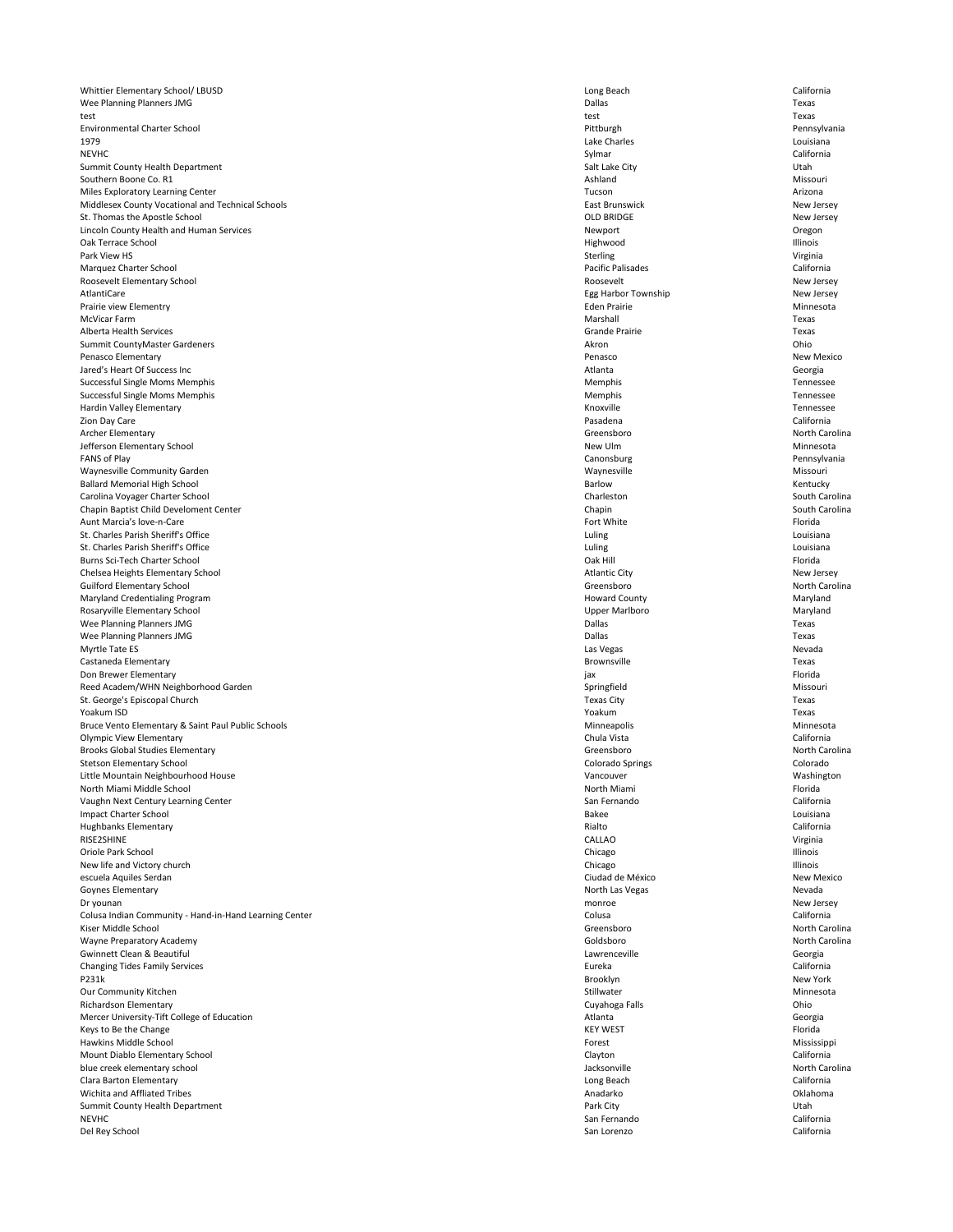| | | |
|---|---|---|
| Whittier Elementary School/ LBUSD | Long Beach | California |
| Wee Planning Planners JMG | Dallas | Texas |
| test | test | Texas |
| Environmental Charter School | Pittburgh | Pennsylvania |
| 1979 | Lake Charles | Louisiana |
| NEVHC | Sylmar | California |
| Summit County Health Department | Salt Lake City | Utah |
| Southern Boone Co. R1 | Ashland | Missouri |
| Miles Exploratory Learning Center | Tucson | Arizona |
| Middlesex County Vocational and Technical Schools | East Brunswick | New Jersey |
| St. Thomas the Apostle School | OLD BRIDGE | New Jersey |
| Lincoln County Health and Human Services | Newport | Oregon |
| Oak Terrace School | Highwood | Illinois |
| Park View HS | Sterling | Virginia |
| Marquez Charter School | Pacific Palisades | California |
| Roosevelt Elementary School | Roosevelt | New Jersey |
| AtlantiCare | Egg Harbor Township | New Jersey |
| Prairie view Elementry | Eden Prairie | Minnesota |
| McVicar Farm | Marshall | Texas |
| Alberta Health Services | Grande Prairie | Texas |
| Summit CountyMaster Gardeners | Akron | Ohio |
| Penasco Elementary | Penasco | New Mexico |
| Jared's Heart Of Success Inc | Atlanta | Georgia |
| Successful Single Moms Memphis | Memphis | Tennessee |
| Successful Single Moms Memphis | Memphis | Tennessee |
| Hardin Valley Elementary | Knoxville | Tennessee |
| Zion Day Care | Pasadena | California |
| Archer Elementary | Greensboro | North Carolina |
| Jefferson Elementary School | New Ulm | Minnesota |
| FANS of Play | Canonsburg | Pennsylvania |
| Waynesville Community Garden | Waynesville | Missouri |
| Ballard Memorial High School | Barlow | Kentucky |
| Carolina Voyager Charter School | Charleston | South Carolina |
| Chapin Baptist Child Develoment Center | Chapin | South Carolina |
| Aunt Marcia's love-n-Care | Fort White | Florida |
| St. Charles Parish Sheriff's Office | Luling | Louisiana |
| St. Charles Parish Sheriff's Office | Luling | Louisiana |
| Burns Sci-Tech Charter School | Oak Hill | Florida |
| Chelsea Heights Elementary School | Atlantic City | New Jersey |
| Guilford Elementary School | Greensboro | North Carolina |
| Maryland Credentialing Program | Howard County | Maryland |
| Rosaryville Elementary School | Upper Marlboro | Maryland |
| Wee Planning Planners JMG | Dallas | Texas |
| Wee Planning Planners JMG | Dallas | Texas |
| Myrtle Tate ES | Las Vegas | Nevada |
| Castaneda Elementary | Brownsville | Texas |
| Don Brewer Elementary | jax | Florida |
| Reed Academ/WHN Neighborhood Garden | Springfield | Missouri |
| St. George's Episcopal Church | Texas City | Texas |
| Yoakum ISD | Yoakum | Texas |
| Bruce Vento Elementary & Saint Paul Public Schools | Minneapolis | Minnesota |
| Olympic View Elementary | Chula Vista | California |
| Brooks Global Studies Elementary | Greensboro | North Carolina |
| Stetson Elementary School | Colorado Springs | Colorado |
| Little Mountain Neighbourhood House | Vancouver | Washington |
| North Miami Middle School | North Miami | Florida |
| Vaughn Next Century Learning Center | San Fernando | California |
| Impact Charter School | Bakee | Louisiana |
| Hughbanks Elementary | Rialto | California |
| RISE2SHINE | CALLAO | Virginia |
| Oriole Park School | Chicago | Illinois |
| New life and Victory church | Chicago | Illinois |
| escuela Aquiles Serdan | Ciudad de México | New Mexico |
| Goynes Elementary | North Las Vegas | Nevada |
| Dr younan | monroe | New Jersey |
| Colusa Indian Community - Hand-in-Hand Learning Center | Colusa | California |
| Kiser Middle School | Greensboro | North Carolina |
| Wayne Preparatory Academy | Goldsboro | North Carolina |
| Gwinnett Clean & Beautiful | Lawrenceville | Georgia |
| Changing Tides Family Services | Eureka | California |
| P231k | Brooklyn | New York |
| Our Community Kitchen | Stillwater | Minnesota |
| Richardson Elementary | Cuyahoga Falls | Ohio |
| Mercer University-Tift College of Education | Atlanta | Georgia |
| Keys to Be the Change | KEY WEST | Florida |
| Hawkins Middle School | Forest | Mississippi |
| Mount Diablo Elementary School | Clayton | California |
| blue creek elementary school | Jacksonville | North Carolina |
| Clara Barton Elementary | Long Beach | California |
| Wichita and Affliated Tribes | Anadarko | Oklahoma |
| Summit County Health Department | Park City | Utah |
| NEVHC | San Fernando | California |
| Del Rey School | San Lorenzo | California |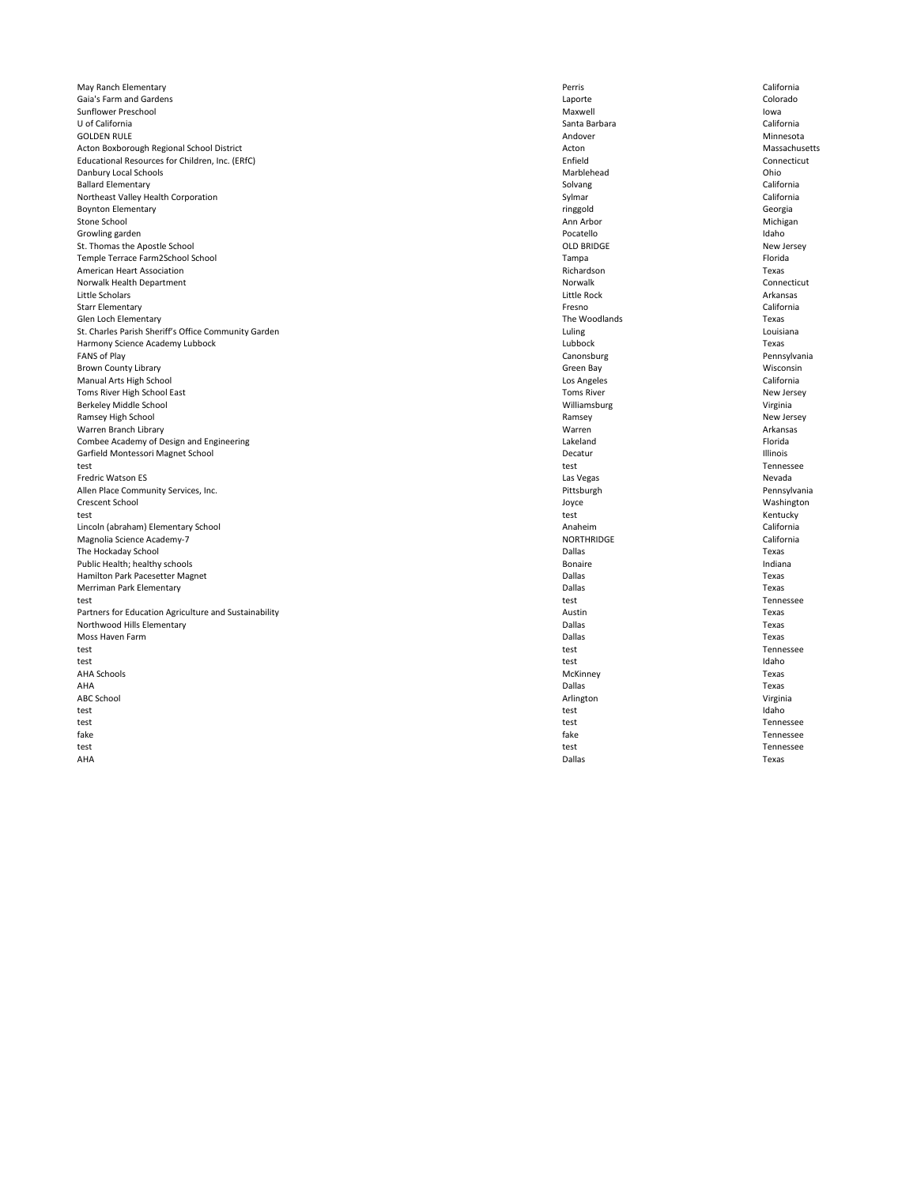| | | |
|---|---|---|
| May Ranch Elementary | Perris | California |
| Gaia's Farm and Gardens | Laporte | Colorado |
| Sunflower Preschool | Maxwell | Iowa |
| U of California | Santa Barbara | California |
| GOLDEN RULE | Andover | Minnesota |
| Acton Boxborough Regional School District | Acton | Massachusetts |
| Educational Resources for Children, Inc. (ERfC) | Enfield | Connecticut |
| Danbury Local Schools | Marblehead | Ohio |
| Ballard Elementary | Solvang | California |
| Northeast Valley Health Corporation | Sylmar | California |
| Boynton Elementary | ringgold | Georgia |
| Stone School | Ann Arbor | Michigan |
| Growling garden | Pocatello | Idaho |
| St. Thomas the Apostle School | OLD BRIDGE | New Jersey |
| Temple Terrace Farm2School School | Tampa | Florida |
| American Heart Association | Richardson | Texas |
| Norwalk Health Department | Norwalk | Connecticut |
| Little Scholars | Little Rock | Arkansas |
| Starr Elementary | Fresno | California |
| Glen Loch Elementary | The Woodlands | Texas |
| St. Charles Parish Sheriff's Office Community Garden | Luling | Louisiana |
| Harmony Science Academy Lubbock | Lubbock | Texas |
| FANS of Play | Canonsburg | Pennsylvania |
| Brown County Library | Green Bay | Wisconsin |
| Manual Arts High School | Los Angeles | California |
| Toms River High School East | Toms River | New Jersey |
| Berkeley Middle School | Williamsburg | Virginia |
| Ramsey High School | Ramsey | New Jersey |
| Warren Branch Library | Warren | Arkansas |
| Combee Academy of Design and Engineering | Lakeland | Florida |
| Garfield Montessori Magnet School | Decatur | Illinois |
| test | test | Tennessee |
| Fredric Watson ES | Las Vegas | Nevada |
| Allen Place Community Services, Inc. | Pittsburgh | Pennsylvania |
| Crescent School | Joyce | Washington |
| test | test | Kentucky |
| Lincoln (abraham) Elementary School | Anaheim | California |
| Magnolia Science Academy-7 | NORTHRIDGE | California |
| The Hockaday School | Dallas | Texas |
| Public Health; healthy schools | Bonaire | Indiana |
| Hamilton Park Pacesetter Magnet | Dallas | Texas |
| Merriman Park Elementary | Dallas | Texas |
| test | test | Tennessee |
| Partners for Education Agriculture and Sustainability | Austin | Texas |
| Northwood Hills Elementary | Dallas | Texas |
| Moss Haven Farm | Dallas | Texas |
| test | test | Tennessee |
| test | test | Idaho |
| AHA Schools | McKinney | Texas |
| AHA | Dallas | Texas |
| ABC School | Arlington | Virginia |
| test | test | Idaho |
| test | test | Tennessee |
| fake | fake | Tennessee |
| test | test | Tennessee |
| AHA | Dallas | Texas |